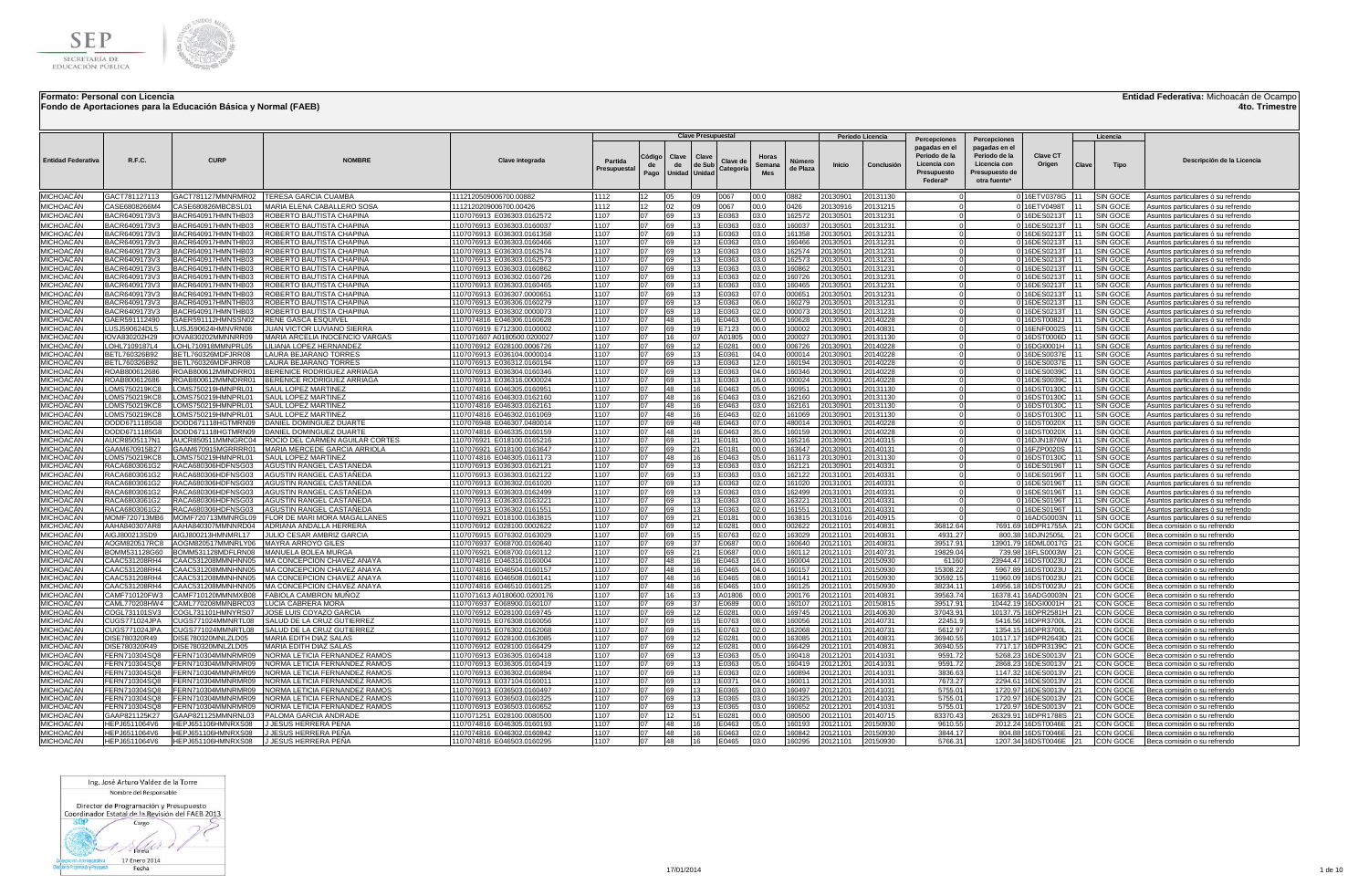**Formato: Personal con Licencia**

**Fondo de Aportaciones para la Educación Básica y Normal (FAEB)**

**Entidad Federativa:** Michoacán de Ocampo

**4to. Trimestre**

| Entidad Federativa | R.F.C. | CURP | NOMBRE | Clave integrada | Clave Presupuestal | | | | | | | Periodo Licencia | | Percepciones pagadas en el Periodo de la Licencia con Presupuesto Federal* | Percepciones pagadas en el Periodo de la Licencia con Presupuesto de otra fuente* | Clave CT Origen | Licencia | | Descripción de la Licencia |
|---|---|---|---|---|---|---|---|---|---|---|---|---|---|---|---|---|---|---|---|
| | | | | | Partida Presupuestal | Código de Pago | Clave de Unidad | Clave de Sub Unidad | Clave de Categoría | Horas Semana Mes | Número de Plaza | Inicio | Conclusión | | | | Clave | Tipo | |
| MICHOACÁN | GACT781127113 | GACT781127MNRMR02 | TERESA GARCIA CUAMBA | 1112120509006700.00882 | 1112 | 12 | 05 | 09 | 0067 | 00.0 | 0882 | 20130901 | 20131130 | 0 | 0 | 16ETV0378G | 11 | SIN GOCE | Asuntos particulares ó su refrendo |
| MICHOACÁN | CASE6808266M4 | CASE680826MBCBSL01 | MARIA ELENA CABALLERO SOSA | 1112120209006700.00426 | 1112 | 12 | 02 | 09 | 0067 | 00.0 | 0426 | 20130916 | 20131215 | 0 | 0 | 16ETV0498T | 11 | SIN GOCE | Asuntos particulares ó su refrendo |
| MICHOACÁN | BACR6409173V3 | BACR640917HMNTHB03 | ROBERTO BAUTISTA CHAPINA | 1107076913 E036303.0162572 | 1107 | 07 | 69 | 13 | E0363 | 03.0 | 162572 | 20130501 | 20131231 | 0 | 0 | 16DES0213T | 11 | SIN GOCE | Asuntos particulares ó su refrendo |
| MICHOACÁN | BACR6409173V3 | BACR640917HMNTHB03 | ROBERTO BAUTISTA CHAPINA | 1107076913 E036303.0160037 | 1107 | 07 | 69 | 13 | E0363 | 03.0 | 160037 | 20130501 | 20131231 | 0 | 0 | 16DES0213T | 11 | SIN GOCE | Asuntos particulares ó su refrendo |
| MICHOACÁN | BACR6409173V3 | BACR640917HMNTHB03 | ROBERTO BAUTISTA CHAPINA | 1107076913 E036303.0161358 | 1107 | 07 | 69 | 13 | E0363 | 03.0 | 161358 | 20130501 | 20131231 | 0 | 0 | 16DES0213T | 11 | SIN GOCE | Asuntos particulares ó su refrendo |
| MICHOACÁN | BACR6409173V3 | BACR640917HMNTHB03 | ROBERTO BAUTISTA CHAPINA | 1107076913 E036303.0160466 | 1107 | 07 | 69 | 13 | E0363 | 03.0 | 160466 | 20130501 | 20131231 | 0 | 0 | 16DES0213T | 11 | SIN GOCE | Asuntos particulares ó su refrendo |
| MICHOACÁN | BACR6409173V3 | BACR640917HMNTHB03 | ROBERTO BAUTISTA CHAPINA | 1107076913 E036303.0162574 | 1107 | 07 | 69 | 13 | E0363 | 03.0 | 162574 | 20130501 | 20131231 | 0 | 0 | 16DES0213T | 11 | SIN GOCE | Asuntos particulares ó su refrendo |
| MICHOACÁN | BACR6409173V3 | BACR640917HMNTHB03 | ROBERTO BAUTISTA CHAPINA | 1107076913 E036303.0162573 | 1107 | 07 | 69 | 13 | E0363 | 03.0 | 162573 | 20130501 | 20131231 | 0 | 0 | 16DES0213T | 11 | SIN GOCE | Asuntos particulares ó su refrendo |
| MICHOACÁN | BACR6409173V3 | BACR640917HMNTHB03 | ROBERTO BAUTISTA CHAPINA | 1107076913 E036303.0160862 | 1107 | 07 | 69 | 13 | E0363 | 03.0 | 160862 | 20130501 | 20131231 | 0 | 0 | 16DES0213T | 11 | SIN GOCE | Asuntos particulares ó su refrendo |
| MICHOACÁN | BACR6409173V3 | BACR640917HMNTHB03 | ROBERTO BAUTISTA CHAPINA | 1107076913 E036302.0160726 | 1107 | 07 | 69 | 13 | E0363 | 02.0 | 160726 | 20130501 | 20131231 | 0 | 0 | 16DES0213T | 11 | SIN GOCE | Asuntos particulares ó su refrendo |
| MICHOACÁN | BACR6409173V3 | BACR640917HMNTHB03 | ROBERTO BAUTISTA CHAPINA | 1107076913 E036303.0160465 | 1107 | 07 | 69 | 13 | E0363 | 03.0 | 160465 | 20130501 | 20131231 | 0 | 0 | 16DES0213T | 11 | SIN GOCE | Asuntos particulares ó su refrendo |
| MICHOACÁN | BACR6409173V3 | BACR640917HMNTHB03 | ROBERTO BAUTISTA CHAPINA | 1107076913 E036307.0000651 | 1107 | 07 | 69 | 13 | E0363 | 07.0 | 000651 | 20130501 | 20131231 | 0 | 0 | 16DES0213T | 11 | SIN GOCE | Asuntos particulares ó su refrendo |
| MICHOACÁN | BACR6409173V3 | BACR640917HMNTHB03 | ROBERTO BAUTISTA CHAPINA | 1107076913 E036306.0160279 | 1107 | 07 | 69 | 13 | E0363 | 06.0 | 160279 | 20130501 | 20131231 | 0 | 0 | 16DES0213T | 11 | SIN GOCE | Asuntos particulares ó su refrendo |
| MICHOACÁN | BACR6409173V3 | BACR640917HMNTHB03 | ROBERTO BAUTISTA CHAPINA | 1107076913 E036302.0000073 | 1107 | 07 | 69 | 13 | E0363 | 02.0 | 000073 | 20130501 | 20131231 | 0 | 0 | 16DES0213T | 11 | SIN GOCE | Asuntos particulares ó su refrendo |
| MICHOACÁN | GAER591112490 | GAER591112HMNSSN02 | RENE GASCA ESQUIVEL | 1107074816 E046306.0160628 | 1107 | 07 | 48 | 16 | E0463 | 06.0 | 160628 | 20130901 | 20140228 | 0 | 0 | 16DST0082J | 11 | SIN GOCE | Asuntos particulares ó su refrendo |
| MICHOACÁN | LUSJ590624DL5 | LUSJ590624HMNVRN08 | JUAN VICTOR LUVIANO SIERRA | 1107076919 E712300.0100002 | 1107 | 07 | 69 | 19 | E7123 | 00.0 | 100002 | 20130901 | 20140831 | 0 | 0 | 16ENF0002S | 11 | SIN GOCE | Asuntos particulares ó su refrendo |
| MICHOACÁN | IOVA830202H29 | IOVA830202MMNNRR09 | MARIA ARCELIA INOCENCIO VARGAS | 1107071607 A0180500.0200027 | 1107 | 07 | 16 | 07 | A01805 | 00.0 | 200027 | 20130901 | 20131130 | 0 | 0 | 16DST0006D | 11 | SIN GOCE | Asuntos particulares ó su refrendo |
| MICHOACÁN | LOHL7109187L4 | LOHL710918MMNPRL05 | LILIANA LOPEZ HERNANDEZ | 1107076912 E028100.0006726 | 1107 | 07 | 69 | 12 | E0281 | 00.0 | 006726 | 20130901 | 20140228 | 0 | 0 | 16DGI0001H | 11 | SIN GOCE | Asuntos particulares ó su refrendo |
| MICHOACÁN | BETL760326B92 | BETL760326MDFJRR08 | LAURA BEJARANO TORRES | 1107076913 E036104.0000014 | 1107 | 07 | 69 | 13 | E0361 | 04.0 | 000014 | 20130901 | 20140228 | 0 | 0 | 16DES0037E | 11 | SIN GOCE | Asuntos particulares ó su refrendo |
| MICHOACÁN | BETL760326B92 | BETL760326MDFJRR08 | LAURA BEJARANO TORRES | 1107076913 E036312.0160194 | 1107 | 07 | 69 | 13 | E0363 | 12.0 | 160194 | 20130901 | 20140228 | 0 | 0 | 16DES0037E | 11 | SIN GOCE | Asuntos particulares ó su refrendo |
| MICHOACÁN | ROAB800612686 | ROAB800612MMNDRR01 | BERENICE RODRIGUEZ ARRIAGA | 1107076913 E036304.0160346 | 1107 | 07 | 69 | 13 | E0363 | 04.0 | 160346 | 20130901 | 20140228 | 0 | 0 | 16DES0039C | 11 | SIN GOCE | Asuntos particulares ó su refrendo |
| MICHOACÁN | ROAB800612686 | ROAB800612MMNDRR01 | BERENICE RODRIGUEZ ARRIAGA | 1107076913 E036316.0000024 | 1107 | 07 | 69 | 13 | E0363 | 16.0 | 000024 | 20130901 | 20140228 | 0 | 0 | 16DES0039C | 11 | SIN GOCE | Asuntos particulares ó su refrendo |
| MICHOACÁN | LOMS750219KC8 | LOMS750219HMNPRL01 | SAUL LOPEZ MARTINEZ | 1107074816 E046305.0160951 | 1107 | 07 | 48 | 16 | E0463 | 05.0 | 160951 | 20130901 | 20131130 | 0 | 0 | 16DST0130C | 11 | SIN GOCE | Asuntos particulares ó su refrendo |
| MICHOACÁN | LOMS750219KC8 | LOMS750219HMNPRL01 | SAUL LOPEZ MARTINEZ | 1107074816 E046303.0162160 | 1107 | 07 | 48 | 16 | E0463 | 03.0 | 162160 | 20130901 | 20131130 | 0 | 0 | 16DST0130C | 11 | SIN GOCE | Asuntos particulares ó su refrendo |
| MICHOACÁN | LOMS750219KC8 | LOMS750219HMNPRL01 | SAUL LOPEZ MARTINEZ | 1107074816 E046303.0162161 | 1107 | 07 | 48 | 16 | E0463 | 03.0 | 162161 | 20130901 | 20131130 | 0 | 0 | 16DST0130C | 11 | SIN GOCE | Asuntos particulares ó su refrendo |
| MICHOACÁN | LOMS750219KC8 | LOMS750219HMNPRL01 | SAUL LOPEZ MARTINEZ | 1107074816 E046302.0161069 | 1107 | 07 | 48 | 16 | E0463 | 02.0 | 161069 | 20130901 | 20131130 | 0 | 0 | 16DST0130C | 11 | SIN GOCE | Asuntos particulares ó su refrendo |
| MICHOACÁN | DODD6711185G8 | DODD671118HGTMRN09 | DANIEL DOMINGUEZ DUARTE | 1107076948 E046307.0480014 | 1107 | 07 | 69 | 48 | E0463 | 07.0 | 480014 | 20130901 | 20140228 | 0 | 0 | 16DST0020X | 11 | SIN GOCE | Asuntos particulares ó su refrendo |
| MICHOACÁN | DODD6711185G8 | DODD671118HGTMRN09 | DANIEL DOMINGUEZ DUARTE | 1107074816 E046335.0160159 | 1107 | 07 | 48 | 16 | E0463 | 35.0 | 160159 | 20130901 | 20140228 | 0 | 0 | 16DST0020X | 11 | SIN GOCE | Asuntos particulares ó su refrendo |
| MICHOACÁN | AUCR8505117N1 | AUCR850511MMNGRC04 | ROCIO DEL CARMEN AGUILAR CORTES | 1107076921 E018100.0165216 | 1107 | 07 | 69 | 21 | E0181 | 00.0 | 165216 | 20130901 | 20140315 | 0 | 0 | 16DJN1876W | 11 | SIN GOCE | Asuntos particulares ó su refrendo |
| MICHOACÁN | GAAM670915B27 | GAAM670915MGRRRR01 | MARIA MERCEDE GARCIA ARRIOLA | 1107076921 E018100.0163647 | 1107 | 07 | 69 | 21 | E0181 | 00.0 | 163647 | 20130901 | 20140131 | 0 | 0 | 16FZP0020S | 11 | SIN GOCE | Asuntos particulares ó su refrendo |
| MICHOACÁN | LOMS750219KC8 | LOMS750219HMNPRL01 | SAUL LOPEZ MARTINEZ | 1107074816 E046305.0161173 | 1107 | 07 | 48 | 16 | E0463 | 05.0 | 161173 | 20130901 | 20131130 | 0 | 0 | 16DST0130C | 11 | SIN GOCE | Asuntos particulares ó su refrendo |
| MICHOACÁN | RACA6803061G2 | RACA680306HDFNSG03 | AGUSTIN RANGEL CASTAÑEDA | 1107076913 E036303.0162121 | 1107 | 07 | 69 | 13 | E0363 | 03.0 | 162121 | 20130901 | 20140331 | 0 | 0 | 16DES0196T | 11 | SIN GOCE | Asuntos particulares ó su refrendo |
| MICHOACÁN | RACA6803061G2 | RACA680306HDFNSG03 | AGUSTIN RANGEL CASTAÑEDA | 1107076913 E036303.0162122 | 1107 | 07 | 69 | 13 | E0363 | 03.0 | 162122 | 20131001 | 20140331 | 0 | 0 | 16DES0196T | 11 | SIN GOCE | Asuntos particulares ó su refrendo |
| MICHOACÁN | RACA6803061G2 | RACA680306HDFNSG03 | AGUSTIN RANGEL CASTAÑEDA | 1107076913 E036302.0161020 | 1107 | 07 | 69 | 13 | E0363 | 02.0 | 161020 | 20131001 | 20140331 | 0 | 0 | 16DES0196T | 11 | SIN GOCE | Asuntos particulares ó su refrendo |
| MICHOACÁN | RACA6803061G2 | RACA680306HDFNSG03 | AGUSTIN RANGEL CASTAÑEDA | 1107076913 E036303.0162499 | 1107 | 07 | 69 | 13 | E0363 | 03.0 | 162499 | 20131001 | 20140331 | 0 | 0 | 16DES0196T | 11 | SIN GOCE | Asuntos particulares ó su refrendo |
| MICHOACÁN | RACA6803061G2 | RACA680306HDFNSG03 | AGUSTIN RANGEL CASTAÑEDA | 1107076913 E036303.0163221 | 1107 | 07 | 69 | 13 | E0363 | 03.0 | 163221 | 20131001 | 20140331 | 0 | 0 | 16DES0196T | 11 | SIN GOCE | Asuntos particulares ó su refrendo |
| MICHOACÁN | RACA6803061G2 | RACA680306HDFNSG03 | AGUSTIN RANGEL CASTAÑEDA | 1107076913 E036302.0161551 | 1107 | 07 | 69 | 13 | E0363 | 02.0 | 161551 | 20131001 | 20140331 | 0 | 0 | 16DES0196T | 11 | SIN GOCE | Asuntos particulares ó su refrendo |
| MICHOACÁN | MOMF720713MB6 | MOMF720713MMNRGL09 | FLOR DE MARI MORA MAGALLANES | 1107076921 E018100.0163815 | 1107 | 07 | 69 | 21 | E0181 | 00.0 | 163815 | 20131016 | 20140915 | 0 | 0 | 16ADG0003N | 11 | SIN GOCE | Asuntos particulares ó su refrendo |
| MICHOACÁN | AAHA840307AR8 | AAHA840307MMNRND04 | ADRIANA ANDALLA HERRERA | 1107076912 E028100.0002622 | 1107 | 07 | 69 | 12 | E0281 | 00.0 | 002622 | 20121101 | 20140831 | 36812.64 | 7691.69 | 16DPR1755A | 21 | CON GOCE | Beca comisión o su refrendo |
| MICHOACÁN | AIGJ800213SD9 | AIGJ800213HMNMRL17 | JULIO CESAR AMBRIZ GARCIA | 1107076915 E076302.0163029 | 1107 | 07 | 69 | 15 | E0763 | 02.0 | 163029 | 20121101 | 20140831 | 4931.27 | 800.38 | 16DJN2505L | 21 | CON GOCE | Beca comisión o su refrendo |
| MICHOACÁN | AOGM820517RC8 | AOGM820517MMNRLY06 | MAYRA ARROYO GILES | 1107076937 E068700.0160640 | 1107 | 07 | 69 | 37 | E0687 | 00.0 | 160640 | 20121101 | 20140831 | 39517.91 | 13901.79 | 16DML0017G | 21 | CON GOCE | Beca comisión o su refrendo |
| MICHOACÁN | BOMM531128G60 | BOMM531128MDFLRN08 | MANUELA BOLEA MURGA | 1107076921 E068700.0160112 | 1107 | 07 | 69 | 21 | E0687 | 00.0 | 160112 | 20121101 | 20140731 | 19829.04 | 739.98 | 16FLS0003W | 21 | CON GOCE | Beca comisión o su refrendo |
| MICHOACÁN | CAAC531208RH4 | CAAC531208MMNHNN05 | MA CONCEPCION CHAVEZ ANAYA | 1107074816 E046316.0160004 | 1107 | 07 | 48 | 16 | E0463 | 16.0 | 160004 | 20121101 | 20150930 | 61160 | 23944.47 | 16DST0023U | 21 | CON GOCE | Beca comisión o su refrendo |
| MICHOACÁN | CAAC531208RH4 | CAAC531208MMNHNN05 | MA CONCEPCION CHAVEZ ANAYA | 1107074816 E046504.0160157 | 1107 | 07 | 48 | 16 | E0465 | 04.0 | 160157 | 20121101 | 20150930 | 15308.22 | 5967.89 | 16DST0023U | 21 | CON GOCE | Beca comisión o su refrendo |
| MICHOACÁN | CAAC531208RH4 | CAAC531208MMNHNN05 | MA CONCEPCION CHAVEZ ANAYA | 1107074816 E046508.0160141 | 1107 | 07 | 48 | 16 | E0465 | 08.0 | 160141 | 20121101 | 20150930 | 30592.15 | 11960.09 | 16DST0023U | 21 | CON GOCE | Beca comisión o su refrendo |
| MICHOACÁN | CAAC531208RH4 | CAAC531208MMNHNN05 | MA CONCEPCION CHAVEZ ANAYA | 1107074816 E046510.0160125 | 1107 | 07 | 48 | 16 | E0465 | 10.0 | 160125 | 20121101 | 20150930 | 38234.11 | 14956.18 | 16DST0023U | 21 | CON GOCE | Beca comisión o su refrendo |
| MICHOACÁN | CAMF710120FW3 | CAMF710120MMNMXB08 | FABIOLA CAMBRON MUÑOZ | 1107071613 A0180600.0200176 | 1107 | 07 | 16 | 13 | A01806 | 00.0 | 200176 | 20121101 | 20140831 | 39563.74 | 16378.41 | 16ADG0003N | 21 | CON GOCE | Beca comisión o su refrendo |
| MICHOACÁN | CAML770208HW4 | CAML770208MMNBRC03 | LUCIA CABRERA MORA | 1107076937 E068900.0160107 | 1107 | 07 | 69 | 37 | E0689 | 00.0 | 160107 | 20121101 | 20150815 | 39517.91 | 10442.19 | 16DGI0001H | 21 | CON GOCE | Beca comisión o su refrendo |
| MICHOACÁN | COGL731101SV3 | COGL731101HMNYRS07 | JOSE LUIS COYAZO GARCIA | 1107076912 E028100.0169745 | 1107 | 07 | 69 | 12 | E0281 | 00.0 | 169745 | 20121101 | 20140630 | 37043.91 | 10137.75 | 16DPR2581H | 21 | CON GOCE | Beca comisión o su refrendo |
| MICHOACÁN | CUGS771024JPA | CUGS771024MMNRTL08 | SALUD DE LA CRUZ GUTIERREZ | 1107076915 E076308.0160056 | 1107 | 07 | 69 | 15 | E0763 | 08.0 | 160056 | 20121101 | 20140731 | 22451.9 | 5416.56 | 16DPR3700L | 21 | CON GOCE | Beca comisión o su refrendo |
| MICHOACÁN | CUGS771024JPA | CUGS771024MMNRTL08 | SALUD DE LA CRUZ GUTIERREZ | 1107076915 E076302.0162068 | 1107 | 07 | 69 | 15 | E0763 | 02.0 | 162068 | 20121101 | 20140731 | 5612.97 | 1354.15 | 16DPR3700L | 21 | CON GOCE | Beca comisión o su refrendo |
| MICHOACÁN | DISE780320R49 | DISE780320MNLZLD05 | MARIA EDITH DIAZ SALAS | 1107076912 E028100.0163085 | 1107 | 07 | 69 | 12 | E0281 | 00.0 | 163085 | 20121101 | 20140831 | 36940.55 | 10117.17 | 16DPR2643D | 21 | CON GOCE | Beca comisión o su refrendo |
| MICHOACÁN | DISE780320R49 | DISE780320MNLZLD05 | MARIA EDITH DIAZ SALAS | 1107076912 E028100.0166429 | 1107 | 07 | 69 | 12 | E0281 | 00.0 | 166429 | 20121101 | 20140831 | 36940.55 | 7717.17 | 16DPR3139C | 21 | CON GOCE | Beca comisión o su refrendo |
| MICHOACÁN | FERN710304SQ8 | FERN710304MMNRMR09 | NORMA LETICIA FERNANDEZ RAMOS | 1107076913 E036305.0160418 | 1107 | 07 | 69 | 13 | E0363 | 05.0 | 160418 | 20121201 | 20141031 | 9591.72 | 5268.23 | 16DES0013V | 21 | CON GOCE | Beca comisión o su refrendo |
| MICHOACÁN | FERN710304SQ8 | FERN710304MMNRMR09 | NORMA LETICIA FERNANDEZ RAMOS | 1107076913 E036305.0160419 | 1107 | 07 | 69 | 13 | E0363 | 05.0 | 160419 | 20121201 | 20141031 | 9591.72 | 2868.23 | 16DES0013V | 21 | CON GOCE | Beca comisión o su refrendo |
| MICHOACÁN | FERN710304SQ8 | FERN710304MMNRMR09 | NORMA LETICIA FERNANDEZ RAMOS | 1107076913 E036302.0160894 | 1107 | 07 | 69 | 13 | E0363 | 02.0 | 160894 | 20121201 | 20141031 | 3836.63 | 1147.32 | 16DES0013V | 21 | CON GOCE | Beca comisión o su refrendo |
| MICHOACÁN | FERN710304SQ8 | FERN710304MMNRMR09 | NORMA LETICIA FERNANDEZ RAMOS | 1107076913 E037104.0160011 | 1107 | 07 | 69 | 13 | E0371 | 04.0 | 160011 | 20121201 | 20141031 | 7673.27 | 2294.61 | 16DES0013V | 21 | CON GOCE | Beca comisión o su refrendo |
| MICHOACÁN | FERN710304SQ8 | FERN710304MMNRMR09 | NORMA LETICIA FERNANDEZ RAMOS | 1107076913 E036503.0160497 | 1107 | 07 | 69 | 13 | E0365 | 03.0 | 160497 | 20121201 | 20141031 | 5755.01 | 1720.97 | 16DES0013V | 21 | CON GOCE | Beca comisión o su refrendo |
| MICHOACÁN | FERN710304SQ8 | FERN710304MMNRMR09 | NORMA LETICIA FERNANDEZ RAMOS | 1107076913 E036503.0160325 | 1107 | 07 | 69 | 13 | E0365 | 03.0 | 160325 | 20121201 | 20141031 | 5755.01 | 1720.97 | 16DES0013V | 21 | CON GOCE | Beca comisión o su refrendo |
| MICHOACÁN | FERN710304SQ8 | FERN710304MMNRMR09 | NORMA LETICIA FERNANDEZ RAMOS | 1107076913 E036503.0160652 | 1107 | 07 | 69 | 13 | E0365 | 03.0 | 160652 | 20121201 | 20141031 | 5755.01 | 1720.97 | 16DES0013V | 21 | CON GOCE | Beca comisión o su refrendo |
| MICHOACÁN | GAAP821125K27 | GAAP821125MMNRNL03 | PALOMA GARCIA ANDRADE | 1107071251 E028100.0080500 | 1107 | 07 | 12 | 51 | E0281 | 00.0 | 080500 | 20121101 | 20140715 | 83370.43 | 26329.91 | 16DPR1788S | 21 | CON GOCE | Beca comisión o su refrendo |
| MICHOACÁN | HEPJ651106 4V6 | HEPJ651106HMNRXS08 | J JESUS HERRERA PEÑA | 1107074816 E046305.0160193 | 1107 | 07 | 48 | 16 | E0463 | 05.0 | 160193 | 20121101 | 20150930 | 9610.55 | 2012.24 | 16DST0046E | 21 | CON GOCE | Beca comisión o su refrendo |
| MICHOACÁN | HEPJ6511064V6 | HEPJ651106HMNRXS08 | J JESUS HERRERA PEÑA | 1107074816 E046302.0160842 | 1107 | 07 | 48 | 16 | E0463 | 02.0 | 160842 | 20121101 | 20150930 | 3844.17 | 804.88 | 16DST0046E | 21 | CON GOCE | Beca comisión o su refrendo |
| MICHOACÁN | HEPJ6511064V6 | HEPJ651106HMNRXS08 | J JESUS HERRERA PEÑA | 1107074816 E046503.0160295 | 1107 | 07 | 48 | 16 | E0465 | 03.0 | 160295 | 20121101 | 20150930 | 5766.31 | 1207.34 | 16DST0046E | 21 | CON GOCE | Beca comisión o su refrendo |

Ing. José Arturo Valdez de la Torre
Nombre del Responsable

Director de Programación y Presupuesto
Coordinador Estatal de la Revisión del FAEB 2013
Cargo

Firma

17 Enero 2014
Fecha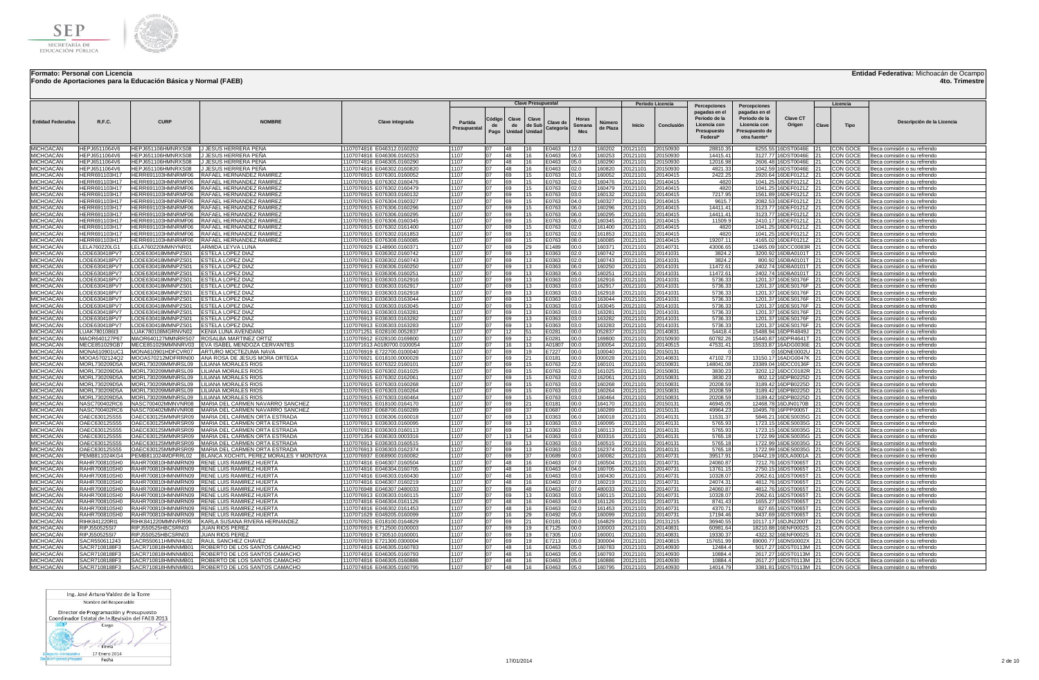**Formato: Personal con Licencia**

**Fondo de Aportaciones para la Educación Básica y Normal (FAEB)**

**Entidad Federativa:** Michoacán de Ocampo

**4to. Trimestre**

| Entidad Federativa | R.F.C. | CURP | NOMBRE | Clave integrada | Partida Presupuestal | Código de Pago | Clave de Unidad | Clave de Sub Unidad | Clave de Categoría | Horas Semana Mes | Número de Plaza | Periodo Licencia Inicio | Periodo Licencia Conclusión | Percepciones pagadas en el Periodo de la Licencia con Presupuesto Federal* | Percepciones pagadas en el Periodo de la Licencia con Presupuesto de otra fuente* | Clave CT Origen | Licencia Clave | Licencia Tipo | Descripción de la Licencia |
|---|---|---|---|---|---|---|---|---|---|---|---|---|---|---|---|---|---|---|---|
| MICHOACÁN | HEPJ6511064V6 | HEPJ651106HMNRXS08 | J JESUS HERRERA PEÑA | 1107074816 E046312.0160202 | 1107 | 07 | 48 | 16 | E0463 | 12.0 | 160202 | 20121101 | 20150930 | 28810.35 | 6255.55 | 16DST0046E | 21 | CON GOCE | Beca comisión o su refrendo |
| MICHOACÁN | HEPJ6511064V6 | HEPJ651106HMNRXS08 | J JESUS HERRERA PEÑA | 1107074816 E046306.0160253 | 1107 | 07 | 48 | 16 | E0463 | 06.0 | 160253 | 20121101 | 20150930 | 14415.41 | 3127.77 | 16DST0046E | 21 | CON GOCE | Beca comisión o su refrendo |
| MICHOACÁN | HEPJ6511064V6 | HEPJ651106HMNRXS08 | J JESUS HERRERA PEÑA | 1107074816 E046305.0160290 | 1107 | 07 | 48 | 16 | E0463 | 05.0 | 160290 | 20121101 | 20150930 | 12016.98 | 2606.48 | 16DST0046E | 21 | CON GOCE | Beca comisión o su refrendo |
| MICHOACÁN | HEPJ6511064V6 | HEPJ651106HMNRXS08 | J JESUS HERRERA PEÑA | 1107074816 E046302.0160820 | 1107 | 07 | 48 | 16 | E0463 | 02.0 | 160820 | 20121101 | 20150930 | 4821.33 | 1042.59 | 16DST0046E | 21 | CON GOCE | Beca comisión o su refrendo |
| MICHOACÁN | HERR691103H17 | HERR691103HMNRMF06 | RAFAEL HERNANDEZ RAMIREZ | 1107076915 E076301.0160052 | 1107 | 07 | 69 | 15 | E0763 | 01.0 | 160052 | 20121101 | 20140415 | 2422.25 | 2920.64 | 16DEF0121Z | 21 | CON GOCE | Beca comisión o su refrendo |
| MICHOACÁN | HERR691103H17 | HERR691103HMNRMF06 | RAFAEL HERNANDEZ RAMIREZ | 1107076915 E076302.0160476 | 1107 | 07 | 69 | 15 | E0763 | 02.0 | 160476 | 20121101 | 20140415 | 4820 | 1041.25 | 16DEF0121Z | 21 | CON GOCE | Beca comisión o su refrendo |
| MICHOACÁN | HERR691103H17 | HERR691103HMNRMF06 | RAFAEL HERNANDEZ RAMIREZ | 1107076915 E076302.0160479 | 1107 | 07 | 69 | 15 | E0763 | 02.0 | 160479 | 20121101 | 20140415 | 4820 | 1041.25 | 16DEF0121Z | 21 | CON GOCE | Beca comisión o su refrendo |
| MICHOACÁN | HERR691103H17 | HERR691103HMNRMF06 | RAFAEL HERNANDEZ RAMIREZ | 1107076915 E076303.0160132 | 1107 | 07 | 69 | 15 | E0763 | 03.0 | 160132 | 20121101 | 20140415 | 7217.95 | 1561.89 | 16DEF0121Z | 21 | CON GOCE | Beca comisión o su refrendo |
| MICHOACÁN | HERR691103H17 | HERR691103HMNRMF06 | RAFAEL HERNANDEZ RAMIREZ | 1107076915 E076304.0160327 | 1107 | 07 | 69 | 15 | E0763 | 04.0 | 160327 | 20121101 | 20140415 | 9615.7 | 2082.53 | 16DEF0121Z | 21 | CON GOCE | Beca comisión o su refrendo |
| MICHOACÁN | HERR691103H17 | HERR691103HMNRMF06 | RAFAEL HERNANDEZ RAMIREZ | 1107076915 E076306.0160296 | 1107 | 07 | 69 | 15 | E0763 | 06.0 | 160296 | 20121101 | 20140415 | 14411.41 | 3123.77 | 16DEF0121Z | 21 | CON GOCE | Beca comisión o su refrendo |
| MICHOACÁN | HERR691103H17 | HERR691103HMNRMF06 | RAFAEL HERNANDEZ RAMIREZ | 1107076915 E076306.0160295 | 1107 | 07 | 69 | 15 | E0763 | 06.0 | 160295 | 20121101 | 20140415 | 14411.41 | 3123.77 | 16DEF0121Z | 21 | CON GOCE | Beca comisión o su refrendo |
| MICHOACÁN | HERR691103H17 | HERR691103HMNRMF06 | RAFAEL HERNANDEZ RAMIREZ | 1107076915 E076305.0160345 | 1107 | 07 | 69 | 15 | E0763 | 05.0 | 160345 | 20121101 | 20140415 | 11509.9 | 2410.17 | 16DEF0121Z | 21 | CON GOCE | Beca comisión o su refrendo |
| MICHOACÁN | HERR691103H17 | HERR691103HMNRMF06 | RAFAEL HERNANDEZ RAMIREZ | 1107076915 E076302.0161400 | 1107 | 07 | 69 | 15 | E0763 | 02.0 | 161400 | 20121101 | 20140415 | 4820 | 1041.25 | 16DEF0121Z | 21 | CON GOCE | Beca comisión o su refrendo |
| MICHOACÁN | HERR691103H17 | HERR691103HMNRMF06 | RAFAEL HERNANDEZ RAMIREZ | 1107076915 E076302.0161853 | 1107 | 07 | 69 | 15 | E0763 | 02.0 | 161853 | 20121101 | 20140415 | 4820 | 1041.25 | 16DEF0121Z | 21 | CON GOCE | Beca comisión o su refrendo |
| MICHOACÁN | HERR691103H17 | HERR691103HMNRMF06 | RAFAEL HERNANDEZ RAMIREZ | 1107076915 E076308.0160085 | 1107 | 07 | 69 | 15 | E0763 | 08.0 | 160085 | 20121101 | 20140415 | 19207.11 | 4165.02 | 16DEF0121Z | 21 | CON GOCE | Beca comisión o su refrendo |
| MICHOACÁN | LELA760220LG1 | LELA760220MMNYNR01 | ARMIDA LEYVA LUNA | 1107076929 E148900.0160371 | 1107 | 07 | 69 | 29 | E1489 | 00.0 | 160371 | 20121101 | 20140731 | 43006.65 | 12465.09 | 16DCC0083R | 21 | CON GOCE | Beca comisión o su refrendo |
| MICHOACÁN | LODE630418PV7 | LODE630418MMNPZS01 | ESTELA LOPEZ DIAZ | 1107076913 E036302.0160742 | 1107 | 07 | 69 | 13 | E0363 | 02.0 | 160742 | 20121101 | 20141031 | 3824.2 | 3200.92 | 16DBA0101T | 21 | CON GOCE | Beca comisión o su refrendo |
| MICHOACÁN | LODE630418PV7 | LODE630418MMNPZS01 | ESTELA LOPEZ DIAZ | 1107076913 E036302.0160743 | 1107 | 07 | 69 | 13 | E0363 | 02.0 | 160743 | 20121101 | 20141031 | 3824.2 | 800.92 | 16DBA0101T | 21 | CON GOCE | Beca comisión o su refrendo |
| MICHOACÁN | LODE630418PV7 | LODE630418MMNPZS01 | ESTELA LOPEZ DIAZ | 1107076913 E036306.0160250 | 1107 | 07 | 69 | 13 | E0363 | 06.0 | 160250 | 20121101 | 20141031 | 11472.61 | 2402.74 | 16DBA0101T | 21 | CON GOCE | Beca comisión o su refrendo |
| MICHOACÁN | LODE630418PV7 | LODE630418MMNPZS01 | ESTELA LOPEZ DIAZ | 1107076913 E036306.0160251 | 1107 | 07 | 69 | 13 | E0363 | 06.0 | 160251 | 20121101 | 20141031 | 11472.61 | 2402.74 | 16DBA0101T | 21 | CON GOCE | Beca comisión o su refrendo |
| MICHOACÁN | LODE630418PV7 | LODE630418MMNPZS01 | ESTELA LOPEZ DIAZ | 1107076913 E036303.0162916 | 1107 | 07 | 69 | 13 | E0363 | 03.0 | 162916 | 20121101 | 20141031 | 5736.33 | 1201.37 | 16DES0176F | 21 | CON GOCE | Beca comisión o su refrendo |
| MICHOACÁN | LODE630418PV7 | LODE630418MMNPZS01 | ESTELA LOPEZ DIAZ | 1107076913 E036303.0162917 | 1107 | 07 | 69 | 13 | E0363 | 03.0 | 162917 | 20121101 | 20141031 | 5736.33 | 1201.37 | 16DES0176F | 21 | CON GOCE | Beca comisión o su refrendo |
| MICHOACÁN | LODE630418PV7 | LODE630418MMNPZS01 | ESTELA LOPEZ DIAZ | 1107076913 E036303.0162918 | 1107 | 07 | 69 | 13 | E0363 | 03.0 | 162918 | 20121101 | 20141031 | 5736.33 | 1201.37 | 16DES0176F | 21 | CON GOCE | Beca comisión o su refrendo |
| MICHOACÁN | LODE630418PV7 | LODE630418MMNPZS01 | ESTELA LOPEZ DIAZ | 1107076913 E036303.0163044 | 1107 | 07 | 69 | 13 | E0363 | 03.0 | 163044 | 20121101 | 20141031 | 5736.33 | 1201.37 | 16DES0176F | 21 | CON GOCE | Beca comisión o su refrendo |
| MICHOACÁN | LODE630418PV7 | LODE630418MMNPZS01 | ESTELA LOPEZ DIAZ | 1107076913 E036303.0163045 | 1107 | 07 | 69 | 13 | E0363 | 03.0 | 163045 | 20121101 | 20141031 | 5736.33 | 1201.37 | 16DES0176F | 21 | CON GOCE | Beca comisión o su refrendo |
| MICHOACÁN | LODE630418PV7 | LODE630418MMNPZS01 | ESTELA LOPEZ DIAZ | 1107076913 E036303.0163281 | 1107 | 07 | 69 | 13 | E0363 | 03.0 | 163281 | 20121101 | 20141031 | 5736.33 | 1201.37 | 16DES0176F | 21 | CON GOCE | Beca comisión o su refrendo |
| MICHOACÁN | LODE630418PV7 | LODE630418MMNPZS01 | ESTELA LOPEZ DIAZ | 1107076913 E036303.0163282 | 1107 | 07 | 69 | 13 | E0363 | 03.0 | 163282 | 20121101 | 20141031 | 5736.33 | 1201.37 | 16DES0176F | 21 | CON GOCE | Beca comisión o su refrendo |
| MICHOACÁN | LODE630418PV7 | LODE630418MMNPZS01 | ESTELA LOPEZ DIAZ | 1107076913 E036303.0163283 | 1107 | 07 | 69 | 13 | E0363 | 03.0 | 163283 | 20121101 | 20141031 | 5736.33 | 1201.37 | 16DES0176F | 21 | CON GOCE | Beca comisión o su refrendo |
| MICHOACÁN | LUAK780108GI3 | LUAK780108MGRNVN02 | KENIA LUNA AVENDAÑO | 1107071251 E028100.0052837 | 1107 | 07 | 12 | 51 | E0281 | 00.0 | 052837 | 20121101 | 20140831 | 54418.4 | 15488.94 | 16DPR4849J | 21 | CON GOCE | Beca comisión o su refrendo |
| MICHOACÁN | MAOR640127P67 | MAOR640127MMNRRS07 | ROSALBA MARTINEZ ORTIZ | 1107071212 E028100.0169800 | 1107 | 07 | 69 | 12 | E0281 | 00.0 | 169800 | 20121101 | 20150930 | 60782.26 | 15440.87 | 16DPR4641T | 21 | CON GOCE | Beca comisión o su refrendo |
| MICHOACÁN | MECE851029GB7 | MECE851029MMNNRV03 | EVA ISABEL MENDOZA CERVANTES | 1107071613 A0180700.0100054 | 1107 | 07 | 16 | 13 | A01807 | 00.0 | 100054 | 20121101 | 20140515 | 47531.41 | 15533.87 | 16ADG0036E | 21 | CON GOCE | Beca comisión o su refrendo |
| MICHOACÁN | MONA610901UC1 | MONA610901HDFCVR07 | ARTURO MOCTEZUMA NAVA | 1107076919 E722700.0100040 | 1107 | 07 | 69 | 19 | E7227 | 00.0 | 100040 | 20121101 | 20150131 | 0 | 0 | 16DNE0002U | 21 | CON GOCE | Beca comisión o su refrendo |
| MICHOACÁN | MOOA570212AQ2 | MOOA570212MDFRRN00 | ANA ROSA DE JESUS MORA ORTEGA | 1107076921 E018100.0000028 | 1107 | 07 | 69 | 21 | E0181 | 00.0 | 000028 | 20121101 | 20140831 | 47102.73 | 13150.17 | 16ADG0047K | 21 | CON GOCE | Beca comisión o su refrendo |
| MICHOACÁN | MORL730209D5A | MORL730209MMNRSL09 | LILIANA MORALES RIOS | 1107076915 E076322.0160101 | 1107 | 07 | 69 | 15 | E0763 | 22.0 | 160101 | 20121101 | 20150831 | 148041.08 | 23389.04 | 16DCC0136F | 21 | CON GOCE | Beca comisión o su refrendo |
| MICHOACÁN | MORL730209D5A | MORL730209MMNRSL09 | LILIANA MORALES RIOS | 1107076915 E076302.0161025 | 1107 | 07 | 69 | 15 | E0763 | 02.0 | 161025 | 20121101 | 20150831 | 3830.23 | 3202.12 | 16DCC0182R | 21 | CON GOCE | Beca comisión o su refrendo |
| MICHOACÁN | MORL730209D5A | MORL730209MMNRSL09 | LILIANA MORALES RIOS | 1107076915 E076302.0162061 | 1107 | 07 | 69 | 15 | E0763 | 02.0 | 162061 | 20121101 | 20150831 | 3830.23 | 802.12 | 16DPB0225D | 21 | CON GOCE | Beca comisión o su refrendo |
| MICHOACÁN | MORL730209D5A | MORL730209MMNRSL09 | LILIANA MORALES RIOS | 1107076915 E076303.0160268 | 1107 | 07 | 69 | 15 | E0763 | 03.0 | 160268 | 20121101 | 20150831 | 20208.59 | 3189.42 | 16DPB0225D | 21 | CON GOCE | Beca comisión o su refrendo |
| MICHOACÁN | MORL730209D5A | MORL730209MMNRSL09 | LILIANA MORALES RIOS | 1107076915 E076303.0160264 | 1107 | 07 | 69 | 15 | E0763 | 03.0 | 160264 | 20121101 | 20150831 | 20208.59 | 3189.42 | 16DPB0225D | 21 | CON GOCE | Beca comisión o su refrendo |
| MICHOACÁN | MORL730209D5A | MORL730209MMNRSL09 | LILIANA MORALES RIOS | 1107076915 E076303.0160464 | 1107 | 07 | 69 | 15 | E0763 | 03.0 | 160464 | 20121101 | 20150831 | 20208.59 | 3189.42 | 16DPB0225D | 21 | CON GOCE | Beca comisión o su refrendo |
| MICHOACÁN | NASC700402RC6 | NASC700402MMNVNR08 | MARIA DEL CARMEN NAVARRO SANCHEZ | 1107076921 E018100.0164170 | 1107 | 07 | 69 | 21 | E0181 | 00.0 | 164170 | 20121101 | 20150131 | 46945.05 | 12468.78 | 16DJN0170B | 21 | CON GOCE | Beca comisión o su refrendo |
| MICHOACÁN | NASC700402RC6 | NASC700402MMNVNR08 | MARIA DEL CARMEN NAVARRO SANCHEZ | 1107076937 E068700.0160289 | 1107 | 07 | 69 | 37 | E0687 | 00.0 | 160289 | 20121101 | 20150131 | 49964.23 | 10495.78 | 16FPP0005T | 21 | CON GOCE | Beca comisión o su refrendo |
| MICHOACÁN | OAEC630125S55 | OAEC630125MMNRSR09 | MARIA DEL CARMEN ORTA ESTRADA | 1107076913 E036306.0160018 | 1107 | 07 | 69 | 13 | E0363 | 06.0 | 160018 | 20121101 | 20140131 | 11531.37 | 5846.21 | 16DES0035G | 21 | CON GOCE | Beca comisión o su refrendo |
| MICHOACÁN | OAEC630125S55 | OAEC630125MMNRSR09 | MARIA DEL CARMEN ORTA ESTRADA | 1107076913 E036303.0160095 | 1107 | 07 | 69 | 13 | E0363 | 03.0 | 160095 | 20121101 | 20140131 | 5765.93 | 1723.15 | 16DES0035G | 21 | CON GOCE | Beca comisión o su refrendo |
| MICHOACÁN | OAEC630125S55 | OAEC630125MMNRSR09 | MARIA DEL CARMEN ORTA ESTRADA | 1107076913 E036303.0160113 | 1107 | 07 | 69 | 13 | E0363 | 03.0 | 160113 | 20121101 | 20140131 | 5765.93 | 1723.15 | 16DES0035G | 21 | CON GOCE | Beca comisión o su refrendo |
| MICHOACÁN | OAEC630125S55 | OAEC630125MMNRSR09 | MARIA DEL CARMEN ORTA ESTRADA | 1107071354 E036303.0003316 | 1107 | 07 | 13 | 54 | E0363 | 03.0 | 003316 | 20121101 | 20140131 | 5765.18 | 1722.99 | 16DES0035G | 21 | CON GOCE | Beca comisión o su refrendo |
| MICHOACÁN | OAEC630125S55 | OAEC630125MMNRSR09 | MARIA DEL CARMEN ORTA ESTRADA | 1107076913 E036303.0160515 | 1107 | 07 | 69 | 13 | E0363 | 03.0 | 160515 | 20121101 | 20140131 | 5765.18 | 1722.99 | 16DES0035G | 21 | CON GOCE | Beca comisión o su refrendo |
| MICHOACÁN | OAEC630125S55 | OAEC630125MMNRSR09 | MARIA DEL CARMEN ORTA ESTRADA | 1107076913 E036303.0162374 | 1107 | 07 | 69 | 13 | E0363 | 03.0 | 162374 | 20121101 | 20140131 | 5765.18 | 1722.99 | 16DES0035G | 21 | CON GOCE | Beca comisión o su refrendo |
| MICHOACÁN | PEMB811024KG4 | PEMB811024MDFRRL02 | BLANCA XOCHITL PEREZ MORALES Y MONTOYA | 1107076937 E068900.0160062 | 1107 | 07 | 69 | 37 | E0689 | 00.0 | 160062 | 20121101 | 20140731 | 39517.91 | 10442.19 | 16DLA0001A | 21 | CON GOCE | Beca comisión o su refrendo |
| MICHOACÁN | RAHR700810SH0 | RAHR700810HMNMRN09 | RENE LUIS RAMIREZ HUERTA | 1107074816 E046307.0160504 | 1107 | 07 | 48 | 16 | E0463 | 07.0 | 160504 | 20121101 | 20140731 | 24060.87 | 7212.76 | 16DST0065T | 21 | CON GOCE | Beca comisión o su refrendo |
| MICHOACÁN | RAHR700810SH0 | RAHR700810HMNMRN09 | RENE LUIS RAMIREZ HUERTA | 1107074816 E046304.0160705 | 1107 | 07 | 48 | 16 | E0463 | 04.0 | 160705 | 20121101 | 20140731 | 13761.15 | 2750.15 | 16DST0065T | 21 | CON GOCE | Beca comisión o su refrendo |
| MICHOACÁN | RAHR700810SH0 | RAHR700810HMNMRN09 | RENE LUIS RAMIREZ HUERTA | 1107074816 E046303.0160430 | 1107 | 07 | 48 | 16 | E0463 | 03.0 | 160430 | 20121101 | 20140731 | 10328.07 | 2062.61 | 16DST0065T | 21 | CON GOCE | Beca comisión o su refrendo |
| MICHOACÁN | RAHR700810SH0 | RAHR700810HMNMRN09 | RENE LUIS RAMIREZ HUERTA | 1107074816 E046307.0160219 | 1107 | 07 | 48 | 16 | E0463 | 07.0 | 160219 | 20121101 | 20140731 | 24074.31 | 4812.76 | 16DST0065T | 21 | CON GOCE | Beca comisión o su refrendo |
| MICHOACÁN | RAHR700810SH0 | RAHR700810HMNMRN09 | RENE LUIS RAMIREZ HUERTA | 1107076948 E046307.0480033 | 1107 | 07 | 69 | 48 | E0463 | 07.0 | 480033 | 20121101 | 20140731 | 24060.87 | 4812.76 | 16DST0065T | 21 | CON GOCE | Beca comisión o su refrendo |
| MICHOACÁN | RAHR700810SH0 | RAHR700810HMNMRN09 | RENE LUIS RAMIREZ HUERTA | 1107076913 E036303.0160115 | 1107 | 07 | 69 | 13 | E0363 | 03.0 | 160115 | 20121101 | 20140731 | 10328.07 | 2062.61 | 16DST0065T | 21 | CON GOCE | Beca comisión o su refrendo |
| MICHOACÁN | RAHR700810SH0 | RAHR700810HMNMRN09 | RENE LUIS RAMIREZ HUERTA | 1107074816 E046304.0161126 | 1107 | 07 | 48 | 16 | E0463 | 04.0 | 161126 | 20121101 | 20140731 | 8741.43 | 1655.27 | 16DST0065T | 21 | CON GOCE | Beca comisión o su refrendo |
| MICHOACÁN | RAHR700810SH0 | RAHR700810HMNMRN09 | RENE LUIS RAMIREZ HUERTA | 1107074816 E046302.0161453 | 1107 | 07 | 48 | 16 | E0463 | 02.0 | 161453 | 20121101 | 20140731 | 4370.71 | 827.65 | 16DST0065T | 21 | CON GOCE | Beca comisión o su refrendo |
| MICHOACÁN | RAHR700810SH0 | RAHR700810HMNMRN09 | RENE LUIS RAMIREZ HUERTA | 1107071629 E049205.0160099 | 1107 | 07 | 16 | 29 | E0492 | 05.0 | 160099 | 20121101 | 20140731 | 17194.46 | 3437.69 | 16DST0065T | 21 | CON GOCE | Beca comisión o su refrendo |
| MICHOACÁN | RIHK841220RI1 | RIHK841220MMNVRR06 | KARLA SUSANA RIVERA HERNANDEZ | 1107076921 E018100.0164829 | 1107 | 07 | 69 | 21 | E0181 | 00.0 | 164829 | 20121101 | 20131215 | 36940.55 | 10117.17 | 16DJN2200T | 21 | CON GOCE | Beca comisión o su refrendo |
| MICHOACÁN | RIPJ550525SI7 | RIPJ550525HBCSRN03 | JUAN RIOS PEREZ | 1107076919 E712500.0100003 | 1107 | 07 | 69 | 19 | E7125 | 00.0 | 100003 | 20121101 | 20140831 | 60981.64 | 18210.88 | 16ENF0002S | 21 | CON GOCE | Beca comisión o su refrendo |
| MICHOACÁN | RIPJ550525SI7 | RIPJ550525HBCSRN03 | JUAN RIOS PEREZ | 1107076919 E730510.0160001 | 1107 | 07 | 69 | 19 | E7305 | 10.0 | 160001 | 20121101 | 20140831 | 19330.37 | 4322.32 | 16ENF0002S | 21 | CON GOCE | Beca comisión o su refrendo |
| MICHOACÁN | SACR550611243 | SACR550611HMNNHL02 | RAUL SANCHEZ CHAVEZ | 1107076919 E721300.0300004 | 1107 | 07 | 69 | 19 | E7213 | 00.0 | 300004 | 20121101 | 20140815 | 157651.99 | 69000.77 | 16DNS0002X | 21 | CON GOCE | Beca comisión o su refrendo |
| MICHOACÁN | SACR7108188F3 | SACR710818HMNNMB01 | ROBERTO DE LOS SANTOS CAMACHO | 1107074816 E046305.0160783 | 1107 | 07 | 48 | 16 | E0463 | 05.0 | 160783 | 20121101 | 20140930 | 12484.4 | 5017.27 | 16DST0113M | 21 | CON GOCE | Beca comisión o su refrendo |
| MICHOACÁN | SACR7108188F3 | SACR710818HMNNMB01 | ROBERTO DE LOS SANTOS CAMACHO | 1107074816 E046305.0160793 | 1107 | 07 | 48 | 16 | E0463 | 05.0 | 160793 | 20121101 | 20140930 | 10884.4 | 2617.27 | 16DST0113M | 21 | CON GOCE | Beca comisión o su refrendo |
| MICHOACÁN | SACR7108188F3 | SACR710818HMNNMB01 | ROBERTO DE LOS SANTOS CAMACHO | 1107074816 E046305.0160886 | 1107 | 07 | 48 | 16 | E0463 | 05.0 | 160886 | 20121101 | 20140930 | 10884.4 | 2617.27 | 16DST0113M | 21 | CON GOCE | Beca comisión o su refrendo |
| MICHOACÁN | SACR7108188F3 | SACR710818HMNNMB01 | ROBERTO DE LOS SANTOS CAMACHO | 1107074816 E046305.0160795 | 1107 | 07 | 48 | 16 | E0463 | 05.0 | 160795 | 20121101 | 20140930 | 14014.79 | 3381.81 | 16DST0113M | 21 | CON GOCE | Beca comisión o su refrendo |

Ing. José Arturo Valdez de la Torre

Nombre del Responsable

Director de Programación y Presupuesto
Coordinador Estatal de la Revisión del FAEB 2013

Cargo

Firma

17 Enero 2014

Fecha

17/01/2014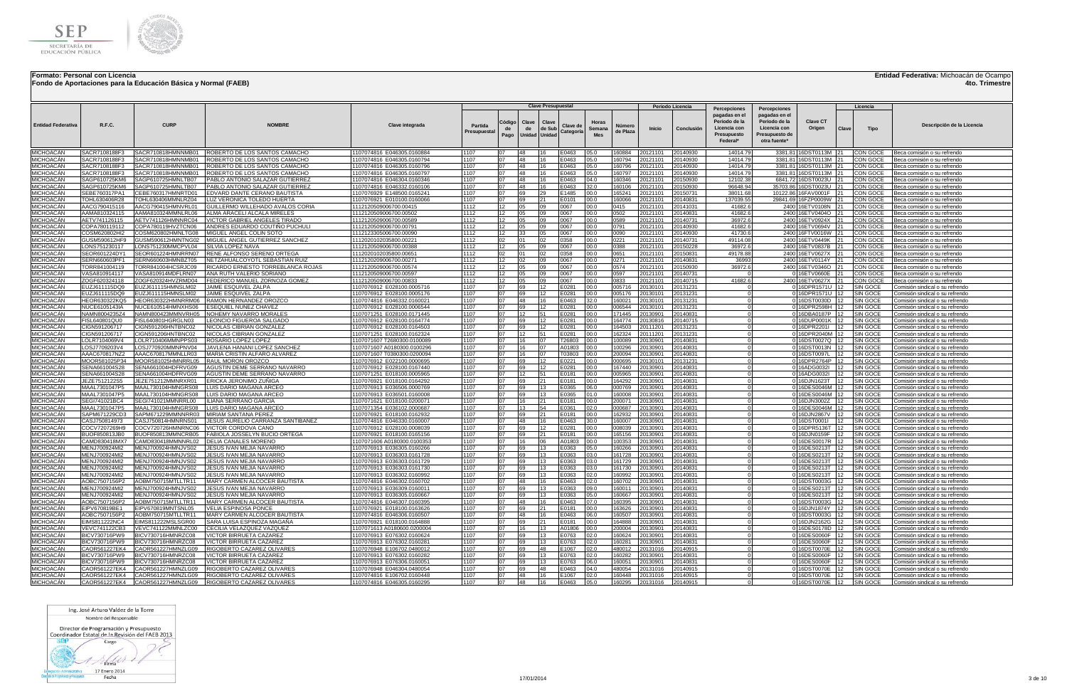**Formato: Personal con Licencia**
**Fondo de Aportaciones para la Educación Básica y Normal (FAEB)**

**Entidad Federativa:** Michoacán de Ocampo
**4to. Trimestre**

| Entidad Federativa | R.F.C. | CURP | NOMBRE | Clave integrada | Partida Presupuestal | Código de Pago | Clave de Unidad | Clave de Sub Unidad | Clave de Categoría | Horas Semana Mes | Número de Plaza | Periodo Licencia Inicio | Periodo Licencia Conclusión | Percepciones pagadas en el Periodo de la Licencia con Presupuesto Federal* | Percepciones pagadas en el Periodo de la Licencia con Presupuesto de otra fuente* | Clave CT Origen | Licencia Clave | Licencia Tipo | Descripción de la Licencia |
|---|---|---|---|---|---|---|---|---|---|---|---|---|---|---|---|---|---|---|---|
| MICHOACÁN | SACR7108188F3 | SACR710818HMNNMB01 | ROBERTO DE LOS SANTOS CAMACHO | 1107074816 E046305.0160884 | 1107 | 07 | 48 | 16 | E0463 | 05.0 | 160884 | 20121101 | 20140930 | 14014.79 | 3381.81 | 16DST0113M | 21 | CON GOCE | Beca comisión o su refrendo |
| MICHOACÁN | SACR7108188F3 | SACR710818HMNNMB01 | ROBERTO DE LOS SANTOS CAMACHO | 1107074816 E046305.0160794 | 1107 | 07 | 48 | 16 | E0463 | 05.0 | 160794 | 20121101 | 20140930 | 14014.79 | 3381.81 | 16DST0113M | 21 | CON GOCE | Beca comisión o su refrendo |
| MICHOACÁN | SACR7108188F3 | SACR710818HMNNMB01 | ROBERTO DE LOS SANTOS CAMACHO | 1107074816 E046305.0160796 | 1107 | 07 | 48 | 16 | E0463 | 05.0 | 160796 | 20121101 | 20140930 | 14014.79 | 3381.81 | 16DST0113M | 21 | CON GOCE | Beca comisión o su refrendo |
| MICHOACÁN | SACR7108188F3 | SACR710818HMNNMB01 | ROBERTO DE LOS SANTOS CAMACHO | 1107074816 E046305.0160797 | 1107 | 07 | 48 | 16 | E0463 | 05.0 | 160797 | 20121101 | 20140930 | 14014.79 | 3381.81 | 16DST0113M | 21 | CON GOCE | Beca comisión o su refrendo |
| MICHOACÁN | SAGP610725KM6 | SAGP610725HMNLTB07 | PABLO ANTONIO SALAZAR GUTIERREZ | 1107074816 E046304.0160346 | 1107 | 07 | 48 | 16 | E0463 | 04.0 | 160346 | 20121101 | 20150930 | 12102.38 | 6841.72 | 16DST0023U | 21 | CON GOCE | Beca comisión o su refrendo |
| MICHOACÁN | SAGP610725KM6 | SAGP610725HMNLTB07 | PABLO ANTONIO SALAZAR GUTIERREZ | 1107074816 E046332.0160106 | 1107 | 07 | 48 | 16 | E0463 | 32.0 | 160106 | 20121101 | 20150930 | 96648.94 | 35703.86 | 16DST0023U | 21 | CON GOCE | Beca comisión o su refrendo |
| MICHOACÁN | SEBE760317PA1 | CEBE760317HMNRTD01 | EDVARD DANTE CERANO BAUTISTA | 1107076929 E148500.0165241 | 1107 | 07 | 69 | 29 | E1485 | 00.0 | 165241 | 20121101 | 20150731 | 38011.68 | 10122.86 | 16FAV0001F | 21 | CON GOCE | Beca comisión o su refrendo |
| MICHOACÁN | TOHL630406R28 | TOHL630406MMNLRZ04 | LUZ VERONICA TOLEDO HUERTA | 1107076921 E010100.0160066 | 1107 | 07 | 69 | 21 | E0101 | 00.0 | 160066 | 20121101 | 20140831 | 137039.55 | 29841.69 | 16FZP0009W | 21 | CON GOCE | Beca comisión o su refrendo |
| MICHOACÁN | AACG790415116 | AACG790415HMNVRL01 | GUILLERMO WILLEHADO AVALOS CORIA | 1112120509006700.00415 | 1112 | 12 | 05 | 09 | 0067 | 00.0 | 0415 | 20121101 | 20141031 | 41682.6 | 2400 | 16ETV0108N | 21 | CON GOCE | Beca comisión o su refrendo |
| MICHOACÁN | AAMA810324115 | AAMA810324MNLRL06 | ALMA ARACELI ALCALA MIRELES | 1112120509006700.00502 | 1112 | 12 | 05 | 09 | 0067 | 00.0 | 0502 | 20121101 | 20140831 | 41682.6 | 2400 | 16ETV0404O | 21 | CON GOCE | Beca comisión o su refrendo |
| MICHOACÁN | AETV741126115 | AETV741126HMNRC04 | VICTOR GABRIEL ANGELES TIRADO | 1112120509006700.00589 | 1112 | 12 | 05 | 09 | 0067 | 00.0 | 0589 | 20121101 | 20140731 | 36972.6 | 2400 | 16ETV0924X | 21 | CON GOCE | Beca comisión o su refrendo |
| MICHOACÁN | COPA780119112 | COPA780119HVZTCN06 | ANDRES EDUARDO COUTIÑO PUCHULI | 1112120509006700.00791 | 1112 | 12 | 05 | 09 | 0067 | 00.0 | 0791 | 20121101 | 20140930 | 41682.6 | 2400 | 16ETV0694V | 21 | CON GOCE | Beca comisión o su refrendo |
| MICHOACÁN | COSM620802HI2 | COSM620802HMNLTG08 | MIGUEL ANGEL COLIN SOTO | 1112123305006700.00090 | 1112 | 12 | 33 | 05 | 0067 | 00.0 | 0090 | 20121101 | 20140930 | 41730.6 | 2400 | 16ETV0016W | 21 | CON GOCE | Beca comisión o su refrendo |
| MICHOACÁN | GUSM590612HF9 | GUSM590612HMNTNG02 | MIGUEL ANGEL GUTIERREZ SANCHEZ | 1112020102035800.00221 | 1112 | 02 | 01 | 02 | 0358 | 00.0 | 0221 | 20121101 | 20140731 | 49114.08 | 2400 | 16ETV0449K | 21 | CON GOCE | Beca comisión o su refrendo |
| MICHOACÁN | LONS751230117 | LONS751230MMCPVL04 | SILVIA LOPEZ NAVA | 1112120509006700.00388 | 1112 | 12 | 05 | 09 | 0067 | 00.0 | 0388 | 20121101 | 20150228 | 36972.6 | 2400 | 16ETV0837B | 21 | CON GOCE | Beca comisión o su refrendo |
| MICHOACÁN | SEOR601224DY1 | SEOR601224HMNRRN07 | RENE ALFONSO SERENO ORTEGA | 1112020102035800.00651 | 1112 | 02 | 01 | 02 | 0358 | 00.0 | 0651 | 20121101 | 20150831 | 49178.88 | 2400 | 16ETV0627X | 21 | CON GOCE | Beca comisión o su refrendo |
| MICHOACÁN | SERN660603PF1 | SERN660603HMNBZT05 | NETZAHUALCOYOTL SEBASTIAN RUIZ | 1112120209006700.00271 | 1112 | 12 | 02 | 09 | 0067 | 00.0 | 0271 | 20121101 | 20140831 | 36993 | 2400 | 16ETV0114Y | 21 | CON GOCE | Beca comisión o su refrendo |
| MICHOACÁN | TORR841004119 | TORR841004HCSRJC09 | RICARDO ERNESTO TORREBLANCA ROJAS | 1112120509006700.00574 | 1112 | 12 | 05 | 09 | 0067 | 00.0 | 0574 | 20121101 | 20150930 | 36972.6 | 2400 | 16ETV0346O | 21 | CON GOCE | Beca comisión o su refrendo |
| MICHOACÁN | VASA810914117 | VASA810914MDFLRN07 | ANA RUTH VALERIO SORIANO | 1112120509006700.00597 | 1112 | 12 | 05 | 09 | 0067 | 00.0 | 0597 | 20121101 | 20140731 | 0 | 0 | 16ETV0660E | 21 | CON GOCE | Beca comisión o su refrendo |
| MICHOACÁN | ZOGF620324118 | ZOGF620324HVZRMD04 | FEDERICO MANUEL ZORNOZA GOMEZ | 1112120509006700.00833 | 1112 | 12 | 05 | 09 | 0067 | 00.0 | 0833 | 20121101 | 20140715 | 41682.6 | 2400 | 16ETV0627X | 21 | CON GOCE | Beca comisión o su refrendo |
| MICHOACÁN | EUZJ611115DQ9 | EUZJ611115HMNSLM02 | JAIME ESQUIVEL ZALPA | 1107076912 E028100.0005716 | 1107 | 07 | 69 | 12 | E0281 | 00.0 | 005716 | 20130101 | 20131231 | 0 | 0 | 16DPR1571U | 12 | SIN GOCE | Comisión sindical o su refrendo |
| MICHOACÁN | EUZJ611115DQ9 | EUZJ611115HMNSLM02 | JAIME ESQUIVEL ZALPA | 1107076912 E028100.0005176 | 1107 | 07 | 69 | 12 | E0281 | 00.0 | 005176 | 20130101 | 20131231 | 0 | 0 | 16DPR1571U | 12 | SIN GOCE | Comisión sindical o su refrendo |
| MICHOACÁN | HEOR630322KQ5 | HEOR630322HMNRRM06 | RAMON HERNANDEZ OROZCO | 1107074816 E046332.0160021 | 1107 | 07 | 48 | 16 | E0463 | 32.0 | 160021 | 20130101 | 20131231 | 0 | 0 | 16DST0030D | 12 | SIN GOCE | Comisión sindical o su refrendo |
| MICHOACÁN | NUCE610514I3A | NUCE610514HMNXHS06 | ESEQUIEL NUÑEZ CHAVEZ | 1107076912 E028100.0006544 | 1107 | 07 | 69 | 12 | E0281 | 00.0 | 006544 | 20130101 | 20131231 | 0 | 0 | 16DPR2598H | 12 | SIN GOCE | Comisión sindical o su refrendo |
| MICHOACÁN | NAMN8004235Z4 | NAMN800423MMNVRH05 | NOHEMY NAVARRO MORALES | 1107071251 E028100.0171445 | 1107 | 07 | 12 | 51 | E0281 | 00.0 | 171445 | 20130901 | 20140831 | 0 | 0 | 16DBA0187P | 12 | SIN GOCE | Comisión sindical o su refrendo |
| MICHOACÁN | FISL640801QU0 | FISL640801HGRGLN03 | LEONCIO FIGUEROA SALGADO | 1107076912 E028100.0164774 | 1107 | 07 | 69 | 12 | E0281 | 00.0 | 164774 | 20130816 | 20140715 | 0 | 0 | 16DUP0001K | 12 | SIN GOCE | Comisión sindical o su refrendo |
| MICHOACÁN | CIGN591206717 | CIGN591206HNTBNC02 | NICOLAS CIBRIAN GONZALEZ | 1107076912 E028100.0164503 | 1107 | 07 | 69 | 12 | E0281 | 00.0 | 164503 | 20111201 | 20131231 | 0 | 0 | 16DPR2201I | 12 | SIN GOCE | Comisión sindical o su refrendo |
| MICHOACÁN | CIGN591206717 | CIGN591206HNTBNC02 | NICOLAS CIBRIAN GONZALEZ | 1107071251 E028100.0162324 | 1107 | 07 | 12 | 51 | E0281 | 00.0 | 162324 | 20111201 | 20131231 | 0 | 0 | 16DPR2040M | 12 | SIN GOCE | Comisión sindical o su refrendo |
| MICHOACÁN | LOLR7104069V4 | LOLR710406MMNPPS03 | ROSARIO LOPEZ LOPEZ | 1107071607 T268030.0100089 | 1107 | 07 | 16 | 07 | T26803 | 00.0 | 100089 | 20130901 | 20140831 | 0 | 0 | 16DST0027Q | 12 | SIN GOCE | Comisión sindical o su refrendo |
| MICHOACÁN | LOSJ770920MV4 | LOSJ770920MMNPNV04 | JAVLENA HANANI LOPEZ SANCHEZ | 1107071607 A0180300.0100296 | 1107 | 07 | 16 | 07 | A01803 | 00.0 | 100296 | 20130901 | 20140831 | 0 | 0 | 16DST0013N | 12 | SIN GOCE | Comisión sindical o su refrendo |
| MICHOACÁN | AAAC670817NZ2 | AAAC670817MMNLLR03 | MARIA CRISTIN ALFARO ALVAREZ | 1107071607 T0380300.0200094 | 1107 | 07 | 16 | 07 | T03803 | 00.0 | 200094 | 20130901 | 20140831 | 0 | 0 | 16DST0097L | 12 | SIN GOCE | Comisión sindical o su refrendo |
| MICHOACÁN | MOOR581025P34 | MOOR581025HMNRRL05 | RAUL MORON OROZCO | 1107076912 E022100.0000695 | 1107 | 07 | 69 | 12 | E0221 | 00.0 | 000695 | 20130101 | 20131231 | 0 | 0 | 16DPR2764P | 12 | SIN GOCE | Comisión sindical o su refrendo |
| MICHOACÁN | SENA661004S28 | SENA661004HDFRVG09 | AGUSTIN DEME SERRANO NAVARRO | 1107076912 E028100.0167440 | 1107 | 07 | 69 | 12 | E0281 | 00.0 | 167440 | 20130901 | 20140831 | 0 | 0 | 16ADG0032I | 12 | SIN GOCE | Comisión sindical o su refrendo |
| MICHOACÁN | SENA661004S28 | SENA661004HDFRVG09 | AGUSTIN DEME SERRANO NAVARRO | 1107071251 E018100.0005965 | 1107 | 07 | 12 | 51 | E0181 | 00.0 | 005965 | 20130901 | 20140831 | 0 | 0 | 16ADG0032I | 12 | SIN GOCE | Comisión sindical o su refrendo |
| MICHOACÁN | JEZE7512122S5 | JEZE751212MMNRXR01 | ERICKA JERONIMO ZUÑIGA | 1107076921 E018100.0164292 | 1107 | 07 | 69 | 21 | E0181 | 00.0 | 164292 | 20130901 | 20140831 | 0 | 0 | 16DJN1623T | 12 | SIN GOCE | Comisión sindical o su refrendo |
| MICHOACÁN | MAAL7301047P5 | MAAL730104HMNGRS08 | LUIS DARIO MAGANA ARCEO | 1107076913 E036506.0000769 | 1107 | 07 | 69 | 13 | E0365 | 06.0 | 000769 | 20130901 | 20140831 | 0 | 0 | 16DES0046M | 12 | SIN GOCE | Comisión sindical o su refrendo |
| MICHOACÁN | MAAL7301047P5 | MAAL730104HMNGRS08 | LUIS DARIO MAGANA ARCEO | 1107076913 E036501.0160008 | 1107 | 07 | 69 | 13 | E0365 | 01.0 | 160008 | 20130901 | 20140831 | 0 | 0 | 16DES0046M | 12 | SIN GOCE | Comisión sindical o su refrendo |
| MICHOACÁN | SEGI741021BC4 | SEGI741021MMNRRL00 | ILIANA SERRANO GARCIA | 1107071621 E018100.0200071 | 1107 | 07 | 16 | 21 | E0181 | 00.0 | 200071 | 20130901 | 20140831 | 0 | 0 | 16DJN3002Z | 12 | SIN GOCE | Comisión sindical o su refrendo |
| MICHOACÁN | MAAL7301047P5 | MAAL730104HMNGRS08 | LUIS DARIO MAGANA ARCEO | 1107071354 E036102.0000687 | 1107 | 07 | 13 | 54 | E0361 | 02.0 | 000687 | 20130901 | 20140831 | 0 | 0 | 16DES0046M | 12 | SIN GOCE | Comisión sindical o su refrendo |
| MICHOACÁN | SAPM671229CD3 | SAPM671229MMNNRR03 | MIRIAM SANTANA PEREZ | 1107076921 E018100.0162932 | 1107 | 07 | 69 | 21 | E0181 | 00.0 | 162932 | 20130901 | 20140831 | 0 | 0 | 16DJN2867V | 12 | SIN GOCE | Comisión sindical o su refrendo |
| MICHOACÁN | CASJ750814973 | CASJ750814HMNRNS01 | JESUS AURELIO CARRANZA SANTIBANEZ | 1107074816 E046330.0160007 | 1107 | 07 | 48 | 16 | E0463 | 30.0 | 160007 | 20130901 | 20140831 | 0 | 0 | 16DST0001I | 12 | SIN GOCE | Comisión sindical o su refrendo |
| MICHOACÁN | COCV720726RH9 | COCV720726HMNRNC06 | VICTOR CORDOVA CANO | 1107076912 E028100.0008039 | 1107 | 07 | 69 | 12 | E0281 | 00.0 | 008039 | 20130901 | 20140831 | 0 | 0 | 16DPR5136T | 12 | SIN GOCE | Comisión sindical o su refrendo |
| MICHOACÁN | BUOF850813JB0 | BUOF850813MMNCRB05 | FABIOLA JOSSELYN BUCIO ORTEGA | 1107076921 E018100.0165156 | 1107 | 07 | 69 | 21 | E0181 | 00.0 | 165156 | 20130901 | 20140831 | 0 | 0 | 16DJN0159F | 12 | SIN GOCE | Comisión sindical o su refrendo |
| MICHOACÁN | CAMD830418MX7 | CAMD830418MMNNRL02 | DELIA CANALES MORENO | 1107071606 A0180300.0100353 | 1107 | 07 | 16 | 06 | A01803 | 00.0 | 100353 | 20130901 | 20140831 | 0 | 0 | 16DES0017R | 12 | SIN GOCE | Comisión sindical o su refrendo |
| MICHOACÁN | MENJ700924MI2 | MENJ700924HMNJVS02 | JESUS IVAN MEJIA NAVARRO | 1107076913 E036305.0160266 | 1107 | 07 | 69 | 13 | E0363 | 05.0 | 160266 | 20130901 | 20140831 | 0 | 0 | 16DES0213T | 12 | SIN GOCE | Comisión sindical o su refrendo |
| MICHOACÁN | MENJ700924MI2 | MENJ700924HMNJVS02 | JESUS IVAN MEJIA NAVARRO | 1107076913 E036303.0161728 | 1107 | 07 | 69 | 13 | E0363 | 03.0 | 161728 | 20130901 | 20140831 | 0 | 0 | 16DES0213T | 12 | SIN GOCE | Comisión sindical o su refrendo |
| MICHOACÁN | MENJ700924MI2 | MENJ700924HMNJVS02 | JESUS IVAN MEJIA NAVARRO | 1107076913 E036303.0161729 | 1107 | 07 | 69 | 13 | E0363 | 03.0 | 161729 | 20130901 | 20140831 | 0 | 0 | 16DES0213T | 12 | SIN GOCE | Comisión sindical o su refrendo |
| MICHOACÁN | MENJ700924MI2 | MENJ700924HMNJVS02 | JESUS IVAN MEJIA NAVARRO | 1107076913 E036303.0161730 | 1107 | 07 | 69 | 13 | E0363 | 03.0 | 161730 | 20130901 | 20140831 | 0 | 0 | 16DES0213T | 12 | SIN GOCE | Comisión sindical o su refrendo |
| MICHOACÁN | MENJ700924MI2 | MENJ700924HMNJVS02 | JESUS IVAN MEJIA NAVARRO | 1107076913 E036302.0160992 | 1107 | 07 | 69 | 13 | E0363 | 02.0 | 160992 | 20130901 | 20140831 | 0 | 0 | 16DES0213T | 12 | SIN GOCE | Comisión sindical o su refrendo |
| MICHOACÁN | AOBC7507156P2 | AOBM750715MTLLTR11 | MARY CARMEN ALCOCER BAUTISTA | 1107074816 E046302.0160702 | 1107 | 07 | 48 | 16 | E0463 | 02.0 | 160702 | 20130901 | 20140831 | 0 | 0 | 16DST0003G | 12 | SIN GOCE | Comisión sindical o su refrendo |
| MICHOACÁN | MENJ700924MI2 | MENJ700924HMNJVS02 | JESUS IVAN MEJIA NAVARRO | 1107076913 E036309.0160011 | 1107 | 07 | 69 | 13 | E0363 | 09.0 | 160011 | 20130901 | 20140831 | 0 | 0 | 16DES0213T | 12 | SIN GOCE | Comisión sindical o su refrendo |
| MICHOACÁN | MENJ700924MI2 | MENJ700924HMNJVS02 | JESUS IVAN MEJIA NAVARRO | 1107076913 E036305.0160667 | 1107 | 07 | 69 | 13 | E0363 | 05.0 | 160667 | 20130901 | 20140831 | 0 | 0 | 16DES0213T | 12 | SIN GOCE | Comisión sindical o su refrendo |
| MICHOACÁN | AOBC7507156P2 | AOBM750715MTLLTR11 | MARY CARMEN ALCOCER BAUTISTA | 1107074816 E046307.0160395 | 1107 | 07 | 48 | 16 | E0463 | 07.0 | 160395 | 20130901 | 20140831 | 0 | 0 | 16DST0003G | 12 | SIN GOCE | Comisión sindical o su refrendo |
| MICHOACÁN | EIPV670819BE1 | EIPV670819MNTSNL05 | VELIA ESPINOSA PONCE | 1107076921 E018100.0163626 | 1107 | 07 | 69 | 21 | E0181 | 00.0 | 163626 | 20130901 | 20140831 | 0 | 0 | 16DJN1874Y | 12 | SIN GOCE | Comisión sindical o su refrendo |
| MICHOACÁN | AOBC7507156P2 | AOBM750715MTLLTR11 | MARY CARMEN ALCOCER BAUTISTA | 1107074816 E046306.0160507 | 1107 | 07 | 48 | 16 | E0463 | 06.0 | 160507 | 20130901 | 20140831 | 0 | 0 | 16DST0003G | 12 | SIN GOCE | Comisión sindical o su refrendo |
| MICHOACÁN | EIMS811222NC4 | EIMS811222MSLSGR00 | SARA LUISA ESPINOZA MAGAÑA | 1107076921 E018100.0164888 | 1107 | 07 | 69 | 21 | E0181 | 00.0 | 164888 | 20130901 | 20140831 | 0 | 0 | 16DJN2162G | 12 | SIN GOCE | Comisión sindical o su refrendo |
| MICHOACÁN | VEVC741122CB3 | VEVC741122MMNLZC00 | CECILIA VELAZQUEZ VAZQUEZ | 1107071613 A0180600.0200004 | 1107 | 07 | 16 | 13 | A01806 | 00.0 | 200004 | 20130901 | 20140831 | 0 | 0 | 16DES0178D | 12 | SIN GOCE | Comisión sindical o su refrendo |
| MICHOACÁN | BICV730716PW9 | BICV730716HMNRZC08 | VICTOR BIRRUETA CAZAREZ | 1107076913 E076302.0160624 | 1107 | 07 | 69 | 13 | E0763 | 02.0 | 160624 | 20130901 | 20140831 | 0 | 0 | 16DES0060F | 12 | SIN GOCE | Comisión sindical o su refrendo |
| MICHOACÁN | BICV730716PW9 | BICV730716HMNRZC08 | VICTOR BIRRUETA CAZAREZ | 1107076913 E076302.0160281 | 1107 | 07 | 69 | 13 | E0763 | 02.0 | 160281 | 20130901 | 20140831 | 0 | 0 | 16DES0060F | 12 | SIN GOCE | Comisión sindical o su refrendo |
| MICHOACÁN | CAOR561227EK4 | CAOR561227HMNZLG09 | RIGOBERTO CAZAREZ OLIVARES | 1107076948 E106702.0480012 | 1107 | 07 | 69 | 48 | E1067 | 02.0 | 480012 | 20131016 | 20140915 | 0 | 0 | 16DST0070E | 12 | SIN GOCE | Comisión sindical o su refrendo |
| MICHOACÁN | BICV730716PW9 | BICV730716HMNRZC08 | VICTOR BIRRUETA CAZAREZ | 1107076913 E076302.0160282 | 1107 | 07 | 69 | 13 | E0763 | 02.0 | 160282 | 20130901 | 20140831 | 0 | 0 | 16DES0060F | 12 | SIN GOCE | Comisión sindical o su refrendo |
| MICHOACÁN | BICV730716PW9 | BICV730716HMNRZC08 | VICTOR BIRRUETA CAZAREZ | 1107076913 E076306.0160051 | 1107 | 07 | 69 | 13 | E0763 | 06.0 | 160051 | 20130901 | 20140831 | 0 | 0 | 16DES0060F | 12 | SIN GOCE | Comisión sindical o su refrendo |
| MICHOACÁN | CAOR561227EK4 | CAOR561227HMNZLG09 | RIGOBERTO CAZAREZ OLIVARES | 1107076948 E046304.0480054 | 1107 | 07 | 69 | 48 | E0463 | 04.0 | 480054 | 20131016 | 20140915 | 0 | 0 | 16DST0070E | 12 | SIN GOCE | Comisión sindical o su refrendo |
| MICHOACÁN | CAOR561227EK4 | CAOR561227HMNZLG09 | RIGOBERTO CAZAREZ OLIVARES | 1107074816 E106702.0160448 | 1107 | 07 | 48 | 16 | E1067 | 02.0 | 160448 | 20131016 | 20140915 | 0 | 0 | 16DST0070E | 12 | SIN GOCE | Comisión sindical o su refrendo |
| MICHOACÁN | CAOR561227EK4 | CAOR561227HMNZLG09 | RIGOBERTO CAZAREZ OLIVARES | 1107074816 E046305.0160295 | 1107 | 07 | 48 | 16 | E0463 | 05.0 | 160295 | 20131016 | 20140915 | 0 | 0 | 16DST0070E | 12 | SIN GOCE | Comisión sindical o su refrendo |

Ing. José Arturo Valdez de la Torre
Nombre del Responsable

Director de Programación y Presupuesto
Coordinador Estatal de la Revisión del FAEB 2013
Cargo

Firma

17 Enero 2014
Fecha

17/01/2014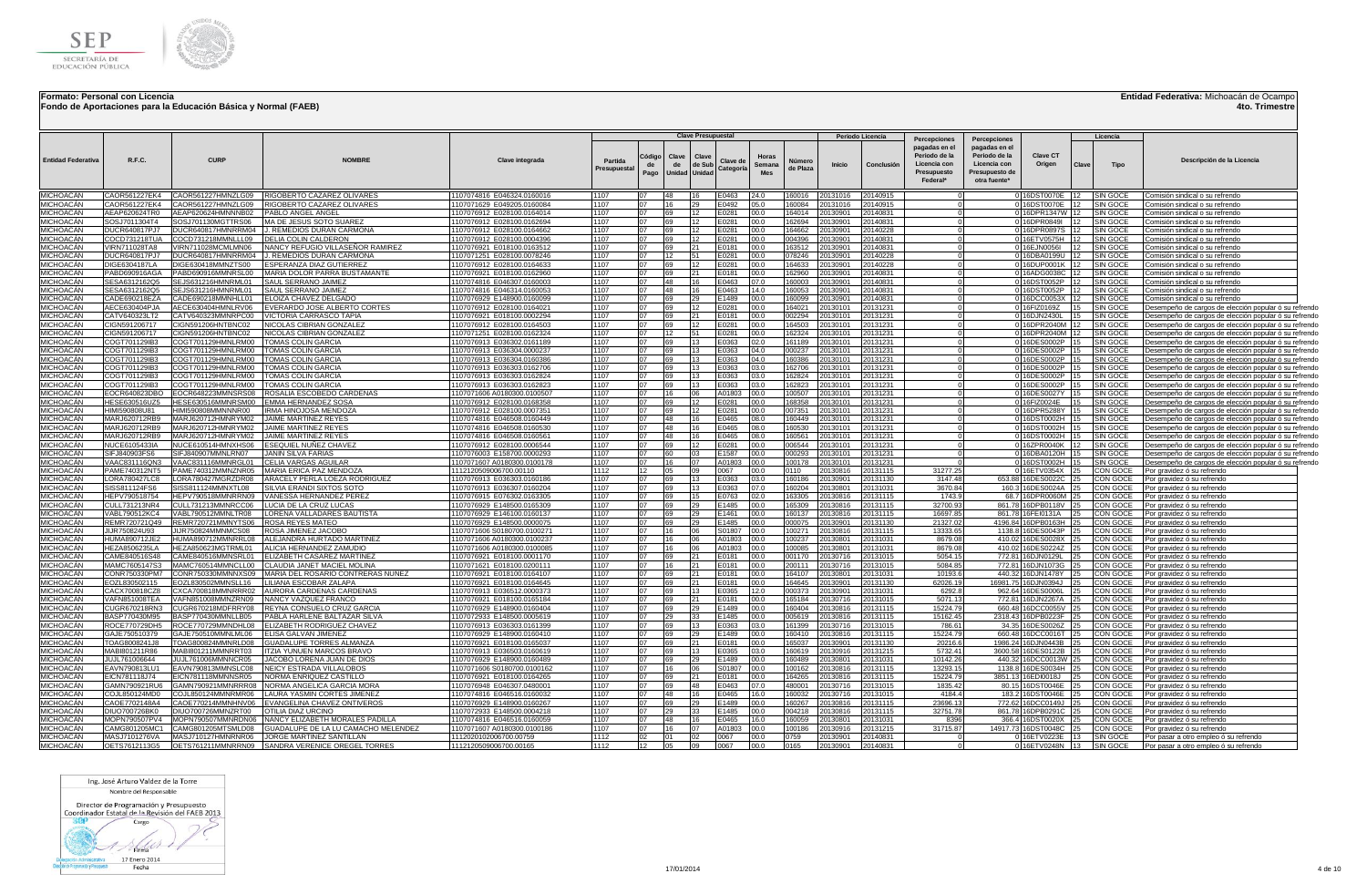**Formato: Personal con Licencia**
**Fondo de Aportaciones para la Educación Básica y Normal (FAEB)**

**Entidad Federativa:** Michoacán de Ocampo
**4to. Trimestre**

| Entidad Federativa | R.F.C. | CURP | NOMBRE | Clave integrada | Partida Presupuestal | Clave Presupuestal | | | | | Número de Plaza | Periodo Licencia | | Percepciones pagadas en el Periodo de la Licencia con Presupuesto Federal* | Percepciones pagadas en el Periodo de la Licencia con Presupuesto de otra fuente* | Clave CT Origen | Licencia | | Descripción de la Licencia |
|---|---|---|---|---|---|---|---|---|---|---|---|---|---|---|---|---|---|---|---|
| | | | | | | Código de Pago | Clave de Unidad | Clave de Sub Unidad | Clave de Categoría | Horas Semana Mes | | Inicio | Conclusión | | | | Clave | Tipo | |
| MICHOACÁN | CAOR561227EK4 | CAOR561227HMNZLG09 | RIGOBERTO CAZAREZ OLIVARES | 1107074816 E046324.0160016 | 1107 | 07 | 48 | 16 | E0463 | 24.0 | 160016 | 20131016 | 20140915 | 0 | 0 | 16DST0070E | 12 | SIN GOCE | Comisión sindical o su refrendo |
| MICHOACÁN | CAOR561227EK4 | CAOR561227HMNZLG09 | RIGOBERTO CAZAREZ OLIVARES | 1107071629 E049205.0160084 | 1107 | 07 | 16 | 29 | E0492 | 05.0 | 160084 | 20131016 | 20140915 | 0 | 0 | 16DST0070E | 12 | SIN GOCE | Comisión sindical o su refrendo |
| MICHOACÁN | AEAP620624TR0 | AEAP620624HMNNB02 | PABLO ANGEL ANGEL | 1107076912 E028100.0164014 | 1107 | 07 | 69 | 12 | E0281 | 00.0 | 164014 | 20130901 | 20140831 | 0 | 0 | 16DPR1347W | 12 | SIN GOCE | Comisión sindical o su refrendo |
| MICHOACÁN | SOSJ7011304T4 | SOSJ701130MGTTRS06 | MA DE JESUS SOTO SUAREZ | 1107076912 E028100.0162694 | 1107 | 07 | 69 | 12 | E0281 | 00.0 | 162694 | 20130901 | 20140831 | 0 | 0 | 16DPR0849I | 12 | SIN GOCE | Comisión sindical o su refrendo |
| MICHOACÁN | DUCR640817PJ7 | DUCR640817HMNRRM04 | J. REMEDIOS DURAN CARMONA | 1107076912 E028100.0164662 | 1107 | 07 | 69 | 12 | E0281 | 00.0 | 164662 | 20130901 | 20140228 | 0 | 0 | 16DPR0897S | 12 | SIN GOCE | Comisión sindical o su refrendo |
| MICHOACÁN | COCD731218TUA | COCD731218MMNLLL09 | DELIA COLIN CALDERON | 1107076912 E028100.0004396 | 1107 | 07 | 69 | 12 | E0281 | 00.0 | 004396 | 20130901 | 20140831 | 0 | 0 | 16ETV0575H | 12 | SIN GOCE | Comisión sindical o su refrendo |
| MICHOACÁN | VIRN711028TA8 | VIRN711028MCMLMN06 | NANCY REFUGIO VILLASEÑOR RAMIREZ | 1107076921 E018100.0163512 | 1107 | 07 | 69 | 21 | E0181 | 00.0 | 163512 | 20130901 | 20140831 | 0 | 0 | 16EJN0056I | 12 | SIN GOCE | Comisión sindical o su refrendo |
| MICHOACÁN | DUCR640817PJ7 | DUCR640817HMNRRM04 | J. REMEDIOS DURAN CARMONA | 1107071251 E028100.0078246 | 1107 | 07 | 12 | 51 | E0281 | 00.0 | 078246 | 20130901 | 20140228 | 0 | 0 | 16DBA0199U | 12 | SIN GOCE | Comisión sindical o su refrendo |
| MICHOACÁN | DIGE6304187LA | DIGE630418MMNZTS00 | ESPERANZA DIAZ GUTIERREZ | 1107076912 E028100.0164633 | 1107 | 07 | 69 | 12 | E0281 | 00.0 | 164633 | 20130901 | 20140228 | 0 | 0 | 16DUP0001K | 12 | SIN GOCE | Comisión sindical o su refrendo |
| MICHOACÁN | PABD690916AGA | PABD690916MMNRSL00 | MARIA DOLOR PARRA BUSTAMANTE | 1107076921 E018100.0162960 | 1107 | 07 | 69 | 21 | E0181 | 00.0 | 162960 | 20130901 | 20140831 | 0 | 0 | 16ADG0038C | 12 | SIN GOCE | Comisión sindical o su refrendo |
| MICHOACÁN | SESA6312162Q5 | SEJS631216HMNRML01 | SAUL SERRANO JAIMEZ | 1107074816 E046307.0160003 | 1107 | 07 | 48 | 16 | E0463 | 07.0 | 160003 | 20130901 | 20140831 | 0 | 0 | 16DST0052P | 12 | SIN GOCE | Comisión sindical o su refrendo |
| MICHOACÁN | SESA6312162Q5 | SEJS631216HMNRML01 | SAUL SERRANO JAIMEZ | 1107074816 E046314.0160053 | 1107 | 07 | 48 | 16 | E0463 | 14.0 | 160053 | 20130901 | 20140831 | 0 | 0 | 16DST0052P | 12 | SIN GOCE | Comisión sindical o su refrendo |
| MICHOACÁN | CADE690218EZA | CADE690218MMNHLL01 | ELOIZA CHAVEZ DELGADO | 1107076929 E148900.0160099 | 1107 | 07 | 69 | 29 | E1489 | 00.0 | 160099 | 20130901 | 20140831 | 0 | 0 | 16DCC0053X | 12 | SIN GOCE | Comisión sindical o su refrendo |
| MICHOACÁN | AECE630404PJA | AECE630404HMNLRV06 | EVERARDO JOSE ALBERTO CORTES | 1107076912 E028100.0164021 | 1107 | 07 | 69 | 12 | E0281 | 00.0 | 164021 | 20130101 | 20131231 | 0 | 0 | 16FIZ0169Z | 15 | SIN GOCE | Desempeño de cargos de elección popular o su refrendo |
| MICHOACÁN | CATV640323LT2 | CATV640323MMNRPC00 | VICTORIA CARRASCO TAPIA | 1107076921 E018100.0002294 | 1107 | 07 | 69 | 21 | E0181 | 00.0 | 002294 | 20130101 | 20131231 | 0 | 0 | 16DJN2430L | 15 | SIN GOCE | Desempeño de cargos de elección popular o su refrendo |
| MICHOACÁN | CIGN591206717 | CIGN591206HNTBNC02 | NICOLAS CIBRIAN GONZALEZ | 1107076912 E028100.0164503 | 1107 | 07 | 69 | 12 | E0281 | 00.0 | 164503 | 20130101 | 20131231 | 0 | 0 | 16DPR2040M | 12 | SIN GOCE | Desempeño de cargos de elección popular o su refrendo |
| MICHOACÁN | CIGN591206717 | CIGN591206HNTBNC02 | NICOLAS CIBRIAN GONZALEZ | 1107071251 E028100.0162324 | 1107 | 07 | 12 | 51 | E0281 | 00.0 | 162324 | 20130101 | 20131231 | 0 | 0 | 16DPR2040M | 12 | SIN GOCE | Desempeño de cargos de elección popular o su refrendo |
| MICHOACÁN | COGT701129IB3 | COGT701129HMNLRM00 | TOMAS COLIN GARCIA | 1107076913 E036302.0161189 | 1107 | 07 | 69 | 13 | E0363 | 02.0 | 161189 | 20130101 | 20131231 | 0 | 0 | 16DES0002P | 15 | SIN GOCE | Desempeño de cargos de elección popular o su refrendo |
| MICHOACÁN | COGT701129IB3 | COGT701129HMNLRM00 | TOMAS COLIN GARCIA | 1107076913 E036304.0000237 | 1107 | 07 | 69 | 13 | E0363 | 04.0 | 000237 | 20130101 | 20131231 | 0 | 0 | 16DES0002P | 15 | SIN GOCE | Desempeño de cargos de elección popular o su refrendo |
| MICHOACÁN | COGT701129IB3 | COGT701129HMNLRM00 | TOMAS COLIN GARCIA | 1107076913 E036304.0160386 | 1107 | 07 | 69 | 13 | E0363 | 04.0 | 160386 | 20130101 | 20131231 | 0 | 0 | 16DES0002P | 15 | SIN GOCE | Desempeño de cargos de elección popular o su refrendo |
| MICHOACÁN | COGT701129IB3 | COGT701129HMNLRM00 | TOMAS COLIN GARCIA | 1107076913 E036303.0162706 | 1107 | 07 | 69 | 13 | E0363 | 03.0 | 162706 | 20130101 | 20131231 | 0 | 0 | 16DES0002P | 15 | SIN GOCE | Desempeño de cargos de elección popular o su refrendo |
| MICHOACÁN | COGT701129IB3 | COGT701129HMNLRM00 | TOMAS COLIN GARCIA | 1107076913 E036303.0162824 | 1107 | 07 | 69 | 13 | E0363 | 03.0 | 162824 | 20130101 | 20131231 | 0 | 0 | 16DES0002P | 15 | SIN GOCE | Desempeño de cargos de elección popular o su refrendo |
| MICHOACÁN | COGT701129IB3 | COGT701129HMNLRM00 | TOMAS COLIN GARCIA | 1107076913 E036303.0162823 | 1107 | 07 | 69 | 13 | E0363 | 03.0 | 162823 | 20130101 | 20131231 | 0 | 0 | 16DES0002P | 15 | SIN GOCE | Desempeño de cargos de elección popular o su refrendo |
| MICHOACÁN | EOCR6408230BO | EOCR648223MMNSRS08 | ROSALIA ESCOBEDO CARDENAS | 1107071606 A0180300.0100507 | 1107 | 07 | 16 | 06 | A01803 | 00.0 | 100507 | 20130101 | 20131231 | 0 | 0 | 16DES0027Y | 15 | SIN GOCE | Desempeño de cargos de elección popular o su refrendo |
| MICHOACÁN | HESE630516UZ5 | HESE630516MMNRSM00 | EMMA HERNANDEZ SOSA | 1107076912 E028100.0168358 | 1107 | 07 | 69 | 12 | E0281 | 00.0 | 168358 | 20130101 | 20131231 | 0 | 0 | 16FIZ0024E | 15 | SIN GOCE | Desempeño de cargos de elección popular o su refrendo |
| MICHOACÁN | HIMI590808U81 | HIMI590808MMNNNR00 | IRMA HINOJOSA MENDOZA | 1107076912 E028100.0007351 | 1107 | 07 | 69 | 12 | E0281 | 00.0 | 007351 | 20130101 | 20131231 | 0 | 0 | 16DPR5288Y | 15 | SIN GOCE | Desempeño de cargos de elección popular o su refrendo |
| MICHOACÁN | MARJ620712RB9 | MARJ620712HMNRYM02 | JAIME MARTINEZ REYES | 1107074816 E046508.0160449 | 1107 | 07 | 48 | 16 | E0465 | 08.0 | 160449 | 20130101 | 20131231 | 0 | 0 | 16DST0002H | 15 | SIN GOCE | Desempeño de cargos de elección popular o su refrendo |
| MICHOACÁN | MARJ620712RB9 | MARJ620712HMNRYM02 | JAIME MARTINEZ REYES | 1107074816 E046508.0160530 | 1107 | 07 | 48 | 16 | E0465 | 08.0 | 160530 | 20130101 | 20131231 | 0 | 0 | 16DST0002H | 15 | SIN GOCE | Desempeño de cargos de elección popular o su refrendo |
| MICHOACÁN | MARJ620712RB9 | MARJ620712HMNRYM02 | JAIME MARTINEZ REYES | 1107074816 E046508.0160561 | 1107 | 07 | 48 | 16 | E0465 | 08.0 | 160561 | 20130101 | 20131231 | 0 | 0 | 16DST0002H | 15 | SIN GOCE | Desempeño de cargos de elección popular o su refrendo |
| MICHOACÁN | NUCE6105433IA | NUCE610514HMNXHS06 | ESEQUIEL NUÑEZ CHAVEZ | 1107076912 E028100.0006544 | 1107 | 07 | 69 | 12 | E0281 | 00.0 | 006544 | 20130101 | 20131231 | 0 | 0 | 16ZPR0040K | 12 | SIN GOCE | Desempeño de cargos de elección popular o su refrendo |
| MICHOACÁN | SIFJ840903FS6 | SIFJ840907MMNLRN07 | JANIN SILVA FARIAS | 1107076003 E158700.0000293 | 1107 | 07 | 60 | 03 | E1587 | 00.0 | 000293 | 20130101 | 20131231 | 0 | 0 | 16DBA0120H | 15 | SIN GOCE | Desempeño de cargos de elección popular o su refrendo |
| MICHOACÁN | VAAC831116QN3 | VAAC831116MMNRGL01 | CELIA VARGAS AGUILAR | 1107071607 A0180300.0100178 | 1107 | 07 | 16 | 07 | A01803 | 00.0 | 100178 | 20130101 | 20131231 | 0 | 0 | 16DST0002H | 15 | SIN GOCE | Desempeño de cargos de elección popular o su refrendo |
| MICHOACÁN | PAME740312NT5 | PAME740312MMNZNR05 | MARIA ERICA PAZ MENDOZA | 1112120509006700.0110 | 1112 | 12 | 05 | 09 | 0067 | 00.0 | 0110 | 20130816 | 20131115 | 31277.25 | 0 | 16ETV0354X | 25 | CON GOCE | Por gravidez o su refrendo |
| MICHOACÁN | LORA780427LC8 | LORA780427MGRZDR08 | ARACELY PERLA LOEZA RODRIGUEZ | 1107076913 E036303.0160186 | 1107 | 07 | 69 | 13 | E0363 | 03.0 | 160186 | 20130901 | 20131130 | 3147.48 | 653.88 | 16DES0022C | 25 | CON GOCE | Por gravidez o su refrendo |
| MICHOACÁN | SISS811124FS6 | SISS811124MMNXTL08 | SILVIA ERANDI SIXTOS SOTO | 1107076913 E036307.0160204 | 1107 | 07 | 69 | 13 | E0363 | 07.0 | 160204 | 20130801 | 20131031 | 3670.84 | 160.3 | 16DES0024A | 25 | CON GOCE | Por gravidez o su refrendo |
| MICHOACÁN | HEPV790518754 | HEPV790518MNRRN09 | VANESSA HERNANDEZ PEREZ | 1107076915 E076302.0163305 | 1107 | 07 | 69 | 15 | E0763 | 02.0 | 163305 | 20130816 | 20131115 | 1743.9 | 68.7 | 16DPR0060M | 25 | CON GOCE | Por gravidez o su refrendo |
| MICHOACÁN | CULL731213NR4 | CULL731213MMNRCC06 | LUCIA DE LA CRUZ LUCAS | 1107076929 E148500.0165309 | 1107 | 07 | 69 | 29 | E1485 | 00.0 | 165309 | 20130816 | 20131115 | 32700.93 | 861.78 | 16DPB0118V | 25 | CON GOCE | Por gravidez o su refrendo |
| MICHOACÁN | VABL790512KC4 | VABL790512MMNLTR08 | LORENA VALLADARES BAUTISTA | 1107076929 E146100.0160137 | 1107 | 07 | 69 | 29 | E1461 | 00.0 | 160137 | 20130816 | 20131115 | 16697.85 | 861.78 | 16FEI0131A | 25 | CON GOCE | Por gravidez o su refrendo |
| MICHOACÁN | REMR720721Q49 | REMR720721MNYTS06 | ROSA REYES MATEO | 1107076929 E148500.0000075 | 1107 | 07 | 69 | 29 | E1485 | 00.0 | 000075 | 20130801 | 20131130 | 21327.02 | 4196.84 | 16DPB0163H | 25 | CON GOCE | Por gravidez o su refrendo |
| MICHOACÁN | JIJR750824U93 | JIJR750824MMNMCS08 | ROSA JIMENEZ JACOBO | 1107071606 S01807001.0100271 | 1107 | 07 | 16 | 06 | S01807 | 00.0 | 100271 | 20130816 | 20131115 | 13333.65 | 1138.8 | 16DES0043P | 25 | CON GOCE | Por gravidez o su refrendo |
| MICHOACÁN | HUMA890712JE2 | HUMA890712MMNRRL08 | ALEJANDRA HURTADO MARTINEZ | 1107071606 A0180300.0100237 | 1107 | 07 | 16 | 06 | A01803 | 00.0 | 100237 | 20130801 | 20131031 | 8679.08 | 410.02 | 16DES0028X | 25 | CON GOCE | Por gravidez o su refrendo |
| MICHOACÁN | HEZA8506235LA | HEZA850623MCTRML01 | ALICIA HERNANDEZ ZAMUDIO | 1107071606 A0180300.0100085 | 1107 | 07 | 16 | 06 | A01803 | 00.0 | 100085 | 20130801 | 20131031 | 8679.08 | 410.02 | 16DES0224Z | 25 | CON GOCE | Por gravidez o su refrendo |
| MICHOACÁN | CAME840516S48 | CAME840516MMNSRL01 | ELIZABETH CASAREZ MARTINEZ | 1107076921 E018100.0001170 | 1107 | 07 | 69 | 21 | E0181 | 00.0 | 001170 | 20130716 | 20131015 | 5054.15 | 772.81 | 16DJN0129L | 25 | CON GOCE | Por gravidez o su refrendo |
| MICHOACÁN | MAMC7605147S3 | MAMC760514MMNCLL00 | CLAUDIA JANET MACIEL MOLINA | 1107071621 E018100.0200111 | 1107 | 07 | 16 | 21 | E0181 | 00.0 | 200111 | 20130716 | 20131015 | 5084.85 | 772.81 | 16DJN1073G | 25 | CON GOCE | Por gravidez o su refrendo |
| MICHOACÁN | CONR750330PM7 | CONR750330MMNXS09 | MARIA DEL ROSARIO CONTRERAS NUNEZ | 1107076921 E018100.0164107 | 1107 | 07 | 69 | 21 | E0181 | 00.0 | 164107 | 20130801 | 20131031 | 10193.8 | 440.32 | 16DJN1478Y | 25 | CON GOCE | Por gravidez o su refrendo |
| MICHOACÁN | EOZL830502115 | EOZL830502MMNSLL16 | LILIANA ESCOBAR ZALAPA | 1107076921 E018100.0164645 | 1107 | 07 | 69 | 21 | E0181 | 00.0 | 164645 | 20130901 | 20131130 | 62026.19 | 16981.75 | 16DJN0394J | 25 | CON GOCE | Por gravidez o su refrendo |
| MICHOACÁN | CACX700818CZ8 | CXCA700818MMNRRR02 | AURORA CARDENAS CARDENAS | 1107076913 E036512.0000373 | 1107 | 07 | 69 | 13 | E0365 | 12.0 | 000373 | 20130901 | 20131031 | 6292.8 | 962.64 | 16DES0006L | 25 | CON GOCE | Por gravidez o su refrendo |
| MICHOACÁN | VAFN851008TEA | VAFN851008MZRNR09 | NANCY VAZQUEZ FRANCO | 1107076921 E018100.0165184 | 1107 | 07 | 69 | 21 | E0181 | 00.0 | 165184 | 20130716 | 20131015 | 5071.13 | 772.81 | 16DJN2267A | 25 | CON GOCE | Por gravidez o su refrendo |
| MICHOACÁN | CUGR670218RN3 | CUGR670218MDFRRY08 | REYNA CONSUELO CRUZ GARCIA | 1107076929 E148900.0160404 | 1107 | 07 | 69 | 29 | E1489 | 00.0 | 160404 | 20130816 | 20131115 | 15224.79 | 660.48 | 16DCC0055V | 25 | CON GOCE | Por gravidez o su refrendo |
| MICHOACÁN | BASP770430M95 | BASP770430MMNLLB05 | PABLA HARLENE BALTAZAR SILVA | 1107072933 E148500.0005619 | 1107 | 07 | 29 | 33 | E1485 | 00.0 | 005619 | 20130816 | 20131115 | 15162.45 | 2318.43 | 16DPB0223F | 25 | CON GOCE | Por gravidez o su refrendo |
| MICHOACÁN | ROCE770729DH5 | ROCE770729MMNDHL08 | ELIZABETH RODRIGUEZ CHAVEZ | 1107076913 E036303.0161399 | 1107 | 07 | 69 | 13 | E0363 | 03.0 | 161399 | 20130716 | 20131015 | 786.61 | 34.35 | 16DES0026Z | 25 | CON GOCE | Por gravidez o su refrendo |
| MICHOACÁN | GAJE750510379 | GAJE750510MMNLML06 | ELISA GALVAN JIMENEZ | 1107076929 E148900.0160410 | 1107 | 07 | 69 | 29 | E1489 | 00.0 | 160410 | 20130816 | 20131115 | 15224.79 | 660.48 | 16DCC0016T | 25 | CON GOCE | Por gravidez o su refrendo |
| MICHOACÁN | TOAG800824UJ8 | TOAG800824MMNRLD08 | GUADALUPE TORRES ALMANZA | 1107076921 E018100.0165037 | 1107 | 07 | 69 | 21 | E0181 | 00.0 | 165037 | 20130901 | 20131130 | 20216.6 | 1986.24 | 16DJN0443B | 25 | CON GOCE | Por gravidez o su refrendo |
| MICHOACÁN | MABI801211R86 | MABI801211MMNRRT03 | ITZIA YUNUEN MARCOS BRAVO | 1107076913 E036503.0160619 | 1107 | 07 | 69 | 13 | E0365 | 03.0 | 160619 | 20130916 | 20131215 | 5732.41 | 3600.58 | 16DES0122B | 25 | CON GOCE | Por gravidez o su refrendo |
| MICHOACÁN | JUJL761006644 | JUJL761006MMNCRC05 | JACOBO LORENA JUAN DE DIOS | 1107076929 E148900.0160489 | 1107 | 07 | 69 | 29 | E1489 | 00.0 | 160489 | 20130801 | 20131031 | 10142.26 | 440.32 | 16DCC0013W | 25 | CON GOCE | Por gravidez o su refrendo |
| MICHOACÁN | EAVN790813LU1 | EAVN790813MMNSLC08 | NEICY ESTRADA VILLALOBOS | 1107071606 S0180700.0100162 | 1107 | 07 | 16 | 06 | S01807 | 00.0 | 100162 | 20130816 | 20131115 | 13293.15 | 1138.8 | 16DES0034H | 25 | CON GOCE | Por gravidez o su refrendo |
| MICHOACÁN | EICN781118J74 | EICN781118MMNNSR05 | NORMA ENRIQUEZ CASTILLO | 1107076921 E018100.0164265 | 1107 | 07 | 69 | 21 | E0181 | 00.0 | 164265 | 20130816 | 20131115 | 15224.79 | 3851.13 | 16EDI0018J | 25 | CON GOCE | Por gravidez o su refrendo |
| MICHOACÁN | GAMN790921RU6 | GAMN790921MMNRRR08 | NORMA ANGELICA GARCIA MORA | 1107074948 E046307.0480001 | 1107 | 07 | 49 | 48 | E0463 | 07.0 | 480001 | 20130716 | 20131015 | 1835.42 | 80.15 | 16DST0046E | 25 | CON GOCE | Por gravidez o su refrendo |
| MICHOACÁN | COJL850124MD0 | COJL850124MMNRMR06 | LAURA YASMIN CORTES JIMENEZ | 1107074816 E046516.0160032 | 1107 | 07 | 48 | 16 | E0465 | 16.0 | 160032 | 20130716 | 20131015 | 4184.4 | 183.2 | 16DST0046E | 25 | CON GOCE | Por gravidez o su refrendo |
| MICHOACÁN | CAOE770214RA4 | CAOE770214MMNHNV06 | EVANGELINA CHAVEZ ONTIVEROS | 1107076929 E148900.0160267 | 1107 | 07 | 69 | 29 | E1489 | 00.0 | 160267 | 20130816 | 20131115 | 23696.13 | 772.62 | 16DCC0149J | 25 | CON GOCE | Por gravidez o su refrendo |
| MICHOACÁN | DIUO700726BK0 | DIUO700726MMNZRT00 | OTILIA DIAZ URCINO | 1107072933 E148500.0004218 | 1107 | 07 | 29 | 33 | E1485 | 00.0 | 004218 | 20130816 | 20131115 | 32751.78 | 861.78 | 16DPB0291C | 25 | CON GOCE | Por gravidez o su refrendo |
| MICHOACÁN | MOPN790507PV4 | MOPN790507MMNRDN06 | NANCY ELIZABETH MORALES PADILLA | 1107074816 E046516.0160059 | 1107 | 07 | 48 | 16 | E0465 | 16.0 | 160059 | 20130801 | 20131031 | 8396 | 366.4 | 16DST0020X | 25 | CON GOCE | Por gravidez o su refrendo |
| MICHOACÁN | CAMG801205MC1 | CAMG801205MTSMLD08 | GUADALUPE DE LA LU CAMACHO MELENDEZ | 1107071607 A0180300.0100186 | 1107 | 07 | 16 | 07 | A01803 | 00.0 | 100186 | 20130916 | 20131215 | 31715.87 | 14917.73 | 16DST0048C | 25 | CON GOCE | Por gravidez o su refrendo |
| MICHOACÁN | MASJ7101276VA | MASJ710127HMNRNR06 | JORGE MARTINEZ SANTILLAN | 1112020102006700.00759 | 1112 | 02 | 01 | 02 | 0067 | 00.0 | 0759 | 20130901 | 20140831 | 0 | 0 | 16ETV0223E | 13 | SIN GOCE | Por pasar a otro empleo o su refrendo |
| MICHOACÁN | OETS7612113G5 | OETS761211MMNRRN09 | SANDRA VERENICE OREGEL TORRES | 1112120509006700.00165 | 1112 | 12 | 05 | 09 | 0067 | 00.0 | 0165 | 20130901 | 20140831 | 0 | 0 | 16ETV0248N | 13 | SIN GOCE | Por pasar a otro empleo o su refrendo |

Ing. José Arturo Valdez de la Torre
Nombre del Responsable

Director de Programación y Presupuesto
Coordinador Estatal de la Revisión del FAEB 2013
Cargo

Firma

17 Enero 2014
Fecha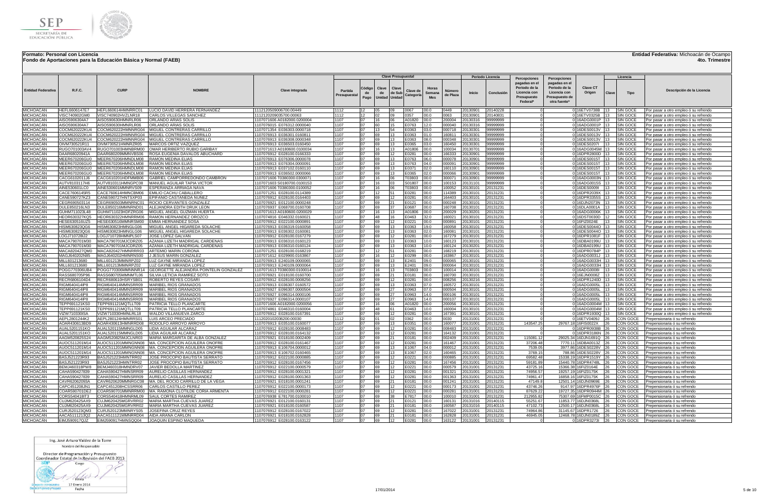**Formato: Personal con Licencia**
**Fondo de Aportaciones para la Educación Básica y Normal (FAEB)**

**Entidad Federativa:** Michoacán de Ocampo
**4to. Trimestre**

| Entidad Federativa | R.F.C. | CURP | NOMBRE | Clave integrada | Partida Presupuestal | Clave Presupuestal | | | | | | Número de Plaza | Periodo Licencia | | Percepciones pagadas en el Periodo de la Licencia con Presupuesto Federal* | Percepciones pagadas en el Periodo de la Licencia con Presupuesto de otra fuente* | Clave CT Origen | Licencia | | Descripción de la Licencia |
|---|---|---|---|---|---|---|---|---|---|---|---|---|---|---|---|---|---|---|---|---|
| | | | | | | Código de Pago | Clave de Unidad | Clave de Sub Unidad | Clave de Categoría | Horas Semana Mes | | | Inicio | Conclusión | | | | Clave | Tipo | |
| MICHOACÁN | HEFL660614TE7 | HEFL660614HMNRRC01 | LUCIO DAVID HERRERA FERNANDEZ | 1112120509006700.00449 | 1112 | 12 | 05 | 09 | 0067 | 00.0 | 0449 | 20130901 | 20140228 | 0 | 0 | 16ETV0738B | 13 | SIN GOCE | Por pasar a otro empleo ó su refrendo |
| MICHOACÁN | VISC740902GM0 | VISC740902HVZLNR18 | CARLOS VILLEGAS SANCHEZ | 1112120209035700.00063 | 1112 | 12 | 02 | 09 | 0357 | 00.0 | 0063 | 20130901 | 20140831 | 0 | 0 | 16ETV0325B | 13 | SIN GOCE | Por pasar a otro empleo ó su refrendo |
| MICHOACÁN | AISO5906304A7 | AISO590630HMNRLR06 | ORLANDO ARIAS SOLIS | 1107071606 A0182000.0200004 | 1107 | 07 | 16 | 06 | A01820 | 00.0 | 200004 | 20130316 | 99999999 | 0 | 0 | 16ADG0001P | 13 | SIN GOCE | Por pasar a otro empleo ó su refrendo |
| MICHOACÁN | AISO5906304A7 | AISO590630HMNRLR06 | ORLANDO ARIAS SOLIS | 1107076015 E076312.0000040 | 1107 | 07 | 60 | 15 | E0763 | 12.0 | 000040 | 20130316 | 99999999 | 0 | 0 | 16ADG0001P | 13 | SIN GOCE | Por pasar a otro empleo ó su refrendo |
| MICHOACÁN | COCM620222KU4 | COCM620222HMNNRG04 | MIGUEL CONTRERAS CARRILLO | 1107071354 E036303.0000718 | 1107 | 07 | 13 | 54 | E0363 | 03.0 | 000718 | 20130901 | 99999999 | 0 | 0 | 16DES0013V | 13 | SIN GOCE | Por pasar a otro empleo ó su refrendo |
| MICHOACÁN | COCM620222KU4 | COCM620222HMNNRG04 | MIGUEL CONTRERAS CARRILLO | 1107076913 E036301.0160811 | 1107 | 07 | 69 | 13 | E0363 | 01.0 | 160811 | 20130301 | 99999999 | 0 | 0 | 16DES0013V | 13 | SIN GOCE | Por pasar a otro empleo ó su refrendo |
| MICHOACÁN | COCM620222KU4 | COCM620222HMNNRG04 | MIGUEL CONTRERAS CARRILLO | 1107076913 E036308.0000348 | 1107 | 07 | 69 | 13 | E0363 | 08.0 | 000348 | 20130301 | 99999999 | 0 | 0 | 16DES0013V | 13 | SIN GOCE | Por pasar a otro empleo ó su refrendo |
| MICHOACÁN | OIVM730521R11 | OIVM730521HMNRZR05 | MARCOS ORTIZ VAZQUEZ | 1107076913 E036503.0160450 | 1107 | 07 | 69 | 13 | E0365 | 03.0 | 160450 | 20130301 | 99999999 | 0 | 0 | 16DES0207I | 13 | SIN GOCE | Por pasar a otro empleo ó su refrendo |
| MICHOACÁN | RUGO701003AV4 | RUGO701003HMNBRM00 | OMAR HERIBERTO RUBIO GARIBAY | 1107071613 A0180600.0100034 | 1107 | 07 | 16 | 13 | A01806 | 00.0 | 100034 | 20130701 | 99999999 | 0 | 0 | 16ADG0045M | 13 | SIN GOCE | Por pasar a otro empleo ó su refrendo |
| MICHOACÁN | DAAR68020941A | DAAR680209MMNVBS06 | ROSA EUGENIA DAVALOS ABUCHARD | 1107076912 E028100.0166333 | 1107 | 07 | 69 | 12 | E0281 | 00.0 | 166333 | 20130901 | 99999999 | 0 | 0 | 16DPR2800D | 13 | SIN GOCE | Por pasar a otro empleo ó su refrendo |
| MICHOACÁN | MEER670206GU0 | MEER670206HMNDLM08 | RAMON MEDINA ELIAS | 1107076913 E076306.0000078 | 1107 | 07 | 69 | 13 | E0763 | 06.0 | 000078 | 20130901 | 99999999 | 0 | 0 | 16DES0015T | 13 | SIN GOCE | Por pasar a otro empleo ó su refrendo |
| MICHOACÁN | MEER670206GU0 | MEER670206HMNDLM08 | RAMON MEDINA ELIAS | 1107076913 E076304.0000091 | 1107 | 07 | 69 | 13 | E0763 | 04.0 | 000091 | 20130901 | 99999999 | 0 | 0 | 16DES0015T | 13 | SIN GOCE | Por pasar a otro empleo ó su refrendo |
| MICHOACÁN | MEER670206GU0 | MEER670206HMNDLM08 | RAMON MEDINA ELIAS | 1107076913 E037102.0160110 | 1107 | 07 | 69 | 13 | E0371 | 02.0 | 160110 | 20130901 | 99999999 | 0 | 0 | 16DES0015T | 13 | SIN GOCE | Por pasar a otro empleo ó su refrendo |
| MICHOACÁN | MEER670206GU0 | MEER670206HMNDLM08 | RAMON MEDINA ELIAS | 1107076913 E036502.0000066 | 1107 | 07 | 69 | 13 | E0365 | 02.0 | 000066 | 20130901 | 99999999 | 0 | 0 | 16DES0015T | 13 | SIN GOCE | Por pasar a otro empleo ó su refrendo |
| MICHOACÁN | CACG6102011J6 | CACG610201HDFMMB06 | GABRIEL CAMPORREDONDO CAMBRON | 1107071606 T0380300.0300071 | 1107 | 07 | 16 | 06 | T03803 | 00.0 | 300071 | 20130901 | 99999999 | 0 | 0 | 16ADG0003N | 13 | SIN GOCE | Por pasar a otro empleo ó su refrendo |
| MICHOACÁN | AUTV8103117H6 | AUTV810311HMNGPC08 | MANUEL AGUILAR TAPIA VICTOR | 1107071603 S0180700.0100153 | 1107 | 07 | 16 | 03 | S01807 | 00.0 | 100153 | 20131101 | 99999999 | 0 | 0 | 16ADG0015S | 13 | SIN GOCE | Por pasar a otro empleo ó su refrendo |
| MICHOACÁN | AINE530601LC0 | AINE530601MMNRVS09 | ESPERANZA ARRIAGA NAVA | 1107071606 T0380300.0100052 | 1107 | 07 | 16 | 06 | T03803 | 00.0 | 100052 | 20130101 | 20131231 | 0 | 0 | 16ADG0003N | 13 | SIN GOCE | Por pasar a otro empleo ó su refrendo |
| MICHOACÁN | CACE7606145R5 | CACE760614HMNCBM06 | EMILIO CACHU CABALLERO | 1107071251 E028100.0114389 | 1107 | 07 | 12 | 51 | E0281 | 00.0 | 114389 | 20130101 | 20131231 | 0 | 0 | 16DPR2039X | 13 | SIN GOCE | Por pasar a otro empleo ó su refrendo |
| MICHOACÁN | CANE590727KZ3 | CANE590727HNTSXP03 | EPIFANIO CASTAÑEDA NUÑEZ | 1107076912 E028100.0164403 | 1107 | 07 | 69 | 12 | E0281 | 00.0 | 164403 | 20130101 | 20131231 | 0 | 0 | 16DPR3355S | 13 | SIN GOCE | Por pasar a otro empleo ó su refrendo |
| MICHOACÁN | CEGR690503114 | CEGR690503MMNRNC01 | ROCIO CERVANTES GONZALEZ | 1107076921 E012100.0000248 | 1107 | 07 | 69 | 21 | E0121 | 00.0 | 000248 | 20130101 | 20131231 | 0 | 0 | 16DJN2073N | 13 | SIN GOCE | Por pasar a otro empleo ó su refrendo |
| MICHOACÁN | DULE850216LN3 | DULE850216MMNRND01 | ALEJANDRA EDITH DRUK LEON | 1107076937 E068700.0160708 | 1107 | 07 | 69 | 37 | E0687 | 00.0 | 160708 | 20130101 | 20131231 | 0 | 0 | 16DLA0001A | 13 | SIN GOCE | Por pasar a otro empleo ó su refrendo |
| MICHOACÁN | GUHM711023L48 | GUHM711023HDFZRG06 | MIGUEL ANGEL GUZMAN HUERTA | 1107071613 A0180600.0200029 | 1107 | 07 | 16 | 13 | A01806 | 00.0 | 200029 | 20130201 | 20131231 | 0 | 0 | 16ADG0006K | 13 | SIN GOCE | Por pasar a otro empleo ó su refrendo |
| MICHOACÁN | HEOR630327KQ5 | HEOR630322HMNRRM06 | RAMON HERNANDEZ OROZCO | 1107074816 E046332.0160021 | 1107 | 07 | 48 | 16 | E0463 | 32.0 | 160021 | 20130101 | 20131231 | 0 | 0 | 16DST0030D | 12 | SIN GOCE | Por pasar a otro empleo ó su refrendo |
| MICHOACÁN | HESE630516UZ5 | HESE630516MMNRSM00 | EMMA HERNANDEZ SOSA | 1107076912 E022100.0000891 | 1107 | 07 | 69 | 12 | E0221 | 00.0 | 000891 | 20130101 | 20131231 | 0 | 0 | 16FIZ0024E | 13 | SIN GOCE | Por pasar a otro empleo ó su refrendo |
| MICHOACÁN | HISM630823QG6 | HISM630823HMNGLG06 | MIGUEL ANGEL HIGAREDA SOLACHE | 1107076913 E036319.0160058 | 1107 | 07 | 69 | 13 | E0363 | 19.0 | 160058 | 20130101 | 20131231 | 0 | 0 | 16DES0044O | 13 | SIN GOCE | Por pasar a otro empleo ó su refrendo |
| MICHOACÁN | HISM630823QG6 | HISM630823HMNGLG06 | MIGUEL ANGEL HIGAREDA SOLACHE | 1107076913 E036302.0160081 | 1107 | 07 | 69 | 13 | E0363 | 02.0 | 160081 | 20130101 | 20131231 | 0 | 0 | 16DES0044O | 13 | SIN GOCE | Por pasar a otro empleo ó su refrendo |
| MICHOACÁN | LOGJ710728BJ2 | LOGJ710728HMNPLS07 | JOSE LOPEZ GALVAN | 1107076912 E028100.0167279 | 1107 | 07 | 69 | 12 | E0281 | 00.0 | 167279 | 20130101 | 20131231 | 0 | 0 | 16DPR1081F | 13 | SIN GOCE | Por pasar a otro empleo ó su refrendo |
| MICHOACÁN | MACA790701M30 | MACA790701MJCDRZ05 | AZANIA LIZETH MADRIGAL CARDENAS | 1107076913 E036310.0160123 | 1107 | 07 | 69 | 13 | E0363 | 10.0 | 160123 | 20130101 | 20131231 | 0 | 0 | 16DBA0199U | 13 | SIN GOCE | Por pasar a otro empleo ó su refrendo |
| MICHOACÁN | MACA790701M30 | MACA790701MJCDRZ05 | AZANIA LIZETH MADRIGAL CARDENAS | 1107076913 E036310.0160124 | 1107 | 07 | 69 | 13 | E0363 | 10.0 | 160124 | 20130201 | 20131231 | 0 | 0 | 16DBA0199U | 13 | SIN GOCE | Por pasar a otro empleo ó su refrendo |
| MICHOACÁN | MACA820427QM0 | MACA820427HMNRRR03 | ARTEMIO MARIN CORONA | 1107071251 E028100.0168219 | 1107 | 07 | 12 | 51 | E0281 | 00.0 | 168219 | 20130101 | 20131231 | 0 | 0 | 16DPR0784P | 13 | SIN GOCE | Por pasar a otro empleo ó su refrendo |
| MICHOACÁN | MAGJ640202N85 | MAGJ640202HMNRNS00 | J JESUS MARIN GONZALEZ | 1107071612 E029900.0163867 | 1107 | 07 | 16 | 12 | E0299 | 00.0 | 163867 | 20130101 | 20131231 | 0 | 0 | 16ADG0031J | 13 | SIN GOCE | Por pasar a otro empleo ó su refrendo |
| MICHOACÁN | MILL601213680 | MILL601213MMNRPZ02 | LUZ GAYNE MIRANDA LOPEZ | 1107076913 E240109.0000065 | 1107 | 07 | 69 | 13 | E2401 | 09.0 | 000065 | 20130101 | 20131231 | 0 | 0 | 16ADG0033H | 13 | SIN GOCE | Por pasar a otro empleo ó su refrendo |
| MICHOACÁN | MILL601213680 | MILL601213MMNRPZ02 | LUZ GAYNE MIRANDA LOPEZ | 1107076913 E240109.0000064 | 1107 | 07 | 69 | 13 | E2401 | 09.0 | 000064 | 20130101 | 20131231 | 0 | 0 | 16ADG0033H | 13 | SIN GOCE | Por pasar a otro empleo ó su refrendo |
| MICHOACÁN | POGG770306UB4 | POGG770306MMNNNR14 | GEORGETTE ALEJANDRA POINTELIN GONZALEZ | 1107071613 T0380300.0100014 | 1107 | 07 | 16 | 13 | T03803 | 00.0 | 100014 | 20130101 | 20131231 | 0 | 0 | 16ADG0008I | 13 | SIN GOCE | Por pasar a otro empleo ó su refrendo |
| MICHOACÁN | RASS680705P96 | RASS680705MMNMTL06 | SILVIA LETICIA RAMIREZ SOTO | 1107076921 E018100.0160700 | 1107 | 07 | 69 | 21 | E0181 | 00.0 | 160700 | 20130101 | 20131231 | 0 | 0 | 16EJN0008Z | 13 | SIN GOCE | Por pasar a otro empleo ó su refrendo |
| MICHOACÁN | RECR6806104D4 | RECR680610HSRYSB01 | ROBERTO REYES COSARI | 1107076912 E028100.0008256 | 1107 | 07 | 69 | 12 | E0281 | 00.0 | 008256 | 20130216 | 20131231 | 0 | 0 | 16DPR1240D | 13 | SIN GOCE | Por pasar a otro empleo ó su refrendo |
| MICHOACÁN | RIGM640414IP8 | RIGM640414MMNSRR09 | MARIBEL RIOS GRANADOS | 1107076913 E063607.0160572 | 1107 | 07 | 69 | 13 | E0363 | 07.0 | 160572 | 20130101 | 20131231 | 0 | 0 | 16ADG0005L | 13 | SIN GOCE | Por pasar a otro empleo ó su refrendo |
| MICHOACÁN | RIGM640414IP8 | RIGM640414MMNSRR09 | MARIBEL RIOS GRANADOS | 1107076927 E096307.0000504 | 1107 | 07 | 69 | 27 | E0963 | 07.0 | 000504 | 20130101 | 20131231 | 0 | 0 | 16ADG0005L | 13 | SIN GOCE | Por pasar a otro empleo ó su refrendo |
| MICHOACÁN | RIGM640414IP8 | RIGM640414MMNSRR09 | MARIBEL RIOS GRANADOS | 1107076927 E096314.0000106 | 1107 | 07 | 69 | 27 | E0963 | 14.0 | 000106 | 20130101 | 20131231 | 0 | 0 | 16ADG0005L | 13 | SIN GOCE | Por pasar a otro empleo ó su refrendo |
| MICHOACÁN | RIGM640414IP8 | RIGM640414MMNSRR09 | MARIBEL RIOS GRANADOS | 1107076927 E096314.0000107 | 1107 | 07 | 69 | 27 | E0963 | 14.0 | 000107 | 20130101 | 20131231 | 0 | 0 | 16ADG0005L | 13 | SIN GOCE | Por pasar a otro empleo ó su refrendo |
| MICHOACÁN | TEPP691121KS0 | TEPP691121MQTLLT09 | PATRICIA TELLO PLANCARTE | 1107071606 A0182000.0200056 | 1107 | 07 | 16 | 06 | A01820 | 00.0 | 200056 | 20130101 | 20131231 | 0 | 0 | 16ADG0004M | 13 | SIN GOCE | Por pasar a otro empleo ó su refrendo |
| MICHOACÁN | TEPP691121KS0 | TEPP691121MQTLLT09 | PATRICIA TELLO PLANCARTE | 1107074861 E046310.0160004 | 1107 | 07 | 48 | 61 | E0463 | 10.0 | 160004 | 20130101 | 20131231 | 0 | 0 | 16ADG0004M | 13 | SIN GOCE | Por pasar a otro empleo ó su refrendo |
| MICHOACÁN | VIZW710330ISA | VIZW710330HMNLRL18 | WALDO VILLANUEVA ZARCO | 1107076912 E028100.0167391 | 1107 | 07 | 69 | 12 | E0281 | 00.0 | 167391 | 20130101 | 20131231 | 0 | 0 | 16DPR1930Q | 13 | SIN GOCE | Por pasar a otro empleo ó su refrendo |
| MICHOACÁN | AEPL2801244K2 | AEPL280124HMNRRS01 | LUIS ARCEO PRECIADO | 1112020102036200.00030 | 1112 | 02 | 01 | 02 | 0362 | 00.0 | 0030 | 20131001 | 20131231 | 0 | 0 | 16ETV0409J | 26 | CON GOCE | Prepensionaria ó su refrendo |
| MICHOACÁN | AOAR430613BD9 | AOAR430613HMNRRD06 | RODOLFO ARROYO ARROYO | 1107076913 E035100.0160077 | 1107 | 07 | 69 | 13 | E0351 | 00.0 | 160077 | 20131001 | 20131231 | 143547.25 | 29767.18 | 16FIS0022X | 26 | CON GOCE | Prepensionaria ó su refrendo |
| MICHOACÁN | AUAL5201151KO | AUAL520115MMNGLD05 | LIDIA AGUILAR ALCARAZ | 1107076912 E028100.0008483 | 1107 | 07 | 69 | 12 | E0281 | 00.0 | 008483 | 20131001 | 20131231 | 0 | 0 | 16DPR0938B | 26 | CON GOCE | Prepensionaria ó su refrendo |
| MICHOACÁN | AUAL5201151KO | AUAL520115MMNGLD05 | LIDIA AGUILAR ALCARAZ | 1107076912 E028100.0164132 | 1107 | 07 | 69 | 12 | E0281 | 00.0 | 164132 | 20131001 | 20131231 | 0 | 0 | 16DPR3186N | 26 | CON GOCE | Prepensionaria ó su refrendo |
| MICHOACÁN | AAGM520825S24 | AAGM520825MJCLRR03 | MARIA MARGARITA DE ALBA GONZALEZ | 1107076921 E018100.0002409 | 1107 | 07 | 69 | 21 | E0181 | 00.0 | 002409 | 20131001 | 20131231 | 115081.12 | 29025.34 | 16DJN1691Q | 26 | CON GOCE | Prepensionaria ó su refrendo |
| MICHOACÁN | AUOC511201M14 | AUOC511201MMNGNN08 | MA. CONCEPCION AGUILERA ONOFRE | 1107076912 E028100.0161467 | 1107 | 07 | 69 | 12 | E0281 | 00.0 | 161467 | 20131001 | 20131231 | 37206.48 | 7770.11 | 16DBA0013Z | 26 | CON GOCE | Prepensionaria ó su refrendo |
| MICHOACÁN | AUOC511201M14 | AUOC511201MMNGNN08 | MA. CONCEPCION AGUILERA ONOFRE | 1107076913 E106704.0000012 | 1107 | 07 | 69 | 13 | E1067 | 04.0 | 000012 | 20131001 | 20131231 | 7539.05 | 3977.86 | 16DES0228V | 26 | CON GOCE | Prepensionaria ó su refrendo |
| MICHOACÁN | AUOC511201M14 | AUOC511201MMNGNN08 | MA. CONCEPCION AGUILERA ONOFRE | 1107076913 E106702.0160465 | 1107 | 07 | 69 | 13 | E1067 | 02.0 | 160465 | 20131001 | 20131231 | 3769.15 | 788.86 | 16DES0228V | 26 | CON GOCE | Prepensionaria ó su refrendo |
| MICHOACÁN | BASJ521223R93 | BASJ521223HMNTRR02 | JOSE PROCOPIO BAUTISTA SERRATO | 1107076912 E022100.0000885 | 1107 | 07 | 69 | 12 | E0221 | 00.0 | 000885 | 20131001 | 20131231 | 69582.48 | 15338.19 | 16DPR1519Y | 26 | CON GOCE | Prepensionaria ó su refrendo |
| MICHOACÁN | BASJ521223R93 | BASJ521223HMNTRR02 | JOSE PROCOPIO BAUTISTA SERRATO | 1107076912 E028100.0167456 | 1107 | 07 | 69 | 12 | E0281 | 00.0 | 167456 | 20131001 | 20131231 | 59181.89 | 15440.78 | 16DPR4748L | 26 | CON GOCE | Prepensionaria ó su refrendo |
| MICHOACÁN | BEMJ460318PW8 | BEMJ460318HMNDRV07 | JAVIER BEDOLLA MARTINEZ | 1107076912 E022100.0000579 | 1107 | 07 | 69 | 12 | E0221 | 00.0 | 000579 | 20131001 | 20131231 | 43725.16 | 15366.38 | 16FIZ0164E | 26 | CON GOCE | Prepensionaria ó su refrendo |
| MICHOACÁN | CAHA590427839 | CAHA590427HMNSRR09 | AURELIO CASILLAS HERNANDEZ | 1107076912 E028100.0001321 | 1107 | 07 | 69 | 12 | E0281 | 00.0 | 001321 | 20131001 | 20131231 | 74956.57 | 19257.19 | 16FIZ0175K | 26 | CON GOCE | Prepensionaria ó su refrendo |
| MICHOACÁN | CAHA590427839 | CAHA590427HMNSRR09 | AURELIO CASILLAS HERNANDEZ | 1107076912 E028100.0001363 | 1107 | 07 | 69 | 12 | E0281 | 00.0 | 001363 | 20131001 | 20131231 | 74961.47 | 16858.16 | 16FIZ0175K | 26 | CON GOCE | Prepensionaria ó su refrendo |
| MICHOACÁN | CAVR620620 9A | CAVR620620MMNRGC08 | MA. DEL ROCIO CARRILLO DE LA VEGA | 1107076921 E018100.0001241 | 1107 | 07 | 69 | 21 | E0181 | 00.0 | 001241 | 20131001 | 20131231 | 47149.8 | 12501.14 | 16DJN0969E | 26 | CON GOCE | Prepensionaria ó su refrendo |
| MICHOACÁN | CAPC451208JN1 | CAPC451208HCSSRR06 | CARLOS CASTILLO PEREZ | 1107076912 E022100.0000173 | 1107 | 07 | 69 | 12 | E0221 | 00.0 | 000173 | 20131001 | 20131231 | 43746.26 | 9147.97 | 16DPR4976F | 26 | CON GOCE | Prepensionaria ó su refrendo |
| MICHOACÁN | COAR590701DE2 | COAR590701MMNRRM00 | MA. RAMONA CLOTILDE CORIA ARMENTA | 1107076912 E022100.0000281 | 1107 | 07 | 69 | 12 | E0221 | 00.0 | 000281 | 20131001 | 20131231 | 87629.22 | 19727.35 | 16DPR0944M | 26 | CON GOCE | Prepensionaria ó su refrendo |
| MICHOACÁN | CORS540418IT3 | CORS540418HMNRML09 | SAUL CORTES RAMIREZ | 1107076938 E781700.0100010 | 1107 | 07 | 69 | 38 | E7817 | 00.0 | 100010 | 20131001 | 20131231 | 212955.82 | 75307.69 | 16FMP0015C | 26 | CON GOCE | Prepensionaria ó su refrendo |
| MICHOACÁN | CUJM620425AX9 | CUJM620425MGRVRR02 | MARIA MARTHA CUEVAS JUAREZ | 1107076921 E012100.0160131 | 1107 | 07 | 69 | 21 | E0121 | 00.0 | 160131 | 20131016 | 20140115 | 55251.67 | 11853.77 | 16DJN0368L | 26 | CON GOCE | Prepensionaria ó su refrendo |
| MICHOACÁN | CUJM620425AX9 | CUJM620425MGRVRR02 | MARIA MARTHA CUEVAS JUAREZ | 1107076921 E018100.0160587 | 1107 | 07 | 69 | 21 | E0181 | 00.0 | 160587 | 20131016 | 20140115 | 47102.73 | 12500.17 | 16DJN0368L | 26 | CON GOCE | Prepensionaria ó su refrendo |
| MICHOACÁN | CURJ520123QM3 | CURJ520123MMNRYS05 | JOSEFINA CRUZ REYES | 1107076912 E028100.0167022 | 1107 | 07 | 69 | 12 | E0281 | 00.0 | 167022 | 20131001 | 20131231 | 74964.86 | 31145.67 | 16DPR1726 | 26 | CON GOCE | Prepensionaria ó su refrendo |
| MICHOACÁN | AACA5111213Q2 | AACA511121MMNRRD04 | AIDA ARANA CARLON | 1107076921 E018100.0162828 | 1107 | 07 | 69 | 21 | E0181 | 00.0 | 162828 | 20131001 | 20131231 | 46945.05 | 12468.78 | 16DJN0189Z | 26 | CON GOCE | Prepensionaria ó su refrendo |
| MICHOACÁN | EIMJ590917QJZ | EIMJ590917HMNSQQ04 | JOAQUIN ESPINO MAQUEDA | 1107076912 E028100.0163122 | 1107 | 07 | 69 | 12 | E0281 | 00.0 | 163122 | 20131001 | 20131231 | 0 | 0 | 16DPR3273I | 26 | CON GOCE | Prepensionaria ó su refrendo |

Ing. José Arturo Valdez de la Torre
Nombre del Responsable

Director de Programación y Presupuesto
Coordinador Estatal de la Revisión del FAEB 2013
Cargo

Firma

17 Enero 2014
Fecha

17/01/2014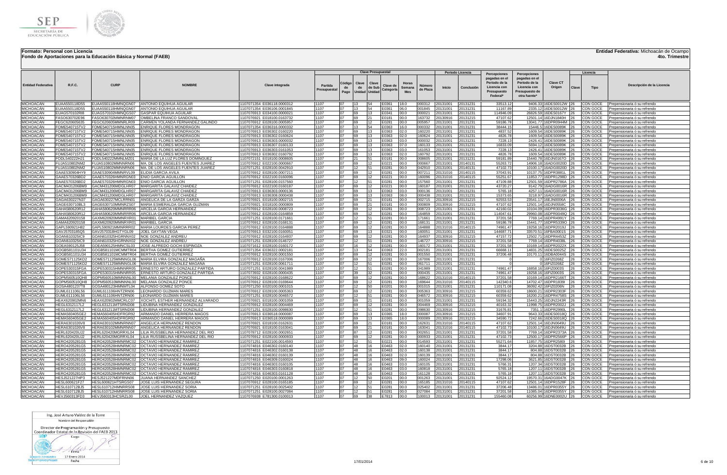**Formato: Personal con Licencia**
**Fondo de Aportaciones para la Educación Básica y Normal (FAEB)**

**Entidad Federativa:** Michoacán de Ocampo
**4to. Trimestre**

| Entidad Federativa | R.F.C. | CURP | NOMBRE | Clave integrada | Partida Presupuestal | Código de Pago | Clave de Unidad | Clave de Sub Unidad | Clave de Categoría | Horas Semana Mes | Número de Plaza | Inicio | Conclusión | Percepciones pagadas en el Periodo de la Licencia con Presupuesto Federal* | Percepciones pagadas en el Periodo de la Licencia con Presupuesto de otra fuente* | Clave CT Origen | Clave | Tipo | Descripción de la Licencia |
|---|---|---|---|---|---|---|---|---|---|---|---|---|---|---|---|---|---|---|---|
| MICHOACÁN | EUAA550118D55 | EUAA550118HMNQGN07 | ANTONIO EQUIHUA AGUILAR | 1107071354 E036118.0000312 | 1107 | 07 | 13 | 54 | E0361 | 18.0 | 000312 | 20131001 | 20131231 | 33513.12 | 9406.33 | 16DES0012W | 26 | CON GOCE | Prepensionaria ó su referendo |
| MICHOACÁN | EUAA550118D55 | EUAA550118HMNQGN07 | ANTONIO EQUIHUA AGUILAR | 1107071354 E036106.0001845 | 1107 | 07 | 13 | 54 | E0361 | 06.0 | 001845 | 20131001 | 20131231 | 11167.89 | 2335.12 | 16DES0012W | 26 | CON GOCE | Prepensionaria ó su referendo |
| MICHOACÁN | EUAG570102RI8 | EUAG570102HMNQGS07 | GASPAR EQUIHUA AGUILAR | 1107076913 E034100.0000021 | 1107 | 07 | 69 | 13 | E0341 | 00.0 | 000021 | 20131001 | 20131231 | 114946.09 | 26826.59 | 16DES0167Y | 26 | CON GOCE | Prepensionaria ó su referendo |
| MICHOACÁN | FASO630702E96 | FASO630702MMNRNM07 | OMBELINA FRANCO SANDOVAL | 1107076921 E018100.0163732 | 1107 | 07 | 69 | 21 | E0181 | 00.0 | 163732 | 20130916 | 20131215 | 47107.62 | 12501.14 | 16DJN1840H | 26 | CON GOCE | Prepensionaria ó su referendo |
| MICHOACÁN | FEGC620905635 | FEGC620905MMNRLR09 | CARMEN YOLANDA FERNANDEZ GALINDO | 1107076912 E028100.0005957 | 1107 | 07 | 69 | 12 | E0281 | 00.0 | 005957 | 20131001 | 20131231 | 59186.78 | 13041.77 | 16DPR0944M | 26 | CON GOCE | Prepensionaria ó su referendo |
| MICHOACÁN | FOME540715TV2 | FOME540715HMNLNN05 | ENRIQUE FLORES MONDRAGON | 1107071354 E036316.0000332 | 1107 | 07 | 13 | 54 | E0363 | 16.0 | 000332 | 20131001 | 20131231 | 38444.15 | 15446.5 | 16DES0089K | 26 | CON GOCE | Prepensionaria ó su referendo |
| MICHOACÁN | FOME540715TV2 | FOME540715HMNLNN05 | ENRIQUE FLORES MONDRAGON | 1107076913 E036302.0160220 | 1107 | 07 | 69 | 13 | E0363 | 02.0 | 160220 | 20131001 | 20131231 | 4837.52 | 1609.54 | 16DES0089K | 26 | CON GOCE | Prepensionaria ó su referendo |
| MICHOACÁN | FOME540715TV2 | FOME540715HMNLNN05 | ENRIQUE FLORES MONDRAGON | 1107076913 E036302.0160624 | 1107 | 07 | 69 | 13 | E0363 | 02.0 | 160624 | 20131001 | 20131231 | 4826.78 | 1609.54 | 16DES0089K | 26 | CON GOCE | Prepensionaria ó su referendo |
| MICHOACÁN | FOME540715TV2 | FOME540715HMNLNN05 | ENRIQUE FLORES MONDRAGON | 1107076913 E036303.0000032 | 1107 | 07 | 69 | 13 | E0363 | 03.0 | 000032 | 20131001 | 20131231 | 7228.13 | 2426.41 | 16DES0089K | 26 | CON GOCE | Prepensionaria ó su referendo |
| MICHOACÁN | FOME540715TV2 | FOME540715HMNLNN05 | ENRIQUE FLORES MONDRAGON | 1107076913 E036307.0160133 | 1107 | 07 | 69 | 13 | E0363 | 07.0 | 160133 | 20131001 | 20131231 | 16833.09 | 5694.12 | 16DES0089K | 26 | CON GOCE | Prepensionaria ó su referendo |
| MICHOACÁN | FOME540715TV2 | FOME540715HMNLNN05 | ENRIQUE FLORES MONDRAGON | 1107076913 E036303.0161053 | 1107 | 07 | 69 | 13 | E0363 | 03.0 | 161053 | 20131001 | 20131231 | 7228.13 | 2426.41 | 16DES0089K | 26 | CON GOCE | Prepensionaria ó su referendo |
| MICHOACÁN | FOME540715TV2 | FOME540715HMNLNN05 | ENRIQUE FLORES MONDRAGON | 1107076913 E036302.0160792 | 1107 | 07 | 69 | 13 | E0363 | 02.0 | 160792 | 20131001 | 20131231 | 4826.78 | 1609.54 | 16DES0089K | 26 | CON GOCE | Prepensionaria ó su referendo |
| MICHOACÁN | FODL540222HJ1 | FODL540222MMNLMZ01 | MARIA DE LA LUZ FLORES DOMINGUEZ | 1107072151 E018100.0008605 | 1107 | 07 | 21 | 51 | E0181 | 00.0 | 008605 | 20131001 | 20131231 | 59181.89 | 15440.78 | 16DJN0167O | 26 | CON GOCE | Prepensionaria ó su referendo |
| MICHOACÁN | FUJA510802NM2 | FUJA510802MMNNRN06 | MA. DE LOS ANGELES FUENTES JUAREZ | 1107076912 E022100.0000667 | 1107 | 07 | 69 | 12 | E0221 | 00.0 | 000667 | 20131001 | 20140131 | 55263.72 | 14906.18 | 16ADG0020D | 26 | CON GOCE | Prepensionaria ó su referendo |
| MICHOACÁN | FUJA510802NM2 | FUJA510802MMNNRN06 | MA. DE LOS ANGELES FUENTES JUAREZ | 1107071251 E028100.0042910 | 1107 | 07 | 12 | 51 | E0281 | 00.0 | 042910 | 20131001 | 20140131 | 47102.73 | 10100.17 | 16ADG0020D | 26 | CON GOCE | Prepensionaria ó su referendo |
| MICHOACÁN | GAAE530904HY9 | GAAE530904MMNRVL09 | ELIDIA GARCIA AVILA | 1107076912 E028100.0007211 | 1107 | 07 | 69 | 12 | E0281 | 00.0 | 007211 | 20131016 | 20140115 | 37043.91 | 10137.75 | 16DPR3881L | 26 | CON GOCE | Prepensionaria ó su referendo |
| MICHOACÁN | GAAE570326BD2 | GAAE570326HMNRGN03 | ENIO GARCIA AGUILLON | 1107076912 E022100.0160096 | 1107 | 07 | 69 | 12 | E0221 | 00.0 | 160096 | 20131016 | 20140115 | 55251.67 | 11853.77 | 16DPR1298D | 26 | CON GOCE | Prepensionaria ó su referendo |
| MICHOACÁN | GAAE570326BD2 | GAAE570326HMNRGN03 | ENIO GARCIA AGUILLON | 1107071251 E028100.0157560 | 1107 | 07 | 12 | 51 | E0281 | 00.0 | 157560 | 20131016 | 20140115 | 47109.88 | 12501.59 | 16DPR2786A | 26 | CON GOCE | Prepensionaria ó su referendo |
| MICHOACÁN | GACM431206BM9 | GACM431206MDGLHR07 | MARGARITA GALAVIZ CHAIDEZ | 1107076912 E022100.0160187 | 1107 | 07 | 69 | 12 | E0221 | 00.0 | 160187 | 20131001 | 20131231 | 43720.27 | 9142.79 | 16ADG0016R | 26 | CON GOCE | Prepensionaria ó su referendo |
| MICHOACÁN | GACM431206BM9 | GACM431206MDGLHR07 | MARGARITA GALAVIZ CHAIDEZ | 1107076913 E036303.0000136 | 1107 | 07 | 69 | 13 | E0363 | 03.0 | 000136 | 20131001 | 20131231 | 5765.18 | 4257.11 | 16ADG0016R | 26 | CON GOCE | Prepensionaria ó su referendo |
| MICHOACÁN | GACM431206BM9 | GACM431206MDGLHR07 | MARGARITA GALAVIZ CHAIDEZ | 1107076913 E036308.0000438 | 1107 | 07 | 69 | 13 | E0363 | 08.0 | 000438 | 20131001 | 20131231 | 15373.65 | 3218.97 | 16ADG0016R | 26 | CON GOCE | Prepensionaria ó su referendo |
| MICHOACÁN | GAGA630227N37 | GAGA630227MCLRRN01 | ANGELICA DE LA GARZA GARZA | 1107076921 E018100.0002715 | 1107 | 07 | 69 | 21 | E0181 | 00.0 | 002715 | 20130916 | 20131215 | 92553.53 | 23541.17 | 16EJN0006A | 26 | CON GOCE | Prepensionaria ó su referendo |
| MICHOACÁN | GAGE630710BL3 | GAGE630710MMNRZS07 | MARIA ESMERALDA GARCIA GUZMAN | 1107076921 E018100.0000809 | 1107 | 07 | 69 | 21 | E0181 | 00.0 | 000809 | 20130916 | 20131215 | 47107.62 | 12501.14 | 16DJN0558C | 26 | CON GOCE | Prepensionaria ó su referendo |
| MICHOACÁN | GAHA580620R12 | GAHA580620MMNRRR06 | ARCELIA GARCIA HERNANDEZ | 1107076912 E028100.0008723 | 1107 | 07 | 69 | 12 | E0281 | 00.0 | 008723 | 20131001 | 20131231 | 42160.02 | 10104.09 | 16DPR3036G | 26 | CON GOCE | Prepensionaria ó su referendo |
| MICHOACÁN | GAHA580620R12 | GAHA580620MMNRRR06 | ARCELIA GARCIA HERNANDEZ | 1107076912 E028100.0164859 | 1107 | 07 | 69 | 12 | E0281 | 00.0 | 164859 | 20131001 | 20131231 | 114047.61 | 29960.08 | 16DPR0049Q | 26 | CON GOCE | Prepensionaria ó su referendo |
| MICHOACÁN | GAMA620920158 | GAXM620920MMNRXR01 | MARIBEL GARCIA | 1107071251 E028100.0171661 | 1107 | 07 | 12 | 51 | E0281 | 00.0 | 171661 | 20131001 | 20131231 | 37201.58 | 7769.14 | 16DPR4991Y | 26 | CON GOCE | Prepensionaria ó su referendo |
| MICHOACÁN | GAMA620920158 | GAXM620920MMNRXR01 | MARIBEL GARCIA | 1107076912 E028100.0168131 | 1107 | 07 | 69 | 12 | E0281 | 00.0 | 168131 | 20131001 | 20131231 | 59186.78 | 15441.77 | 16DPR5339O | 26 | CON GOCE | Prepensionaria ó su referendo |
| MICHOACÁN | GAPL590921H82 | GAPL590921MMNRRR02 | MARIA LOURDES GARCIA PEREZ | 1107076912 E028100.0164888 | 1107 | 07 | 69 | 12 | E0281 | 00.0 | 164888 | 20131016 | 20140115 | 74961.47 | 19258.16 | 16DPR2019J | 26 | CON GOCE | Prepensionaria ó su referendo |
| MICHOACÁN | GAVJ5703185Q5 | GAVJ570318HGTYGL09 | JOEL GAYTAN VEGA | 1107076913 E032100.0160051 | 1107 | 07 | 69 | 13 | E0321 | 00.0 | 160051 | 20131001 | 20131231 | 144687.71 | 33570.51 | 16FBA0001S | 26 | CON GOCE | Prepensionaria ó su referendo |
| MICHOACÁN | GOAN610325IC9 | GOAN610325HGRNNX02 | NOE GONZALEZ ANDREU | 1107076912 E028100.0164937 | 1107 | 07 | 69 | 12 | E0281 | 00.0 | 164937 | 20130916 | 20131215 | 47157.72 | 12502.71 | 16DPR4453Z | 26 | CON GOCE | Prepensionaria ó su referendo |
| MICHOACÁN | GOAN610325IC9 | GOAN610325HGRNNX02 | NOE GONZALEZ ANDREU | 1107071251 E028100.0146727 | 1107 | 07 | 12 | 51 | E0281 | 00.0 | 146727 | 20130916 | 20131215 | 37201.58 | 7769.14 | 16DPR4038L | 26 | CON GOCE | Prepensionaria ó su referendo |
| MICHOACÁN | GOEA590125J58 | GOEA590125HMNCSL03 | JOSE ALFREDO GOCHI ESPINOZA | 1107071612 E028100.0160172 | 1107 | 07 | 16 | 12 | E0281 | 00.0 | 160172 | 20131001 | 20131231 | 37201.58 | 10169.14 | 16DPR2022X | 26 | CON GOCE | Prepensionaria ó su referendo |
| MICHOACÁN | GOGB581101U34 | GOGB581101MCMMTR04 | BERTHA GOMEZ GUTIERREZ | 1107071354 E036322.0002181 | 1107 | 07 | 13 | 54 | E0363 | 22.0 | 002181 | 20131001 | 20131231 | 66688.11 | 14831.25 | 16DES0025Z | 26 | CON GOCE | Prepensionaria ó su referendo |
| MICHOACÁN | GOGB581101U34 | GOGB581101MCMMTR04 | BERTHA GOMEZ GUTIERREZ | 1107076912 E028100.0001550 | 1107 | 07 | 69 | 12 | E0281 | 00.0 | 001550 | 20131001 | 20131231 | 37206.48 | 10170.11 | 16DBA0044S | 26 | CON GOCE | Prepensionaria ó su referendo |
| MICHOACÁN | GOME571125KD2 | GOME571125MMNNGL06 | MARIA ELVIRA GONZALEZ MAGAÑA | 1107076912 E028100.0167006 | 1107 | 07 | 69 | 12 | E0281 | 00.0 | 167006 | 20131001 | 20131231 | 0 | 0 | 16FIZ0268Z | 26 | CON GOCE | Prepensionaria ó su referendo |
| MICHOACÁN | GOME571125KD2 | GOME571125MMNNGL06 | MARIA ELVIRA GONZALEZ MAGAÑA | 1107071251 E028100.0061711 | 1107 | 07 | 12 | 51 | E0281 | 00.0 | 061711 | 20131001 | 20131231 | 0 | 0 | 16FIZ0268Z | 26 | CON GOCE | Prepensionaria ó su referendo |
| MICHOACÁN | GOPE530315FGA | GOPE530315HMNNRR05 | ERNESTO ARTURO GONZALEZ PARTIDA | 1107071251 E028100.0041989 | 1107 | 07 | 12 | 51 | E0281 | 00.0 | 041989 | 20131001 | 20131231 | 74961.47 | 16858.16 | 16FIZ0003S | 26 | CON GOCE | Prepensionaria ó su referendo |
| MICHOACÁN | GOPE530315FGA | GOPE530315HMNNRR05 | ERNESTO ARTURO GONZALEZ PARTIDA | 1107073932 E028100.0000435 | 1107 | 07 | 39 | 32 | E0281 | 00.0 | 000435 | 20131001 | 20131231 | 74961.47 | 19258.16 | 16FIZ0003S | 26 | CON GOCE | Prepensionaria ó su referendo |
| MICHOACÁN | GOPM560510QH8 | GOPM560510MMNNNL00 | MELANIA GONZALEZ PONCE | 1107076912 E028100.0168622 | 1107 | 07 | 69 | 12 | E0281 | 00.0 | 168622 | 20131016 | 20140115 | 37201.58 | 10169.14 | 16DPR2166T | 26 | CON GOCE | Prepensionaria ó su referendo |
| MICHOACÁN | GOPM560510QH8 | GOPM560510MMNNNL00 | MELANIA GONZALEZ PONCE | 1107076912 E028100.0169644 | 1107 | 07 | 69 | 12 | E0281 | 00.0 | 169644 | 20131016 | 20140115 | 142340.6 | 14702.47 | 16DPR1839I | 26 | CON GOCE | Prepensionaria ó su referendo |
| MICHOACÁN | GOSA480123T78 | GOSA480123HMNMTL04 | ALFONSO GOMEZ SOTO | 1107071250 E020100.0001015 | 1107 | 07 | 12 | 50 | E0201 | 00.0 | 001015 | 20131001 | 20131231 | 110171.08 | 36092.42 | 16FIZ0206N | 26 | CON GOCE | Prepensionaria ó su referendo |
| MICHOACÁN | GUML611106L56 | GUML611106HNTZRN06 | LEONARDO GUZMAN MARES | 1107076912 E028100.0005363 | 1107 | 07 | 69 | 12 | E0281 | 00.0 | 005363 | 20130916 | 20131215 | 60359.62 | 18600.21 | 16DPR2303F | 26 | CON GOCE | Prepensionaria ó su referendo |
| MICHOACÁN | GUML611106L56 | GUML611106HNTZRN06 | LEONARDO GUZMAN MARES | 1107071251 E028100.0046572 | 1107 | 07 | 12 | 51 | E0281 | 00.0 | 046572 | 20130916 | 20131215 | 60359.62 | 16200.21 | 16DPR4758S | 26 | CON GOCE | Prepensionaria ó su referendo |
| MICHOACÁN | HEAX620902MN6 | HEAX620902MMCRLC07 | XOCHITL ESTHER HERNANDEZ ALVARADO | 1107076921 E018100.0001059 | 1107 | 07 | 69 | 21 | E0181 | 00.0 | 001059 | 20131001 | 20131231 | 59194.32 | 15443.25 | 16DJN2243R | 26 | CON GOCE | Prepensionaria ó su referendo |
| MICHOACÁN | HEGL6312117L2 | HEGL631211MTSRND08 | LIDUBINA HERNANDEZ GONZALEZ | 1107076912 E028100.0004469 | 1107 | 07 | 69 | 12 | E0281 | 00.0 | 004469 | 20130916 | 20131215 | 40163.32 | 11998.75 | 16DPR2002J | 26 | CON GOCE | Prepensionaria ó su referendo |
| MICHOACÁN | HEGL6312117L2 | HEGL631211MTSRND08 | LIDUBINA HERNANDEZ GONZALEZ | 1107071251 E028100.0098630 | 1107 | 07 | 12 | 51 | E0281 | 00.0 | 098630 | 20130916 | 20131215 | 31676.81 | 7351.1 | 16DPR2990L | 26 | CON GOCE | Prepensionaria ó su referendo |
| MICHOACÁN | HEMA560405GE2 | HEMA560405HDFRGR92 | ARMANDO DANIEL HERRERA MAGOS | 1107076913 E036518.0000087 | 1107 | 07 | 69 | 13 | E0365 | 18.0 | 000087 | 20130916 | 20131215 | 34607.91 | 9643.33 | 16DES0018Q | 26 | CON GOCE | Prepensionaria ó su referendo |
| MICHOACÁN | HEMA560405GE2 | HEMA560405HDFRGR92 | ARMANDO DANIEL HERRERA MAGOS | 1107076913 E036518.0000089 | 1107 | 07 | 69 | 13 | E0365 | 18.0 | 000089 | 20130916 | 20131215 | 34590.72 | 7242.66 | 16DES0018Q | 26 | CON GOCE | Prepensionaria ó su referendo |
| MICHOACÁN | HERA630102VE8 | HERA630102MMNRNN07 | ANGELICA HERNANDEZ RENDON | 1107076921 E018100.0162631 | 1107 | 07 | 69 | 21 | E0181 | 00.0 | 162631 | 20131016 | 20140115 | 47107.62 | 12501.14 | 16DJN0649U | 26 | CON GOCE | Prepensionaria ó su referendo |
| MICHOACÁN | HERA630102VE8 | HERA630102MMNRNN07 | ANGELICA HERNANDEZ RENDON | 1107076921 E018100.0163041 | 1107 | 07 | 69 | 21 | E0181 | 00.0 | 163041 | 20131016 | 20140115 | 47102.73 | 10100.17 | 16DJN0649U | 26 | CON GOCE | Prepensionaria ó su referendo |
| MICHOACÁN | HERL620420U32 | HERL620420MGRRXL04 | LILIA RUSSBELINA HERNANDEZ DEL RIO | 1107078712 E028100.0002651 | 1107 | 07 | 87 | 12 | E0281 | 00.0 | 002651 | 20131001 | 20131231 | 37201.58 | 7769.14 | 16DPR2373A | 26 | CON GOCE | Prepensionaria ó su referendo |
| MICHOACÁN | HERL620420U32 | HERL620420MGRRXL04 | LILIA RUSSBELINA HERNANDEZ DEL RIO | 1107076912 E028100.0000933 | 1107 | 07 | 69 | 12 | E0281 | 00.0 | 000933 | 20131001 | 20131231 | 47102.73 | 12500.17 | 16DPR2566P | 26 | CON GOCE | Prepensionaria ó su referendo |
| MICHOACÁN | HERO4205281G5 | HERO420528HMNRMC02 | OCTAVIO HERNANDEZ RAMIREZ | 1107071251 E022100.0014593 | 1107 | 07 | 12 | 51 | E0221 | 00.0 | 014593 | 20131001 | 20131231 | 55271.64 | 11857.75 | 16DPR2580I | 26 | CON GOCE | Prepensionaria ó su referendo |
| MICHOACÁN | HERO4205281G5 | HERO420528HMNRMC02 | OCTAVIO HERNANDEZ RAMIREZ | 1107074816 E046302.0160140 | 1107 | 07 | 48 | 16 | E0463 | 02.0 | 160140 | 20131001 | 20131231 | 3844.17 | 3204.88 | 16DST0032B | 26 | CON GOCE | Prepensionaria ó su referendo |
| MICHOACÁN | HERO4205281G5 | HERO420528HMNRMC02 | OCTAVIO HERNANDEZ RAMIREZ | 1107074816 E046302.0160138 | 1107 | 07 | 48 | 16 | E0463 | 02.0 | 160138 | 20131001 | 20131231 | 3844.17 | 804.88 | 16DST0032B | 26 | CON GOCE | Prepensionaria ó su referendo |
| MICHOACÁN | HERO4205281G5 | HERO420528HMNRMC02 | OCTAVIO HERNANDEZ RAMIREZ | 1107074816 E046302.0160139 | 1107 | 07 | 48 | 16 | E0463 | 02.0 | 160139 | 20131001 | 20131231 | 3844.17 | 804.88 | 16DST0032B | 26 | CON GOCE | Prepensionaria ó su referendo |
| MICHOACÁN | HERO4205281G5 | HERO420528HMNRMC02 | OCTAVIO HERNANDEZ RAMIREZ | 1107074816 E046309.0160024 | 1107 | 07 | 48 | 16 | E0463 | 09.0 | 160024 | 20131001 | 20131231 | 17298.06 | 3621.85 | 16DST0032B | 26 | CON GOCE | Prepensionaria ó su referendo |
| MICHOACÁN | HERO4205281G5 | HERO420528HMNRMC02 | OCTAVIO HERNANDEZ RAMIREZ | 1107074816 E046303.0160105 | 1107 | 07 | 48 | 16 | E0463 | 03.0 | 160105 | 20131001 | 20131231 | 5766.31 | 1207.34 | 16DST0032B | 26 | CON GOCE | Prepensionaria ó su referendo |
| MICHOACÁN | HERO4205281G5 | HERO420528HMNRMC02 | OCTAVIO HERNANDEZ RAMIREZ | 1107074816 E046303.0160818 | 1107 | 07 | 48 | 16 | E0463 | 03.0 | 160818 | 20131001 | 20131231 | 5765.18 | 1207.11 | 16DST0032B | 26 | CON GOCE | Prepensionaria ó su referendo |
| MICHOACÁN | HERO4205281G5 | HERO420528HMNRMC02 | OCTAVIO HERNANDEZ RAMIREZ | 1107074816 E046303.0161128 | 1107 | 07 | 48 | 16 | E0463 | 03.0 | 161128 | 20131001 | 20131231 | 5765.18 | 1207.11 | 16DST0032B | 26 | CON GOCE | Prepensionaria ó su referendo |
| MICHOACÁN | HESJ521227HP3 | HESJ521227MDFRNN06 | JUANA HERNANDEZ SANCHEZ | 1107071250 E020100.0001263 | 1107 | 07 | 12 | 50 | E0201 | 00.0 | 001263 | 20131001 | 20131231 | 92524.12 | 19570.31 | 16ADG0047K | 26 | CON GOCE | Prepensionaria ó su referendo |
| MICHOACÁN | HESL600621F27 | HESL600621HTSRGS07 | JOSE LUIS HERNANDEZ SEGURA | 1107076912 E028100.0165185 | 1107 | 07 | 69 | 12 | E0281 | 00.0 | 165185 | 20131016 | 20140115 | 47107.62 | 12501.14 | 16DPR1528F | 26 | CON GOCE | Prepensionaria ó su referendo |
| MICHOACÁN | HESL610712BJ5 | HESL610712HMNRRS08 | JOSE LUIS HERNANDEZ SORIA | 1107071251 E028100.0025402 | 1107 | 07 | 12 | 51 | E0281 | 00.0 | 025402 | 20131001 | 20131231 | 37206.48 | 13486.01 | 16DPR0355Y | 26 | CON GOCE | Prepensionaria ó su referendo |
| MICHOACÁN | HESL610712BJ5 | HESL610712HMNRRS08 | JOSE LUIS HERNANDEZ SORIA | 1107071251 E028100.0027084 | 1107 | 07 | 12 | 51 | E0281 | 00.0 | 027084 | 20131001 | 20131231 | 37201.58 | 11085.04 | 16DPR0355Y | 26 | CON GOCE | Prepensionaria ó su referendo |
| MICHOACÁN | HEVJ560313FD3 | HEVJ560313HCSRZL00 | JOEL HERNANDEZ VAZQUEZ | 1107076938 E781300.0100013 | 1107 | 07 | 69 | 38 | E7813 | 00.0 | 100013 | 20131001 | 20131231 | 155460.08 | 60256.99 | 16DNE0002U | 26 | CON GOCE | Prepensionaria ó su referendo |

Ing. José Arturo Valdez de la Torre
Nombre del Responsable

Director de Programación y Presupuesto
Coordinador Estatal de la Revisión del FAEB 2013
Cargo

Firma

17 Enero 2014
Fecha

17/01/2014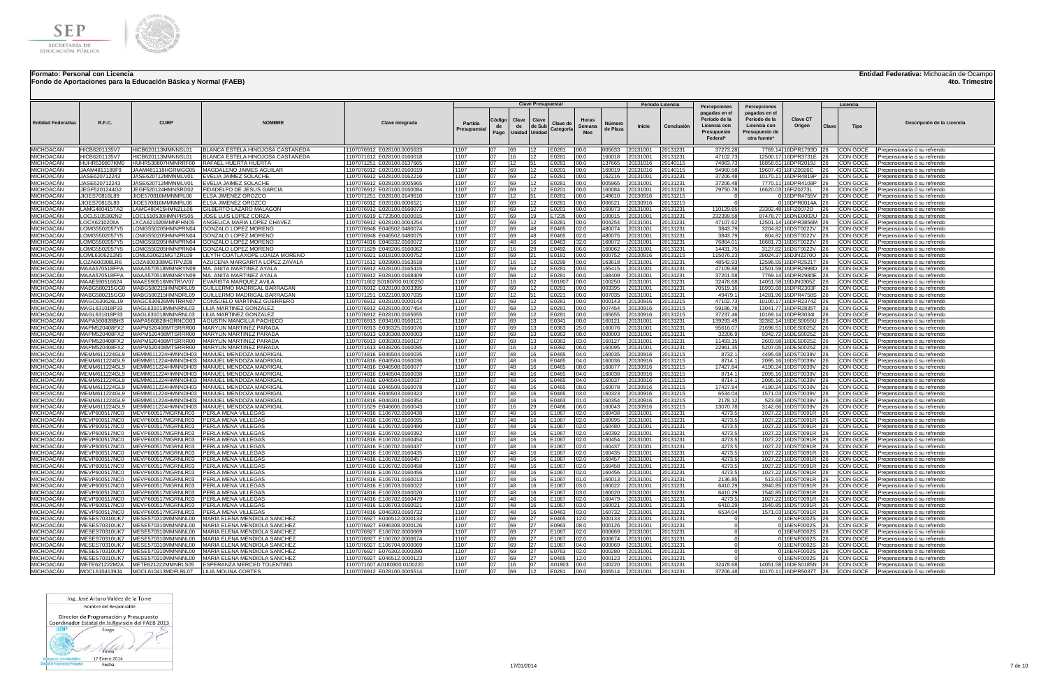**Formato: Personal con Licencia**
**Fondo de Aportaciones para la Educación Básica y Normal (FAEB)**

**Entidad Federativa:** Michoacán de Ocampo
**4to. Trimestre**

| Entidad Federativa | R.F.C. | CURP | NOMBRE | Clave integrada | Partida Presupuestal | Código de Pago | Clave de Unidad | Clave de Sub Unidad | Clave de Categoría | Horas Semana Mes | Número de Plaza | Periodo Licencia Inicio | Periodo Licencia Conclusión | Percepciones pagadas en el Periodo de la Licencia con Presupuesto Federal* | Percepciones pagadas en el Periodo de la Licencia con Presupuesto de otra fuente* | Clave CT Origen | Licencia Clave | Licencia Tipo | Descripción de la Licencia |
|---|---|---|---|---|---|---|---|---|---|---|---|---|---|---|---|---|---|---|---|
| MICHOACÁN | HICB620113SV7 | HICB620113MMNNSL01 | BLANCA ESTELA HINOJOSA CASTAÑEDA | 1107076912 E028100.0005633 | 1107 | 07 | 69 | 12 | E0281 | 00.0 | 005633 | 20131001 | 20131231 | 37273.28 | 7769.14 | 16DPR1793D | 26 | CON GOCE | Prepensionaria ó su refrendo |
| MICHOACÁN | HICB620113SV7 | HICB620113MMNNSL01 | BLANCA ESTELA HINOJOSA CASTAÑEDA | 1107071612 E028100.0160018 | 1107 | 07 | 16 | 12 | E0281 | 00.0 | 160018 | 20131001 | 20131231 | 47102.73 | 12500.17 | 16DPR3731E | 26 | CON GOCE | Prepensionaria ó su refrendo |
| MICHOACÁN | HUHR530807KM0 | HUHR530807HMNRRF00 | RAFAEL HUERTA HUERTA | 1107071251 E028100.0137665 | 1107 | 07 | 12 | 51 | E0281 | 00.0 | 137665 | 20131016 | 20140115 | 74963.73 | 16858.61 | 16DPR2019J | 26 | CON GOCE | Prepensionaria ó su refrendo |
| MICHOACÁN | JAAM4811189F9 | JAAM481118HGRMGG05 | MAGDALENO JAIMES AGUILAR | 1107076912 E020100.0160019 | 1107 | 07 | 69 | 12 | E0201 | 00.0 | 160019 | 20131016 | 20140115 | 94960.58 | 19607.43 | 16FIZ0026C | 26 | CON GOCE | Prepensionaria ó su refrendo |
| MICHOACÁN | JASE620712243 | JASE620712MMNMLV01 | EVELIA JAIMEZ SOLACHE | 1107076912 E028100.0162216 | 1107 | 07 | 69 | 12 | E0281 | 00.0 | 162216 | 20131001 | 20131231 | 37206.48 | 10170.11 | 16DPR4819P | 26 | CON GOCE | Prepensionaria ó su refrendo |
| MICHOACÁN | JASE620712243 | JASE620712MMNMLV01 | EVELIA JAIMEZ SOLACHE | 1107076912 E028100.0005965 | 1107 | 07 | 69 | 12 | E0281 | 00.0 | 005965 | 20131001 | 20131231 | 37206.48 | 7770.11 | 16DPR4109P | 26 | CON GOCE | Prepensionaria ó su refrendo |
| MICHOACÁN | JEGF5201244G2 | JEGF520124HMNSRD02 | FIDADELFO DE JESUS GARCIA | 1107076912 E020100.0160084 | 1107 | 07 | 69 | 12 | E0201 | 00.0 | 160084 | 20131001 | 20131231 | 79750.78 | 16620.03 | 16FIZ0273L | 26 | CON GOCE | Prepensionaria ó su refrendo |
| MICHOACÁN | JIOES70816L89 | JIOE570816MMNMRL06 | ELSA JIMENEZ OROZCO | 1107071251 E028100.0149610 | 1107 | 07 | 12 | 51 | E0281 | 00.0 | 149610 | 20130916 | 20131215 | 0 | 0 | 16DPR4755V | 26 | CON GOCE | Prepensionaria ó su refrendo |
| MICHOACÁN | JIOES70816L89 | JIOE570816MMNMRL06 | ELSA JIMENEZ OROZCO | 1107076912 E028100.0006521 | 1107 | 07 | 69 | 12 | E0281 | 00.0 | 006521 | 20130916 | 20131215 | 0 | 0 | 16DPR0014A | 26 | CON GOCE | Prepensionaria ó su refrendo |
| MICHOACÁN | LAMG480415TA2 | LAMG480415HMNZLL06 | GILBERTO LAZARO MALAGON | 1107076912 E020100.0160073 | 1107 | 07 | 69 | 12 | E0201 | 00.0 | 160073 | 20131001 | 20131231 | 110129.65 | 23302.48 | 16FIZ0072O | 26 | CON GOCE | Prepensionaria ó su refrendo |
| MICHOACÁN | LOCL5105302N2 | LOCL510530HMNPRS05 | JOSE LUIS LOPEZ CORZA | 1107076919 E723500.0100015 | 1107 | 07 | 69 | 19 | E7235 | 00.0 | 100015 | 20131001 | 20131231 | 232399.58 | 87478.77 | 16DNE0002U | 26 | CON GOCE | Prepensionaria ó su refrendo |
| MICHOACÁN | LXCA6210208IA | LXCA621020MMNPHN05 | ANGELICA MARIA LOPEZ CHAVEZ | 1107076912 E028100.0004254 | 1107 | 07 | 69 | 12 | E0281 | 00.0 | 004254 | 20131001 | 20131231 | 47107.62 | 12501.14 | 16DPR3856M | 26 | CON GOCE | Prepensionaria ó su refrendo |
| MICHOACÁN | LOMG5502057Y5 | LOMG550205HMNPRN04 | GONZALO LOPEZ MORENO | 1107076948 E046502.0480074 | 1107 | 07 | 69 | 48 | E0465 | 02.0 | 480074 | 20131001 | 20131231 | 3843.79 | 3204.82 | 16DST0022V | 26 | CON GOCE | Prepensionaria ó su refrendo |
| MICHOACÁN | LOMG5502057Y5 | LOMG550205HMNPRN04 | GONZALO LOPEZ MORENO | 1107076948 E046502.0480075 | 1107 | 07 | 69 | 48 | E0465 | 02.0 | 480075 | 20131001 | 20131231 | 3843.79 | 804.82 | 16DST0022V | 26 | CON GOCE | Prepensionaria ó su refrendo |
| MICHOACÁN | LOMG5502057Y5 | LOMG550205HMNPRN04 | GONZALO LOPEZ MORENO | 1107074816 E046332.0160072 | 1107 | 07 | 48 | 16 | E0463 | 32.0 | 160072 | 20131001 | 20131231 | 76864.01 | 16681.73 | 16DST0022V | 26 | CON GOCE | Prepensionaria ó su refrendo |
| MICHOACÁN | LOMG5502057Y5 | LOMG550205HMNPRN04 | GONZALO LOPEZ MORENO | 1107071629 E049206.0160062 | 1107 | 07 | 16 | 29 | E0492 | 06.0 | 160062 | 20131001 | 20131231 | 14431.75 | 3127.82 | 16DST0022V | 26 | CON GOCE | Prepensionaria ó su refrendo |
| MICHOACÁN | LOML6306212N5 | LOML630621MGTZRL09 | LILYTH COATLAXOPE LOAIZA MORENO | 1107076921 E018100.0000752 | 1107 | 07 | 69 | 21 | E0181 | 00.0 | 000752 | 20130916 | 20131215 | 115076.23 | 29024.37 | 16DJN2270O | 26 | CON GOCE | Prepensionaria ó su refrendo |
| MICHOACÁN | LOZA600308LR6 | LOZA600308MGTPVZ08 | AZUCENA MARGARITA LOPEZ ZAVALA | 1107071612 E029900.0163618 | 1107 | 07 | 16 | 12 | E0299 | 00.0 | 163618 | 20131001 | 20131231 | 48542.93 | 12596.55 | 16DPR2521T | 26 | CON GOCE | Prepensionaria ó su refrendo |
| MICHOACÁN | MAAA570518FPA | MAAA570518MMNRYN09 | MA. ANITA MARTINEZ AYALA | 1107076912 E028100.0165415 | 1107 | 07 | 69 | 12 | E0281 | 00.0 | 165415 | 20131001 | 20131231 | 47109.88 | 12501.59 | 16DPR2998D | 26 | CON GOCE | Prepensionaria ó su refrendo |
| MICHOACÁN | MAAA570518FPA | MAAA570518MMNRYN09 | MA. ANITA MARTINEZ AYALA | 1107076912 E028100.0168409 | 1107 | 07 | 69 | 12 | E0281 | 00.0 | 168409 | 20131001 | 20131231 | 37201.58 | 7769.14 | 16DPR2980E | 26 | CON GOCE | Prepensionaria ó su refrendo |
| MICHOACÁN | MAAE590516624 | MAAE590516MNTRVV07 | EVARISTA MARQUEZ AVILA | 1107071602 S018070.0100250 | 1107 | 07 | 16 | 02 | S01807 | 00.0 | 100250 | 20131001 | 20131231 | 32478.68 | 14051.58 | 16DJN0305Z | 26 | CON GOCE | Prepensionaria ó su refrendo |
| MICHOACÁN | MABG580215GG0 | MABG580215HMNDRL09 | GUILLERMO MADRIGAL BARRAGAN | 1107076912 E028100.0003395 | 1107 | 07 | 69 | 12 | E0281 | 00.0 | 003395 | 20131001 | 20131231 | 70519.16 | 16993.68 | 16DPR2303F | 26 | CON GOCE | Prepensionaria ó su refrendo |
| MICHOACÁN | MABG580215GG0 | MABG580215HMNDRL09 | GUILLERMO MADRIGAL BARRAGAN | 1107071251 E022100.0007035 | 1107 | 07 | 12 | 51 | E0221 | 00.0 | 007035 | 20131001 | 20131231 | 49479.1 | 14281.96 | 16DPR4758S | 26 | CON GOCE | Prepensionaria ó su refrendo |
| MICHOACÁN | MAGC630626L19 | MAGC630626MNTRRN07 | CONSUELO MARTINEZ GUERRERO | 1107076912 E028100.0000143 | 1107 | 07 | 69 | 12 | E0281 | 00.0 | 000143 | 20130916 | 20131215 | 47102.73 | 10100.17 | 16DPR2374Z | 26 | CON GOCE | Prepensionaria ó su refrendo |
| MICHOACÁN | MAGL631018P33 | MAGL631018MMNRNL03 | LILIA MARTINEZ GONZALEZ | 1107076912 E028100.0007454 | 1107 | 07 | 69 | 12 | E0281 | 00.0 | 007454 | 20130916 | 20131215 | 59186.78 | 13041.77 | 16DPR2835T | 26 | CON GOCE | Prepensionaria ó su refrendo |
| MICHOACÁN | MAGL631018P33 | MAGL631018MMNRNL03 | LILIA MARTINEZ GONZALEZ | 1107076912 E028100.0165655 | 1107 | 07 | 69 | 12 | E0281 | 00.0 | 165655 | 20130916 | 20131215 | 37237.46 | 10169.14 | 16DPR3034I | 26 | CON GOCE | Prepensionaria ó su refrendo |
| MICHOACÁN | MAPA560828BH3 | MAPA560828HGRNCG03 | AGUSTIN MANCILLA PACHECO | 1107076913 E034100.0160121 | 1107 | 07 | 69 | 13 | E0341 | 00.0 | 160121 | 20131001 | 20131231 | 139293.49 | 32362.14 | 16DES0055U | 26 | CON GOCE | Prepensionaria ó su refrendo |
| MICHOACÁN | MAPM520408FX2 | MAPM520408MTSRRR00 | MARYLIN MARTINEZ PARADA | 1107076913 E036325.0160076 | 1107 | 07 | 69 | 13 | E0363 | 25.0 | 160076 | 20131001 | 20131231 | 95616.07 | 21696.51 | 16DES0025Z | 26 | CON GOCE | Prepensionaria ó su refrendo |
| MICHOACÁN | MAPM520408FX2 | MAPM520408MTSRRR00 | MARYLIN MARTINEZ PARADA | 1107076913 E036308.0000003 | 1107 | 07 | 69 | 13 | E0363 | 08.0 | 000003 | 20131001 | 20131231 | 32206.9 | 9342.72 | 16DES0025Z | 26 | CON GOCE | Prepensionaria ó su refrendo |
| MICHOACÁN | MAPM520408FX2 | MAPM520408MTSRRR00 | MARYLIN MARTINEZ PARADA | 1107076913 E036303.0160127 | 1107 | 07 | 69 | 13 | E0363 | 03.0 | 160127 | 20131001 | 20131231 | 11493.15 | 2603.58 | 16DES0025Z | 26 | CON GOCE | Prepensionaria ó su refrendo |
| MICHOACÁN | MAPM520408FX2 | MAPM520408MTSRRR00 | MARYLIN MARTINEZ PARADA | 1107071613 E039206.0160095 | 1107 | 07 | 16 | 13 | E0392 | 06.0 | 160095 | 20131001 | 20131231 | 22961.35 | 5207.05 | 16DES0025Z | 26 | CON GOCE | Prepensionaria ó su refrendo |
| MICHOACÁN | MEMM611224GL9 | MEMM611224HMNNDH03 | MANUEL MENDOZA MADRIGAL | 1107074816 E046504.0160035 | 1107 | 07 | 48 | 16 | E0465 | 04.0 | 160035 | 20130916 | 20131215 | 8732.1 | 4495.68 | 16DST0039V | 26 | CON GOCE | Prepensionaria ó su refrendo |
| MICHOACÁN | MEMM611224GL9 | MEMM611224HMNNDH03 | MANUEL MENDOZA MADRIGAL | 1107074816 E046504.0160036 | 1107 | 07 | 48 | 16 | E0465 | 04.0 | 160036 | 20130916 | 20131215 | 8714.1 | 2095.16 | 16DST0039V | 26 | CON GOCE | Prepensionaria ó su refrendo |
| MICHOACÁN | MEMM611224GL9 | MEMM611224HMNNDH03 | MANUEL MENDOZA MADRIGAL | 1107074816 E046508.0160077 | 1107 | 07 | 48 | 16 | E0465 | 08.0 | 160077 | 20130916 | 20131215 | 17427.84 | 4190.24 | 16DST0039V | 26 | CON GOCE | Prepensionaria ó su refrendo |
| MICHOACÁN | MEMM611224GL9 | MEMM611224HMNNDH03 | MANUEL MENDOZA MADRIGAL | 1107074816 E046504.0160038 | 1107 | 07 | 48 | 16 | E0465 | 04.0 | 160038 | 20130916 | 20131215 | 8714.1 | 2095.16 | 16DST0039V | 26 | CON GOCE | Prepensionaria ó su refrendo |
| MICHOACÁN | MEMM611224GL9 | MEMM611224HMNNDH03 | MANUEL MENDOZA MADRIGAL | 1107074816 E046504.0160037 | 1107 | 07 | 48 | 16 | E0465 | 04.0 | 160037 | 20130916 | 20131215 | 8714.1 | 2095.16 | 16DST0039V | 26 | CON GOCE | Prepensionaria ó su refrendo |
| MICHOACÁN | MEMM611224GL9 | MEMM611224HMNNDH03 | MANUEL MENDOZA MADRIGAL | 1107074816 E046508.0160078 | 1107 | 07 | 48 | 16 | E0465 | 08.0 | 160078 | 20130916 | 20131215 | 17427.84 | 4190.24 | 16DST0039V | 26 | CON GOCE | Prepensionaria ó su refrendo |
| MICHOACÁN | MEMM611224GL9 | MEMM611224HMNNDH03 | MANUEL MENDOZA MADRIGAL | 1107074816 E046503.0160323 | 1107 | 07 | 48 | 16 | E0465 | 03.0 | 160323 | 20130916 | 20131215 | 6534.04 | 1571.03 | 16DST0039V | 26 | CON GOCE | Prepensionaria ó su refrendo |
| MICHOACÁN | MEMM611224GL9 | MEMM611224HMNNDH03 | MANUEL MENDOZA MADRIGAL | 1107074816 E046301.0160354 | 1107 | 07 | 48 | 16 | E0463 | 01.0 | 160354 | 20130916 | 20131215 | 2178.12 | 523.68 | 16DST0039V | 26 | CON GOCE | Prepensionaria ó su refrendo |
| MICHOACÁN | MEMM611224GL9 | MEMM611224HMNNDH03 | MANUEL MENDOZA MADRIGAL | 1107071629 E046606.0160043 | 1107 | 07 | 16 | 29 | E0466 | 06.0 | 160043 | 20130916 | 20131215 | 13070.78 | 3142.66 | 16DST0039V | 26 | CON GOCE | Prepensionaria ó su refrendo |
| MICHOACÁN | MEVP600517NC0 | MEVP600517MGRNLR03 | PERLA MENA VILLEGAS | 1107074816 E106702.0160438 | 1107 | 07 | 48 | 16 | E1067 | 02.0 | 160438 | 20131001 | 20131231 | 4273.5 | 1027.22 | 16DST0091R | 26 | CON GOCE | Prepensionaria ó su refrendo |
| MICHOACÁN | MEVP600517NC0 | MEVP600517MGRNLR03 | PERLA MENA VILLEGAS | 1107074816 E106702.0160095 | 1107 | 07 | 48 | 16 | E1067 | 02.0 | 160095 | 20131001 | 20131231 | 4273.5 | 1027.22 | 16DST0091R | 26 | CON GOCE | Prepensionaria ó su refrendo |
| MICHOACÁN | MEVP600517NC0 | MEVP600517MGRNLR03 | PERLA MENA VILLEGAS | 1107074816 E106702.0160480 | 1107 | 07 | 48 | 16 | E1067 | 02.0 | 160480 | 20131001 | 20131231 | 4273.5 | 1027.22 | 16DST0091R | 26 | CON GOCE | Prepensionaria ó su refrendo |
| MICHOACÁN | MEVP600517NC0 | MEVP600517MGRNLR03 | PERLA MENA VILLEGAS | 1107074816 E106702.0160392 | 1107 | 07 | 48 | 16 | E1067 | 02.0 | 160392 | 20131001 | 20131231 | 4273.5 | 1027.22 | 16DST0091R | 26 | CON GOCE | Prepensionaria ó su refrendo |
| MICHOACÁN | MEVP600517NC0 | MEVP600517MGRNLR03 | PERLA MENA VILLEGAS | 1107074816 E106702.0160454 | 1107 | 07 | 48 | 16 | E1067 | 02.0 | 160454 | 20131001 | 20131231 | 4273.5 | 1027.22 | 16DST0091R | 26 | CON GOCE | Prepensionaria ó su refrendo |
| MICHOACÁN | MEVP600517NC0 | MEVP600517MGRNLR03 | PERLA MENA VILLEGAS | 1107074816 E106702.0160437 | 1107 | 07 | 48 | 16 | E1067 | 02.0 | 160437 | 20131001 | 20131231 | 4273.5 | 1027.22 | 16DST0091R | 26 | CON GOCE | Prepensionaria ó su refrendo |
| MICHOACÁN | MEVP600517NC0 | MEVP600517MGRNLR03 | PERLA MENA VILLEGAS | 1107074816 E106702.0160435 | 1107 | 07 | 48 | 16 | E1067 | 02.0 | 160435 | 20131001 | 20131231 | 4273.5 | 1027.22 | 16DST0091R | 26 | CON GOCE | Prepensionaria ó su refrendo |
| MICHOACÁN | MEVP600517NC0 | MEVP600517MGRNLR03 | PERLA MENA VILLEGAS | 1107074816 E106702.0160457 | 1107 | 07 | 48 | 16 | E1067 | 02.0 | 160457 | 20131001 | 20131231 | 4273.5 | 1027.22 | 16DST0091R | 26 | CON GOCE | Prepensionaria ó su refrendo |
| MICHOACÁN | MEVP600517NC0 | MEVP600517MGRNLR03 | PERLA MENA VILLEGAS | 1107074816 E106702.0160458 | 1107 | 07 | 48 | 16 | E1067 | 02.0 | 160458 | 20131001 | 20131231 | 4273.5 | 1027.22 | 16DST0091R | 26 | CON GOCE | Prepensionaria ó su refrendo |
| MICHOACÁN | MEVP600517NC0 | MEVP600517MGRNLR03 | PERLA MENA VILLEGAS | 1107074816 E106702.0160456 | 1107 | 07 | 48 | 16 | E1067 | 02.0 | 160456 | 20131001 | 20131231 | 4273.5 | 1027.22 | 16DST0091R | 26 | CON GOCE | Prepensionaria ó su refrendo |
| MICHOACÁN | MEVP600517NC0 | MEVP600517MGRNLR03 | PERLA MENA VILLEGAS | 1107074816 E106701.0160013 | 1107 | 07 | 48 | 16 | E1067 | 01.0 | 160013 | 20131001 | 20131231 | 2136.85 | 513.63 | 16DST0091R | 26 | CON GOCE | Prepensionaria ó su refrendo |
| MICHOACÁN | MEVP600517NC0 | MEVP600517MGRNLR03 | PERLA MENA VILLEGAS | 1107074816 E106703.0160022 | 1107 | 07 | 48 | 16 | E1067 | 03.0 | 160022 | 20131001 | 20131231 | 6410.29 | 3940.85 | 16DST0091R | 26 | CON GOCE | Prepensionaria ó su refrendo |
| MICHOACÁN | MEVP600517NC0 | MEVP600517MGRNLR03 | PERLA MENA VILLEGAS | 1107074816 E106703.0160020 | 1107 | 07 | 48 | 16 | E1067 | 03.0 | 160020 | 20131001 | 20131231 | 6410.29 | 1540.85 | 16DST0091R | 26 | CON GOCE | Prepensionaria ó su refrendo |
| MICHOACÁN | MEVP600517NC0 | MEVP600517MGRNLR03 | PERLA MENA VILLEGAS | 1107074816 E106702.0160479 | 1107 | 07 | 48 | 16 | E1067 | 02.0 | 160479 | 20131001 | 20131231 | 4273.5 | 1027.22 | 16DST0091R | 26 | CON GOCE | Prepensionaria ó su refrendo |
| MICHOACÁN | MEVP600517NC0 | MEVP600517MGRNLR03 | PERLA MENA VILLEGAS | 1107074816 E106703.0160021 | 1107 | 07 | 48 | 16 | E1067 | 03.0 | 160021 | 20131001 | 20131231 | 6410.29 | 1540.85 | 16DST0091R | 26 | CON GOCE | Prepensionaria ó su refrendo |
| MICHOACÁN | MEVP600517NC0 | MEVP600517MGRNLR03 | PERLA MENA VILLEGAS | 1107074816 E046303.0160732 | 1107 | 07 | 48 | 16 | E0463 | 03.0 | 160732 | 20131001 | 20131231 | 6534.04 | 1571.03 | 16DST0091R | 26 | CON GOCE | Prepensionaria ó su refrendo |
| MICHOACÁN | MESE570310UK7 | MESE570310MMNNNL00 | MARIA ELENA MENDIOLA SANCHEZ | 1107076927 E046512.0000133 | 1107 | 07 | 69 | 27 | E0465 | 12.0 | 000133 | 20131001 | 20131231 | 0 | 0 | 16ENF0002S | 26 | CON GOCE | Prepensionaria ó su refrendo |
| MICHOACÁN | MESE570310UK7 | MESE570310MMNNNL00 | MARIA ELENA MENDIOLA SANCHEZ | 1107076927 E096308.0000126 | 1107 | 07 | 69 | 27 | E0963 | 08.0 | 000126 | 20131001 | 20131231 | 0 | 0 | 16ENF0002S | 26 | CON GOCE | Prepensionaria ó su refrendo |
| MICHOACÁN | MESE570310UK7 | MESE570310MMNNNL00 | MARIA ELENA MENDIOLA SANCHEZ | 1107076927 E106702.0000669 | 1107 | 07 | 69 | 27 | E1067 | 02.0 | 000669 | 20131001 | 20131231 | 0 | 0 | 16ENF0002S | 26 | CON GOCE | Prepensionaria ó su refrendo |
| MICHOACÁN | MESE570310UK7 | MESE570310MMNNNL00 | MARIA ELENA MENDIOLA SANCHEZ | 1107076927 E106702.0000674 | 1107 | 07 | 69 | 27 | E1067 | 02.0 | 000674 | 20131001 | 20131231 | 0 | 0 | 16ENF0002S | 26 | CON GOCE | Prepensionaria ó su refrendo |
| MICHOACÁN | MESE570310UK7 | MESE570310MMNNNL00 | MARIA ELENA MENDIOLA SANCHEZ | 1107076927 E106704.0000069 | 1107 | 07 | 69 | 27 | E1067 | 04.0 | 000069 | 20131001 | 20131231 | 0 | 0 | 16ENF0002S | 26 | CON GOCE | Prepensionaria ó su refrendo |
| MICHOACÁN | MESE570310UK7 | MESE570310MMNNNL00 | MARIA ELENA MENDIOLA SANCHEZ | 1107076927 E076302.0000280 | 1107 | 07 | 69 | 27 | E0763 | 02.0 | 000280 | 20131001 | 20131231 | 0 | 0 | 16ENF0002S | 26 | CON GOCE | Prepensionaria ó su refrendo |
| MICHOACÁN | MESE570310UK7 | MESE570310MMNNNL00 | MARIA ELENA MENDIOLA SANCHEZ | 1107076927 E046512.0000123 | 1107 | 07 | 69 | 27 | E0465 | 12.0 | 000123 | 20131001 | 20131231 | 0 | 0 | 16ENF0002S | 26 | CON GOCE | Prepensionaria ó su refrendo |
| MICHOACÁN | METE621222M2A | METE621222MMNRLS05 | ESPERANZA MERCED TOLENTINO | 1107071607 A018030.0100220 | 1107 | 07 | 16 | 07 | A01803 | 00.0 | 100220 | 20131001 | 20131231 | 32478.68 | 14051.58 | 16DES0185N | 26 | CON GOCE | Prepensionaria ó su refrendo |
| MICHOACÁN | MOCL610413SJ4 | MOCL610413MDFLRL07 | LILIA MOLINA CORTES | 1107076912 E028100.0005514 | 1107 | 07 | 69 | 12 | E0281 | 00.0 | 005514 | 20131001 | 20131231 | 37206.48 | 10170.11 | 16DPR5037T | 26 | CON GOCE | Prepensionaria ó su refrendo |

Ing. José Arturo Valdez de la Torre
Nombre del Responsable

Director de Programación y Presupuesto
Coordinador Estatal de la Revisión del FAEB 2013
Cargo

Firma

17 Enero 2014
Fecha

17/01/2014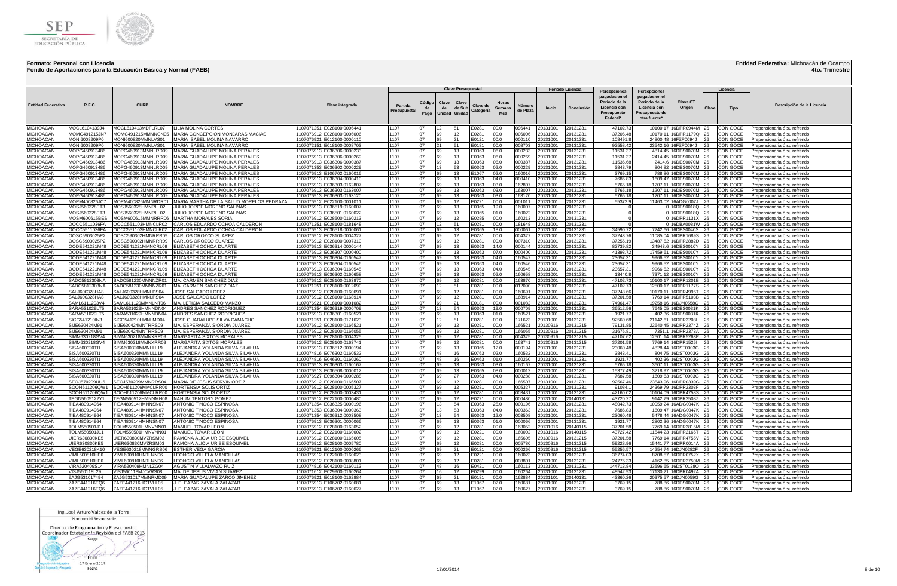**Formato: Personal con Licencia**

**Fondo de Aportaciones para la Educación Básica y Normal (FAEB)**

**Entidad Federativa:** Michoacán de Ocampo

**4to. Trimestre**

| Entidad Federativa | R.F.C. | CURP | NOMBRE | Clave integrada | Partida Presupuestal | Código de Pago | Clave de Unidad | Clave de Sub Unidad | Clave de Categoría | Horas Semana Mes | Número de Plaza | Periodo Licencia Inicio | Periodo Licencia Conclusión | Percepciones pagadas en el Periodo de la Licencia con Presupuesto Federal* | Percepciones pagadas en el Periodo de la Licencia con Presupuesto de otra fuente* | Clave CT Origen | Licencia Clave | Licencia Tipo | Descripción de la Licencia |
|---|---|---|---|---|---|---|---|---|---|---|---|---|---|---|---|---|---|---|---|
| MICHOACÁN | MOCL6104139J4 | MOCL610413MDFLRL07 | LILIA MOLINA CORTES | 1107071251 E028100.0096441 | 1107 | 07 | 12 | 51 | E0281 | 00.0 | 096441 | 20131001 | 20131231 | 47102.73 | 10100.17 | 16DPR0944M | 26 | CON GOCE | Prepensionaria o su refrendo |
| MICHOACÁN | MOMC491215JN7 | MOMC491215MMNNCN05 | MARIA CONCEPCION MONJARAS MACIAS | 1107076912 E028100.0006006 | 1107 | 07 | 69 | 12 | E0281 | 00.0 | 006006 | 20131001 | 20131231 | 37206.48 | 10170.11 | 16DPR1179Q | 26 | CON GOCE | Prepensionaria o su refrendo |
| MICHOACÁN | MONI6008209P0 | MONI600820MMNLVS01 | MARIA ISABEL MOLINA NAVARRO | 1107076921 E012100.0000110 | 1107 | 07 | 69 | 21 | E0121 | 00.0 | 000110 | 20131001 | 20131231 | 108491.8 | 24800.48 | 16FZP0094J | 26 | CON GOCE | Prepensionaria o su refrendo |
| MICHOACÁN | MONI6008209P0 | MONI600820MMNLVS01 | MARIA ISABEL MOLINA NAVARRO | 1107072151 E018100.0008703 | 1107 | 07 | 21 | 51 | E0181 | 00.0 | 008703 | 20131001 | 20131231 | 92558.42 | 23542.16 | 16FZP0094J | 26 | CON GOCE | Prepensionaria o su refrendo |
| MICHOACÁN | MOPG460913486 | MOPG460913MMNLRD09 | MARIA GUADALUPE MOLINA PERALES | 1107076913 E036306.0000233 | 1107 | 07 | 69 | 13 | E0363 | 06.0 | 000233 | 20131001 | 20131231 | 11531.37 | 4814.45 | 16DES0070M | 26 | CON GOCE | Prepensionaria o su refrendo |
| MICHOACÁN | MOPG460913486 | MOPG460913MMNLRD09 | MARIA GUADALUPE MOLINA PERALES | 1107076913 E036306.0000269 | 1107 | 07 | 69 | 13 | E0363 | 06.0 | 000269 | 20131001 | 20131231 | 11531.37 | 2414.45 | 16DES0070M | 26 | CON GOCE | Prepensionaria o su refrendo |
| MICHOACÁN | MOPG460913486 | MOPG460913MMNLRD09 | MARIA GUADALUPE MOLINA PERALES | 1107076913 E036306.0000387 | 1107 | 07 | 69 | 13 | E0363 | 06.0 | 000387 | 20131001 | 20131231 | 11536.68 | 2414.6 | 16DES0070M | 26 | CON GOCE | Prepensionaria o su refrendo |
| MICHOACÁN | MOPG460913486 | MOPG460913MMNLRD09 | MARIA GUADALUPE MOLINA PERALES | 1107071353 E036302.0000229 | 1107 | 07 | 13 | 53 | E0363 | 02.0 | 000229 | 20131001 | 20131231 | 3843.79 | 804.82 | 16DES0070M | 26 | CON GOCE | Prepensionaria o su refrendo |
| MICHOACÁN | MOPG460913486 | MOPG460913MMNLRD09 | MARIA GUADALUPE MOLINA PERALES | 1107076913 E106702.0160016 | 1107 | 07 | 69 | 13 | E1067 | 02.0 | 160016 | 20131001 | 20131231 | 3769.15 | 788.86 | 16DES0070M | 26 | CON GOCE | Prepensionaria o su refrendo |
| MICHOACÁN | MOPG460913486 | MOPG460913MMNLRD09 | MARIA GUADALUPE MOLINA PERALES | 1107076913 E036304.0000410 | 1107 | 07 | 69 | 13 | E0363 | 04.0 | 000410 | 20131001 | 20131231 | 7686.83 | 1609.47 | 16DES0070M | 26 | CON GOCE | Prepensionaria o su refrendo |
| MICHOACÁN | MOPG460913486 | MOPG460913MMNLRD09 | MARIA GUADALUPE MOLINA PERALES | 1107076913 E036303.0162807 | 1107 | 07 | 69 | 13 | E0363 | 03.0 | 162807 | 20131001 | 20131231 | 5765.18 | 1207.11 | 16DES0070M | 26 | CON GOCE | Prepensionaria o su refrendo |
| MICHOACÁN | MOPG460913486 | MOPG460913MMNLRD09 | MARIA GUADALUPE MOLINA PERALES | 1107076913 E036303.0163007 | 1107 | 07 | 69 | 13 | E0363 | 03.0 | 163007 | 20131001 | 20131231 | 5765.18 | 1207.11 | 16DES0070M | 26 | CON GOCE | Prepensionaria o su refrendo |
| MICHOACÁN | MOPG460913486 | MOPG460913MMNLRD09 | MARIA GUADALUPE MOLINA PERALES | 1107076913 E036303.0163120 | 1107 | 07 | 69 | 13 | E0363 | 03.0 | 163120 | 20131001 | 20131231 | 5765.18 | 1207.11 | 16DES0070M | 26 | CON GOCE | Prepensionaria o su refrendo |
| MICHOACÁN | MOPM400826JC7 | MOPM400826MMNRDR01 | MARIA MARTHA DE LA SALUD MORELOS PEDRAZA | 1107076912 E022100.0001011 | 1107 | 07 | 69 | 12 | E0221 | 00.0 | 001011 | 20131001 | 20131231 | 55372.9 | 11463.02 | 16ADG0007J | 26 | CON GOCE | Prepensionaria o su refrendo |
| MICHOACÁN | MOSJ560328ET3 | MOSJ560328HMNRLL02 | JULIO JORGE MORENO SALINAS | 1107076913 E036519.0160007 | 1107 | 07 | 69 | 13 | E0365 | 19.0 | 160007 | 20131001 | 20131231 | 0 | 0 | 16DES0018Q | 26 | CON GOCE | Prepensionaria o su refrendo |
| MICHOACÁN | MOSJ560328ET3 | MOSJ560328HMNRLL02 | JULIO JORGE MORENO SALINAS | 1107076913 E036501.0160022 | 1107 | 07 | 69 | 13 | E0365 | 01.0 | 160022 | 20131001 | 20131231 | 0 | 0 | 16DES0018Q | 26 | CON GOCE | Prepensionaria o su refrendo |
| MICHOACÁN | MOSM600615BES | MOSM600615MMNRRR06 | MARTHA MORALES SORIA | 1107076912 E028500.0160213 | 1107 | 07 | 69 | 12 | E0285 | 00.0 | 160213 | 20131001 | 20131231 | 0 | 0 | 16DPR1131X | 26 | CON GOCE | Prepensionaria o su refrendo |
| MICHOACÁN | OOCC5511036FA | OOCC551103HMNCLR02 | CARLOS EDUARDO OCHOA CALDERON | 1107071251 E028100.0181648 | 1107 | 07 | 12 | 51 | E0281 | 00.0 | 181648 | 20131001 | 20131231 | 0 | 0 | 16DBA0081W | 26 | CON GOCE | Prepensionaria o su refrendo |
| MICHOACÁN | OOCC5511036FA | OOCC551103HMNCLR02 | CARLOS EDUARDO OCHOA CALDERON | 1107076913 E036518.0000061 | 1107 | 07 | 69 | 13 | E0365 | 18.0 | 000061 | 20131001 | 20131231 | 34590.72 | 7242.66 | 16DES0040S | 26 | CON GOCE | Prepensionaria o su refrendo |
| MICHOACÁN | OOSC5903025P2 | OOSC590302HMNRRR09 | CARLOS OROZCO SUAREZ | 1107076912 E028100.0004327 | 1107 | 07 | 69 | 12 | E0281 | 00.0 | 004327 | 20131001 | 20131231 | 37243.76 | 11085.04 | 16DPR1689S | 26 | CON GOCE | Prepensionaria o su refrendo |
| MICHOACÁN | OOSC5903025P2 | OOSC590302HMNRRR09 | CARLOS OROZCO SUAREZ | 1107076912 E028100.0007310 | 1107 | 07 | 69 | 12 | E0281 | 00.0 | 007310 | 20131001 | 20131231 | 37256.19 | 13487.52 | 16DPR2882D | 26 | CON GOCE | Prepensionaria o su refrendo |
| MICHOACÁN | OODE541221M48 | OODE541221MMNCRL09 | ELIZABETH OCHOA DUARTE | 1107076913 E036314.0000144 | 1107 | 07 | 69 | 13 | E0363 | 14.0 | 000144 | 20131001 | 20131231 | 82739.82 | 34943.6 | 16DES0010Y | 26 | CON GOCE | Prepensionaria o su refrendo |
| MICHOACÁN | OODE541221M48 | OODE541221MMNCRL09 | ELIZABETH OCHOA DUARTE | 1107076913 E036307.0000400 | 1107 | 07 | 69 | 13 | E0363 | 07.0 | 000400 | 20131001 | 20131231 | 41393.72 | 17459.61 | 16DES0010Y | 26 | CON GOCE | Prepensionaria o su refrendo |
| MICHOACÁN | OODE541221M48 | OODE541221MMNCRL09 | ELIZABETH OCHOA DUARTE | 1107076913 E036304.0160547 | 1107 | 07 | 69 | 13 | E0363 | 04.0 | 160547 | 20131001 | 20131231 | 23657.31 | 9966.52 | 16DES0010Y | 26 | CON GOCE | Prepensionaria o su refrendo |
| MICHOACÁN | OODE541221M48 | OODE541221MMNCRL09 | ELIZABETH OCHOA DUARTE | 1107076913 E036304.0160546 | 1107 | 07 | 69 | 13 | E0363 | 04.0 | 160546 | 20131001 | 20131231 | 23657.31 | 9966.52 | 16DES0010Y | 26 | CON GOCE | Prepensionaria o su refrendo |
| MICHOACÁN | OODE541221M48 | OODE541221MMNCRL09 | ELIZABETH OCHOA DUARTE | 1107076913 E036304.0160545 | 1107 | 07 | 69 | 13 | E0363 | 04.0 | 160545 | 20131001 | 20131231 | 23657.31 | 9966.52 | 16DES0010Y | 26 | CON GOCE | Prepensionaria o su refrendo |
| MICHOACÁN | OODE541221M48 | OODE541221MMNCRL09 | ELIZABETH OCHOA DUARTE | 1107076913 E036302.0160658 | 1107 | 07 | 69 | 13 | E0363 | 02.0 | 160658 | 20131001 | 20131231 | 13440.8 | 7371.12 | 16DES0010Y | 26 | CON GOCE | Prepensionaria o su refrendo |
| MICHOACÁN | SADC5812303NA | SADC581230MMNNZR01 | MA. CARMEN SANCHEZ DIAZ | 1107076912 E028100.0163870 | 1107 | 07 | 69 | 12 | E0281 | 00.0 | 163870 | 20131001 | 20131231 | 47102.73 | 10100.17 | 16DPR1201B | 26 | CON GOCE | Prepensionaria o su refrendo |
| MICHOACÁN | SADC5812303NA | SADC581230MMNNZR01 | MA. CARMEN SANCHEZ DIAZ | 1107071251 E028100.0012090 | 1107 | 07 | 12 | 51 | E0281 | 00.0 | 012090 | 20131001 | 20131231 | 47102.73 | 12500.17 | 16DPR1177S | 26 | CON GOCE | Prepensionaria o su refrendo |
| MICHOACÁN | SALJ600328HA8 | SALJ600328HMNLPS04 | JOSE SALGADO LOPEZ | 1107076912 E028100.0160691 | 1107 | 07 | 69 | 12 | E0281 | 00.0 | 160691 | 20131001 | 20131231 | 37248.66 | 10170.11 | 16DPR4996T | 26 | CON GOCE | Prepensionaria o su refrendo |
| MICHOACÁN | SALJ600328HA8 | SALJ600328HMNLPS04 | JOSE SALGADO LOPEZ | 1107076912 E028100.0168914 | 1107 | 07 | 69 | 12 | E0281 | 00.0 | 168914 | 20131001 | 20131231 | 37201.58 | 7769.14 | 16DPR5103B | 26 | CON GOCE | Prepensionaria o su refrendo |
| MICHOACÁN | SAML6111203V4 | SAML611120MMNLNT06 | MA. LETICIA SALCEDO MANZO | 1107076921 E018100.0001082 | 1107 | 07 | 69 | 21 | E0181 | 00.0 | 001082 | 20131001 | 20131231 | 74961.47 | 19258.16 | 16DJN0558C | 26 | CON GOCE | Prepensionaria o su refrendo |
| MICHOACÁN | SARA531029LT5 | SARA531029HMNNDN04 | ANDRES SANCHEZ RODRIGUEZ | 1107071354 E036319.0000709 | 1107 | 07 | 13 | 54 | E0363 | 19.0 | 000709 | 20131001 | 20131231 | 36512.56 | 7645.05 | 16DES0031K | 26 | CON GOCE | Prepensionaria o su refrendo |
| MICHOACÁN | SARA531029LT5 | SARA531029HMNNDN04 | ANDRES SANCHEZ RODRIGUEZ | 1107076913 E036301.0160521 | 1107 | 07 | 69 | 13 | E0363 | 01.0 | 160521 | 20131001 | 20131231 | 1921.77 | 402.36 | 16DES0031K | 26 | CON GOCE | Prepensionaria o su refrendo |
| MICHOACÁN | SICG541210IN3 | SICG541210HMNLMD04 | JOSE GUADALUPE SILVA CAMACHO | 1107071251 E028100.0171623 | 1107 | 07 | 12 | 51 | E0281 | 00.0 | 171623 | 20131001 | 20131231 | 92560.68 | 21142.61 | 16DPR3208I | 26 | CON GOCE | Prepensionaria o su refrendo |
| MICHOACÁN | SIJE630424M91 | SIJE630424MNTRRS09 | MA. ESPERANZA SIORDIA JUAREZ | 1107076912 E028100.0166521 | 1107 | 07 | 69 | 12 | E0281 | 00.0 | 166521 | 20130916 | 20131215 | 79131.85 | 22640.45 | 16DPR2374Z | 26 | CON GOCE | Prepensionaria o su refrendo |
| MICHOACÁN | SIJE630424M91 | SIJE630424MNTRRS09 | MA. ESPERANZA SIORDIA JUAREZ | 1107076912 E028100.0166055 | 1107 | 07 | 69 | 12 | E0281 | 00.0 | 166055 | 20130916 | 20131215 | 31676.81 | 7351.1 | 16DPR2373A | 26 | CON GOCE | Prepensionaria o su refrendo |
| MICHOACÁN | SIMM630218GV4 | SIMM630218MMNXRR09 | MARGARITA SIXTOS MORALES | 1107076912 E028100.0004325 | 1107 | 07 | 69 | 12 | E0281 | 00.0 | 004325 | 20130916 | 20131215 | 47107.62 | 12501.14 | 16DPR5263P | 26 | CON GOCE | Prepensionaria o su refrendo |
| MICHOACÁN | SIMM630218GV4 | SIMM630218MMNXRR09 | MARGARITA SIXTOS MORALES | 1107076912 E028100.0163741 | 1107 | 07 | 69 | 12 | E0281 | 00.0 | 163741 | 20130916 | 20131215 | 37201.58 | 7769.14 | 16DPR1525I | 26 | CON GOCE | Prepensionaria o su refrendo |
| MICHOACÁN | SISA600320T I1 | SISA600320MMNLLL19 | ALEJANDRA YOLANDA SILVA SILAHUA | 1107076913 E036512.0000194 | 1107 | 07 | 69 | 13 | E0365 | 12.0 | 000194 | 20131001 | 20131231 | 23060.48 | 4828.44 | 16DST0003G | 26 | CON GOCE | Prepensionaria o su refrendo |
| MICHOACÁN | SISA600320TI1 | SISA600320MMNLLL19 | ALEJANDRA YOLANDA SILVA SILAHUA | 1107074816 E076302.0160532 | 1107 | 07 | 48 | 16 | E0763 | 02.0 | 160532 | 20131001 | 20131231 | 3843.41 | 804.75 | 16DST0003G | 26 | CON GOCE | Prepensionaria o su refrendo |
| MICHOACÁN | SISA600320TI1 | SISA600320MMNLLL19 | ALEJANDRA YOLANDA SILVA SILAHUA | 1107074816 E046301.0160260 | 1107 | 07 | 48 | 16 | E0463 | 01.0 | 160260 | 20131001 | 20131231 | 1921.77 | 402.36 | 16DST0003G | 26 | CON GOCE | Prepensionaria o su refrendo |
| MICHOACÁN | SISA600320TI1 | SISA600320MMNLLL19 | ALEJANDRA YOLANDA SILVA SILAHUA | 1107076913 E036303.0160167 | 1107 | 07 | 69 | 13 | E0363 | 03.0 | 160167 | 20131001 | 20131231 | 5765.18 | 3607.11 | 16DST0003G | 26 | CON GOCE | Prepensionaria o su refrendo |
| MICHOACÁN | SISA600320TI1 | SISA600320MMNLLL19 | ALEJANDRA YOLANDA SILVA SILAHUA | 1107076913 E036508.0000012 | 1107 | 07 | 69 | 13 | E0365 | 08.0 | 000012 | 20131001 | 20131231 | 15377.49 | 3218.97 | 16DST0003G | 26 | CON GOCE | Prepensionaria o su refrendo |
| MICHOACÁN | SISA600320TI1 | SISA600320MMNLLL19 | ALEJANDRA YOLANDA SILVA SILAHUA | 1107076927 E096304.0000288 | 1107 | 07 | 69 | 27 | E0963 | 04.0 | 000288 | 20131001 | 20131231 | 7687.58 | 1609.63 | 16DST0003G | 26 | CON GOCE | Prepensionaria o su refrendo |
| MICHOACÁN | SEOJ570209UU6 | SEOJ570209MMNRRS04 | MARIA DE JESUS SERVIN ORTIZ | 1107076912 E028100.0166507 | 1107 | 07 | 69 | 12 | E0281 | 00.0 | 166507 | 20131001 | 20131231 | 92567.46 | 23543.96 | 16DPR0339G | 26 | CON GOCE | Prepensionaria o su refrendo |
| MICHOACÁN | SOOH611206QW1 | SOOH611206MMCLRR00 | HORTENSIA SOLIS ORTIZ | 1107076912 E028100.0005327 | 1107 | 07 | 69 | 12 | E0281 | 00.0 | 005327 | 20131001 | 20131231 | 91084.1 | 24369.79 | 16DPR2303F | 26 | CON GOCE | Prepensionaria o su refrendo |
| MICHOACÁN | SOOH611206QW1 | SOOH611206MMCLRR00 | HORTENSIA SOLIS ORTIZ | 1107076912 E028100.0003431 | 1107 | 07 | 69 | 12 | E0281 | 00.0 | 003431 | 20131001 | 20131231 | 42160.02 | 10104.09 | 16DPR4758S | 26 | CON GOCE | Prepensionaria o su refrendo |
| MICHOACÁN | TEGN5605122Y1 | TEGN560512HMNNMH08 | NAHUM TENTORY GOMEZ | 1107076912 E022100.0000480 | 1107 | 07 | 69 | 12 | E0221 | 00.0 | 000480 | 20131001 | 20140131 | 43720.27 | 9142.79 | 16DPR2508Z | 26 | CON GOCE | Prepensionaria o su refrendo |
| MICHOACÁN | TIEA480914964 | TIEA480914HMNNSN07 | ANTONIO TINOCO ESPINOSA | 1107071354 E036325.0000196 | 1107 | 07 | 13 | 54 | E0363 | 25.0 | 000196 | 20131001 | 20131231 | 48042.73 | 10059.24 | 16ADG0047K | 26 | CON GOCE | Prepensionaria o su refrendo |
| MICHOACÁN | TIEA480914964 | TIEA480914HMNNSN07 | ANTONIO TINOCO ESPINOSA | 1107071353 E036304.0000363 | 1107 | 07 | 13 | 53 | E0363 | 04.0 | 000363 | 20131001 | 20131231 | 7686.83 | 1609.47 | 16ADG0047K | 26 | CON GOCE | Prepensionaria o su refrendo |
| MICHOACÁN | TIEA480914964 | TIEA480914HMNNSN07 | ANTONIO TINOCO ESPINOSA | 1107071354 E036312.0003508 | 1107 | 07 | 13 | 54 | E0363 | 12.0 | 003508 | 20131001 | 20131231 | 23060.48 | 5478.44 | 16ADG0047K | 26 | CON GOCE | Prepensionaria o su refrendo |
| MICHOACÁN | TIEA480914964 | TIEA480914HMNNSN07 | ANTONIO TINOCO ESPINOSA | 1107076913 E036301.0000066 | 1107 | 07 | 69 | 13 | E0363 | 01.0 | 000066 | 20131001 | 20131231 | 1921.77 | 2802.36 | 16ADG0047K | 26 | CON GOCE | Prepensionaria o su refrendo |
| MICHOACÁN | TOLM550501J11 | TOLM550501HMNVNN01 | MANUEL TOVAR LEON | 1107076912 E028100.0163052 | 1107 | 07 | 69 | 12 | E0281 | 00.0 | 163052 | 20131016 | 20140115 | 37201.58 | 7769.14 | 16DPR3815M | 26 | CON GOCE | Prepensionaria o su refrendo |
| MICHOACÁN | TOLM550501J11 | TOLM550501HMNVNN01 | MANUEL TOVAR LEON | 1107076912 E022100.0160002 | 1107 | 07 | 69 | 12 | E0221 | 00.0 | 160002 | 20131016 | 20140115 | 43727.42 | 11544.23 | 16DPR2166T | 26 | CON GOCE | Prepensionaria o su refrendo |
| MICHOACÁN | UIER630830KE5 | UIER630830MVZRSM03 | RAMONA ALICIA URIBE ESQUIVEL | 1107076912 E028100.0165605 | 1107 | 07 | 69 | 12 | E0281 | 00.0 | 165605 | 20130916 | 20131215 | 37201.58 | 7769.14 | 16DPR4755V | 26 | CON GOCE | Prepensionaria o su refrendo |
| MICHOACÁN | UIER630830KE5 | UIER630830MVZRSM03 | RAMONA ALICIA URIBE ESQUIVEL | 1107076912 E028100.0005780 | 1107 | 07 | 69 | 12 | E0281 | 00.0 | 005780 | 20130916 | 20131215 | 59228.96 | 15441.77 | 16DPR0014A | 26 | CON GOCE | Prepensionaria o su refrendo |
| MICHOACÁN | VEGE630218K10 | VEGE630218MMNGRS06 | ESTHER VEGA GARCIA | 1107076921 E012100.0000266 | 1107 | 07 | 69 | 21 | E0121 | 00.0 | 000266 | 20130916 | 20131215 | 55256.57 | 14254.74 | 16DJN0282F | 26 | CON GOCE | Prepensionaria o su refrendo |
| MICHOACÁN | VIML600810HE6 | VIML600810HNTLNN06 | LEONCIO VILLELA MANCILLAS | 1107076912 E022100.0160023 | 1107 | 07 | 69 | 12 | E0221 | 00.0 | 160023 | 20131001 | 20131231 | 36774.03 | 8708.57 | 16DPR0752X | 26 | CON GOCE | Prepensionaria o su refrendo |
| MICHOACÁN | VIML600810HE6 | VIML600810HNTLNN06 | LEONCIO VILLELA MANCILLAS | 1107076912 E028100.0008801 | 1107 | 07 | 69 | 12 | E0281 | 00.0 | 008801 | 20131001 | 20131231 | 24776.33 | 4162.85 | 16DPR2750M | 26 | CON GOCE | Prepensionaria o su refrendo |
| MICHOACÁN | VIRA520409S14 | VIRA520409HMNLZG04 | AGUSTIN VILLALVAZO RUIZ | 1107074816 E042100.0160113 | 1107 | 07 | 48 | 16 | E0421 | 00.0 | 160113 | 20131001 | 20131231 | 144713.84 | 33596.65 | 16DST0128O | 26 | CON GOCE | Prepensionaria o su refrendo |
| MICHOACÁN | VISJ560118L29 | VISJ560118MJCVRS08 | MA. DE JESUS VIVIAN SUAREZ | 1107071612 E029900.0160264 | 1107 | 07 | 16 | 12 | E0299 | 00.0 | 160264 | 20131001 | 20131231 | 48542.93 | 17130.21 | 16DPR0492A | 26 | CON GOCE | Prepensionaria o su refrendo |
| MICHOACÁN | ZAJG531017494 | ZAJG531017MMNRMD09 | MARIA GUADALUPE ZARCO JIMENEZ | 1107076921 E018100.0162884 | 1107 | 07 | 69 | 21 | E0181 | 00.0 | 162884 | 20131101 | 20140131 | 43360.26 | 20375.57 | 16DJN0059G | 26 | CON GOCE | Prepensionaria o su refrendo |
| MICHOACÁN | ZAZE441216EQ6 | ZAZE441216HGTVLL05 | J. ELEAZAR ZAVALA ZALAZAR | 1107076913 E106702.0160681 | 1107 | 07 | 69 | 13 | E1067 | 02.0 | 160681 | 20131001 | 20131231 | 3769.15 | 788.86 | 16DES0070M | 26 | CON GOCE | Prepensionaria o su refrendo |
| MICHOACÁN | ZAZE441216EQ6 | ZAZE441216HGTVLL05 | J. ELEAZAR ZAVALA ZALAZAR | 1107076913 E106702.0160627 | 1107 | 07 | 69 | 13 | E1067 | 02.0 | 160627 | 20131001 | 20131231 | 3769.15 | 788.86 | 16DES0070M | 26 | CON GOCE | Prepensionaria o su refrendo |

Ing. José Arturo Valdez de la Torre
Nombre del Responsable

Director de Programación y Presupuesto
Coordinador Estatal de la Revisión del FAEB 2013
Cargo

Firma

17 Enero 2014
Fecha

17/01/2014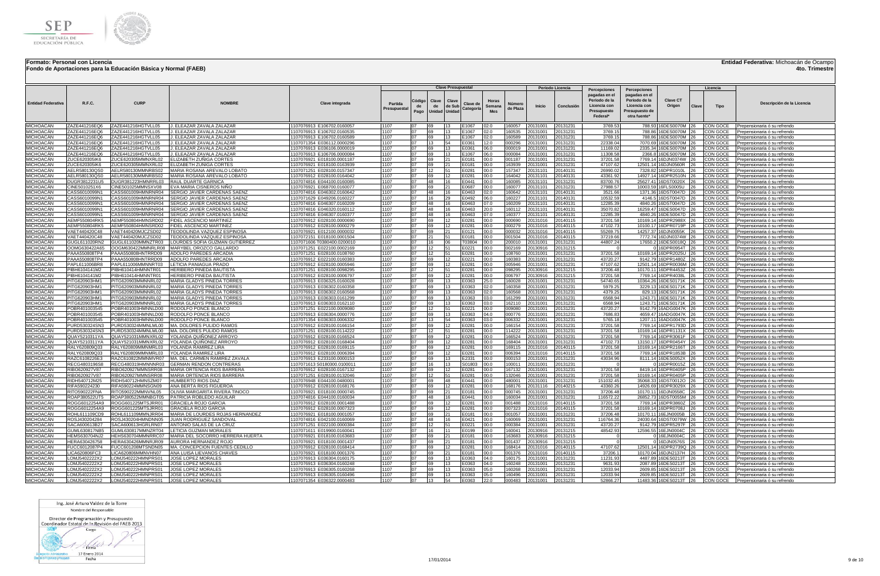**Formato: Personal con Licencia**
**Fondo de Aportaciones para la Educación Básica y Normal (FAEB)**

**Entidad Federativa:** Michoacán de Ocampo
**4to. Trimestre**

| Entidad Federativa | R.F.C. | CURP | NOMBRE | Clave integrada | Partida Presupuestal | Código de Pago | Clave de Unidad | Clave de Sub Unidad | Clave de Categoría | Horas Semana Mes | Número de Plaza | Inicio | Conclusión | Percepciones pagadas en el Periodo de la Licencia con Presupuesto Federal* | Percepciones pagadas en el Periodo de la Licencia con Presupuesto de otra fuente* | Clave CT Origen | Clave | Tipo | Descripción de la Licencia |
|---|---|---|---|---|---|---|---|---|---|---|---|---|---|---|---|---|---|---|---|
| MICHOACÁN | ZAZE441216EQ6 | ZAZE441216HGTVLL05 | J. ELEAZAR ZAVALA ZALAZAR | 1107076913 E106702.0160057 | 1107 | 07 | 69 | 13 | E1067 | 02.0 | 160057 | 20131001 | 20131231 | 3769.53 | 788.93 | 16DES0070M | 26 | CON GOCE | Prejensionaria o su refrendo |
| MICHOACÁN | ZAZE441216EQ6 | ZAZE441216HGTVLL05 | J. ELEAZAR ZAVALA ZALAZAR | 1107076913 E106702.0160535 | 1107 | 07 | 69 | 13 | E1067 | 02.0 | 160535 | 20131001 | 20131231 | 3769.15 | 788.86 | 16DES0070M | 26 | CON GOCE | Prejensionaria o su refrendo |
| MICHOACÁN | ZAZE441216EQ6 | ZAZE441216HGTVLL05 | J. ELEAZAR ZAVALA ZALAZAR | 1107076913 E106702.0160589 | 1107 | 07 | 69 | 13 | E1067 | 02.0 | 160589 | 20131001 | 20131231 | 3769.15 | 788.86 | 16DES0070M | 26 | CON GOCE | Prejensionaria o su refrendo |
| MICHOACÁN | ZAZE441216EQ6 | ZAZE441216HGTVLL05 | J. ELEAZAR ZAVALA ZALAZAR | 1107071354 E036112.0000296 | 1107 | 07 | 13 | 54 | E0361 | 12.0 | 000296 | 20131001 | 20131231 | 22338.04 | 7070.69 | 16DES0070M | 26 | CON GOCE | Prejensionaria o su refrendo |
| MICHOACÁN | ZAZE441216EQ6 | ZAZE441216HGTVLL05 | J. ELEAZAR ZAVALA ZALAZAR | 1107076913 E036106.0000019 | 1107 | 07 | 69 | 13 | E0361 | 06.0 | 000019 | 20131001 | 20131231 | 11169.02 | 2335.34 | 16DES0070M | 26 | CON GOCE | Prejensionaria o su refrendo |
| MICHOACÁN | ZAZE441216EQ6 | ZAZE441216HGTVLL05 | J. ELEAZAR ZAVALA ZALAZAR | 1107076913 E106706.0000084 | 1107 | 07 | 69 | 13 | E1067 | 06.0 | 000084 | 20131001 | 20131231 | 11308.58 | 2366.8 | 16DES0070M | 26 | CON GOCE | Prejensionaria o su refrendo |
| MICHOACÁN | ZUCE620305IK6 | ZUCE620305MMNXRL02 | ELIZABETH ZUÑIGA CORTES | 1107076921 E018100.0001187 | 1107 | 07 | 69 | 21 | E0181 | 00.0 | 001187 | 20131001 | 20131231 | 37201.58 | 7769.14 | 16DJN0374W | 26 | CON GOCE | Prejensionaria o su refrendo |
| MICHOACÁN | ZUCE620305IK6 | ZUCE620305MMNXRL02 | ELIZABETH ZUÑIGA CORTES | 1107076921 E018100.0163939 | 1107 | 07 | 69 | 21 | E0181 | 00.0 | 163939 | 20131001 | 20131231 | 47107.62 | 12501.14 | 16DJN0560R | 26 | CON GOCE | Prejensionaria o su refrendo |
| MICHOACÁN | AELR580130QS0 | AELR580130MMNRBS02 | MARIA ROSANA AREVALO LOBATO | 1107071251 E028100.0157347 | 1107 | 07 | 12 | 51 | E0281 | 00.0 | 157347 | 20131101 | 20140131 | 26990.02 | 7328.82 | 16DPR1010L | 26 | CON GOCE | Prejensionaria o su refrendo |
| MICHOACÁN | AELR580130QS0 | AELR580130MMNRBS02 | MARIA ROSANA AREVALO LOBATO | 1107076912 E028100.0164042 | 1107 | 07 | 69 | 12 | E0281 | 00.0 | 164042 | 20131101 | 20140131 | 43361.92 | 14927.14 | 16DPR2510N | 26 | CON GOCE | Prejensionaria o su refrendo |
| MICHOACÁN | DUGR3812231U5 | DUGR381223HMNRRL03 | RAUL DUARTE GARNICA | 1107074816 E044100.0160085 | 1107 | 07 | 48 | 16 | E0441 | 00.0 | 160085 | 20131001 | 20131231 | 83700.76 | 25627.41 | 16DST0020X | 26 | CON GOCE | Prejensionaria o su refrendo |
| MICHOACÁN | CINE5010251X6 | CINE501025MMNSXV08 | EVA MARIA CISNEROS NIÑO | 1107076921 E068700.0160077 | 1107 | 07 | 69 | 21 | E0687 | 00.0 | 160077 | 20131001 | 20131231 | 27988.57 | 10003.59 | 16FLS0005U | 26 | CON GOCE | Prejensionaria o su refrendo |
| MICHOACÁN | CASS6010099N1 | CASS601009HMNRNR04 | SERGIO JAVIER CARDENAS SAENZ | 1107074816 E046302.0160642 | 1107 | 07 | 48 | 16 | E0463 | 02.0 | 160642 | 20131101 | 20140131 | 3521.66 | 1371.36 | 16DST0047D | 26 | CON GOCE | Prejensionaria o su refrendo |
| MICHOACÁN | CASS6010099N1 | CASS601009HMNRNR04 | SERGIO JAVIER CARDENAS SAENZ | 1107071629 E049206.0160227 | 1107 | 07 | 16 | 29 | E0492 | 06.0 | 160227 | 20131101 | 20140131 | 10532.59 | 4146.5 | 16DST0047D | 26 | CON GOCE | Prejensionaria o su refrendo |
| MICHOACÁN | CASS6010099N1 | CASS601009HMNRNR04 | SERGIO JAVIER CARDENAS SAENZ | 1107074816 E046307.0160209 | 1107 | 07 | 48 | 16 | E0463 | 07.0 | 160209 | 20131101 | 20140131 | 12285.39 | 4840.26 | 16DST0047D | 26 | CON GOCE | Prejensionaria o su refrendo |
| MICHOACÁN | CASS6010099N1 | CASS601009HMNRNR04 | SERGIO JAVIER CARDENAS SAENZ | 1107074816 E046320.0160112 | 1107 | 07 | 48 | 16 | E0463 | 20.0 | 160112 | 20131101 | 20140131 | 35070.82 | 16259.47 | 16DES0047D | 26 | CON GOCE | Prejensionaria o su refrendo |
| MICHOACÁN | CASS6010099N1 | CASS601009HMNRNR04 | SERGIO JAVIER CARDENAS SAENZ | 1107074816 E046307.0160377 | 1107 | 07 | 48 | 16 | E0463 | 07.0 | 160377 | 20131101 | 20140131 | 12285.39 | 4840.26 | 16DES0047D | 26 | CON GOCE | Prejensionaria o su refrendo |
| MICHOACÁN | AEMF550804RK5 | AEMF550804HMNSRD02 | FIDEL ASCENCIO MARTINEZ | 1107076912 E028100.0000690 | 1107 | 07 | 69 | 12 | E0281 | 00.0 | 000690 | 20131016 | 20140115 | 37201.58 | 10169.14 | 16DPR2988X | 26 | CON GOCE | Prejensionaria o su refrendo |
| MICHOACÁN | AEMF550804RK5 | AEMF550804HMNSRD02 | FIDEL ASCENCIO MARTINEZ | 1107076912 E028100.0000279 | 1107 | 07 | 69 | 12 | E0281 | 00.0 | 000279 | 20131016 | 20140115 | 47102.73 | 10100.17 | 16DPR0719P | 26 | CON GOCE | Prejensionaria o su refrendo |
| MICHOACÁN | VAET440420C48 | VAET440420MJCZSD02 | TEODOLINDA VAZQUEZ ESPINOSA | 1107076921 E012100.0000032 | 1107 | 07 | 69 | 21 | E0121 | 00.0 | 000032 | 20131016 | 20140115 | 55269.75 | 14257.37 | 16DJN0055K | 26 | CON GOCE | Prejensionaria o su refrendo |
| MICHOACÁN | VAET440420C48 | VAET440420MJCZSD02 | TEODOLINDA VAZQUEZ ESPINOSA | 1107072151 E018100.0001504 | 1107 | 07 | 21 | 51 | E0181 | 00.0 | 001504 | 20131016 | 20140115 | 37219.66 | 7772.74 | 16DJN0374W | 26 | CON GOCE | Prejensionaria o su refrendo |
| MICHOACÁN | GUGL611020RN2 | GUGL611020MMNZTR03 | LOURDES SOFIA GUZMAN GUTIERREZ | 1107071606 T0380400.0200010 | 1107 | 07 | 16 | 06 | T03804 | 00.0 | 200010 | 20131001 | 20131231 | 44807.24 | 17650.2 | 16DES0018Q | 26 | CON GOCE | Prejensionaria o su refrendo |
| MICHOACÁN | OOMG630422AH5 | OOGM630422MMNRLR08 | MARYBEL OROZCO GALLARDO | 1107071251 E022100.0002169 | 1107 | 07 | 12 | 51 | E0221 | 00.0 | 002169 | 20130916 | 20131215 | 0 | 0 | 16DPR0954T | 26 | CON GOCE | Prejensionaria o su refrendo |
| MICHOACÁN | PAAA550808TP4 | PAAA550808HNTRRD09 | ADOLFO PAREDES ARCADIA | 1107071251 E028100.0108760 | 1107 | 07 | 12 | 51 | E0281 | 00.0 | 108760 | 20131001 | 20131231 | 37201.58 | 10169.14 | 16DPR2025U | 26 | CON GOCE | Prejensionaria o su refrendo |
| MICHOACÁN | PAAA550808TP4 | PAAA550808HNTRRD09 | ADOLFO PAREDES ARCADIA | 1107076912 E022100.0160383 | 1107 | 07 | 69 | 12 | E0221 | 00.0 | 160383 | 20131001 | 20131231 | 43720.27 | 9142.79 | 16DPR1480Z | 26 | CON GOCE | Prejensionaria o su refrendo |
| MICHOACÁN | PAPL611006BR8 | PAPL611006MMNNRT03 | LETICIA PANIAGUA PRADO | 1107076912 E028100.0005946 | 1107 | 07 | 69 | 12 | E0281 | 00.0 | 005946 | 20131001 | 20131231 | 47107.62 | 12501.14 | 16DPR0036M | 26 | CON GOCE | Prejensionaria o su refrendo |
| MICHOACÁN | PIBH6104141M2 | PIBH610414HMNNTR01 | HERIBERO PINEDA BAUTISTA | 1107071251 E028100.0098295 | 1107 | 07 | 12 | 51 | E0281 | 00.0 | 098295 | 20130916 | 20131215 | 37206.48 | 10170.11 | 16DPR4453Z | 26 | CON GOCE | Prejensionaria o su refrendo |
| MICHOACÁN | PIBH6104141M2 | PIBH610414HMNNTR01 | HERIBERO PINEDA BAUTISTA | 1107076912 E028100.0006797 | 1107 | 07 | 69 | 12 | E0281 | 00.0 | 006797 | 20130916 | 20131215 | 37201.58 | 7769.14 | 16DPR4038L | 26 | CON GOCE | Prejensionaria o su refrendo |
| MICHOACÁN | PITG620903HM1 | PITG620903MMNNRL02 | MARIA GLADYS PINEDA TORRES | 1107076913 E036325.0160028 | 1107 | 07 | 69 | 13 | E0363 | 25.0 | 160028 | 20131001 | 20131231 | 54740.65 | 10364.26 | 16DES0171K | 26 | CON GOCE | Prejensionaria o su refrendo |
| MICHOACÁN | PITG620903HM1 | PITG620903MMNNRL02 | MARIA GLADYS PINEDA TORRES | 1107076913 E036302.0160358 | 1107 | 07 | 69 | 13 | E0363 | 02.0 | 160358 | 20131001 | 20131231 | 5979.25 | 3229.13 | 16DES0171K | 26 | CON GOCE | Prejensionaria o su refrendo |
| MICHOACÁN | PITG620903HM1 | PITG620903MMNNRL02 | MARIA GLADYS PINEDA TORRES | 1107076913 E036302.0160568 | 1107 | 07 | 69 | 13 | E0363 | 02.0 | 160568 | 20131001 | 20131231 | 4379.25 | 829.13 | 16DES0171K | 26 | CON GOCE | Prejensionaria o su refrendo |
| MICHOACÁN | PITG620903HM1 | PITG620903MMNNRL02 | MARIA GLADYS PINEDA TORRES | 1107076913 E036303.0161299 | 1107 | 07 | 69 | 13 | E0363 | 03.0 | 161299 | 20131001 | 20131231 | 6568.94 | 1243.71 | 16DES0171K | 26 | CON GOCE | Prejensionaria o su refrendo |
| MICHOACÁN | PITG620903HM1 | PITG620903MMNNRL02 | MARIA GLADYS PINEDA TORRES | 1107076913 E036303.0162110 | 1107 | 07 | 69 | 13 | E0363 | 03.0 | 162110 | 20131001 | 20131231 | 6568.94 | 1243.71 | 16DES0171K | 26 | CON GOCE | Prejensionaria o su refrendo |
| MICHOACÁN | POBR401003545 | POBR401003HMNNLD00 | RODOLFO PONCE BLANCO | 1107071251 E022100.0009080 | 1107 | 07 | 12 | 51 | E0221 | 00.0 | 009080 | 20131001 | 20131231 | 43720.27 | 9142.79 | 16ADG0047K | 26 | CON GOCE | Prejensionaria o su refrendo |
| MICHOACÁN | POBR401003545 | POBR401003HMNNLD00 | RODOLFO PONCE BLANCO | 1107076913 E036304.0000776 | 1107 | 07 | 69 | 13 | E0363 | 04.0 | 000776 | 20131001 | 20131231 | 7686.83 | 4659.47 | 16ADG0047K | 26 | CON GOCE | Prejensionaria o su refrendo |
| MICHOACÁN | POBR401003545 | POBR401003HMNNLD00 | RODOLFO PONCE BLANCO | 1107071354 E036303.0006332 | 1107 | 07 | 13 | 54 | E0363 | 03.0 | 006332 | 20131001 | 20131231 | 5765.18 | 1207.11 | 16ADG0047K | 26 | CON GOCE | Prejensionaria o su refrendo |
| MICHOACÁN | PURD530324SN3 | PURD530324MMNLML00 | MA. DOLORES PULIDO RAMOS | 1107076912 E028100.0166154 | 1107 | 07 | 69 | 12 | E0281 | 00.0 | 166154 | 20131001 | 20131231 | 37201.58 | 7769.14 | 16DPR1793D | 26 | CON GOCE | Prejensionaria o su refrendo |
| MICHOACÁN | PURD530324SN3 | PURD530324MMNLML00 | MA. DOLORES PULIDO RAMOS | 1107071251 E028100.0114222 | 1107 | 07 | 12 | 51 | E0281 | 00.0 | 114222 | 20131001 | 20131231 | 37201.58 | 10169.14 | 16DPR1131X | 26 | CON GOCE | Prejensionaria o su refrendo |
| MICHOACÁN | QUAY5210311YA | QUAY521031MMNXRL02 | YOLANDA QUIÑONEZ ARROYO | 1107076912 E028100.0166524 | 1107 | 07 | 69 | 12 | E0281 | 00.0 | 166524 | 20131001 | 20131231 | 37201.58 | 7769.14 | 16DPR3061F | 26 | CON GOCE | Prejensionaria o su refrendo |
| MICHOACÁN | QUAY5210311YA | QUAY521031MMNXRL02 | YOLANDA QUIÑONEZ ARROYO | 1107076912 E028100.0168404 | 1107 | 07 | 69 | 12 | E0281 | 00.0 | 168404 | 20131001 | 20131231 | 47102.73 | 13150.17 | 16DPR0454Y | 26 | CON GOCE | Prejensionaria o su refrendo |
| MICHOACÁN | RALY620809Q33 | RALY620809MMNMRL03 | YOLANDA RAMIREZ LIRA | 1107076912 E028100.0169115 | 1107 | 07 | 69 | 12 | E0281 | 00.0 | 169115 | 20131016 | 20140115 | 37201.58 | 10169.14 | 16DPR2166T | 26 | CON GOCE | Prejensionaria o su refrendo |
| MICHOACÁN | RALY620809Q33 | RALY620809MMNMRL03 | YOLANDA RAMIREZ LIRA | 1107076912 E028100.0006394 | 1107 | 07 | 69 | 12 | E0281 | 00.0 | 006394 | 20131016 | 20140115 | 37201.58 | 7769.14 | 16DPR1853B | 26 | CON GOCE | Prejensionaria o su refrendo |
| MICHOACÁN | RAZC6108226E3 | RAZC610822MMNMVR07 | MA. DEL CARMEN RAMIREZ ZAVALA | 1107076913 E233100.0000153 | 1107 | 07 | 69 | 13 | E2331 | 00.0 | 000153 | 20131001 | 20131231 | 43034.96 | 8111.14 | 16DES0052X | 26 | CON GOCE | Prejensionaria o su refrendo |
| MICHOACÁN | RECG4803196S8 | RECG480319HMNNNR03 | GERMAN RENDON CONTRERAS | 1107071613 S0180300.0100011 | 1107 | 07 | 16 | 13 | S01803 | 00.0 | 100011 | 20131001 | 20131231 | 0 | 0 | 16DPR0015Z | 26 | CON GOCE | Prejensionaria o su refrendo |
| MICHOACÁN | RIBO620927V87 | RIBO620927MMNSRR08 | MARIA ORTENCIA RIOS BARRERA | 1107076912 E028100.0167132 | 1107 | 07 | 69 | 12 | E0281 | 00.0 | 167132 | 20131001 | 20131231 | 37201.58 | 8419.14 | 16DPR0405P | 26 | CON GOCE | Prejensionaria o su refrendo |
| MICHOACÁN | RIBO620927V87 | RIBO620927MMNSRR08 | MARIA ORTENCIA RIOS BARRERA | 1107071251 E028100.0132046 | 1107 | 07 | 12 | 51 | E0281 | 00.0 | 132046 | 20131001 | 20131231 | 37201.58 | 10169.14 | 16DPR0405P | 26 | CON GOCE | Prejensionaria o su refrendo |
| MICHOACÁN | RIDH540712M25 | RIDH540712HMNSZM07 | HUMBERTO RIOS DIAZ | 1107076948 E044100.0480001 | 1107 | 07 | 69 | 48 | E0441 | 00.0 | 480001 | 20131001 | 20131231 | 151032.45 | 35068.33 | 16DST0012O | 26 | CON GOCE | Prejensionaria o su refrendo |
| MICHOACÁN | RIFA590224236 | RIFA590224MMNSGN09 | ANA BERTA RIOS FIGUEROA | 1107076912 E028100.0168176 | 1107 | 07 | 69 | 12 | E0281 | 00.0 | 168176 | 20131116 | 20140215 | 43360.26 | 14926.69 | 16DPR3029X | 26 | CON GOCE | Prejensionaria o su refrendo |
| MICHOACÁN | RITO590222FNA | RITO590222MMNVNL05 | OLIVIA MARGARITA RIVERA TINOCO | 1107076921 E018100.0000745 | 1107 | 07 | 69 | 21 | E0181 | 00.0 | 000745 | 20131001 | 20131231 | 37206.48 | 10170.11 | 16DJN0558C | 26 | CON GOCE | Prejensionaria o su refrendo |
| MICHOACÁN | ROAP380522UT5 | ROAP380522MMNBGT05 | PATRICIA ROBLEDO AGUILAR | 1107074816 E044100.0160034 | 1107 | 07 | 48 | 16 | E0441 | 00.0 | 160034 | 20131001 | 20131231 | 116572.22 | 26852.73 | 16DST0055M | 26 | CON GOCE | Prejensionaria o su refrendo |
| MICHOACÁN | ROGG6012254A9 | ROGG601225MTSJRR01 | GRACIELA ROJO GARCIA | 1107076912 E028100.0001488 | 1107 | 07 | 69 | 12 | E0281 | 00.0 | 001488 | 20131016 | 20140115 | 37201.58 | 7769.14 | 16DPR3860Z | 26 | CON GOCE | Prejensionaria o su refrendo |
| MICHOACÁN | ROGG6012254A9 | ROGG601225MTSJRR01 | GRACIELA ROJO GARCIA | 1107076912 E028100.0007323 | 1107 | 07 | 69 | 12 | E0281 | 00.0 | 007323 | 20131016 | 20140115 | 37201.58 | 10169.14 | 16DPR0708J | 26 | CON GOCE | Prejensionaria o su refrendo |
| MICHOACÁN | ROHL611109CD9 | ROHL611109MMNJRR04 | MARIA DE LOURDES ROJAS HERNANDEZ | 1107076921 E018100.0001057 | 1107 | 07 | 69 | 21 | E0181 | 00.0 | 001057 | 20131001 | 20131231 | 37206.48 | 10170.11 | 16EJN0005B | 26 | CON GOCE | Prejensionaria o su refrendo |
| MICHOACÁN | ROSJ430204284 | ROSJ430204HMNDNN05 | JUAN RODRIGUEZ SANDOVAL | 1107074816 E042100.0160069 | 1107 | 07 | 48 | 16 | E0421 | 00.0 | 160069 | 20131001 | 20131231 | 116764.36 | 24030.64 | 16DST0079W | 26 | CON GOCE | Prejensionaria o su refrendo |
| MICHOACÁN | SACA600613B27 | SACA600613HDFLRN07 | ANTONIO SALAS DE LA CRUZ | 1107071251 E022100.0000384 | 1107 | 07 | 12 | 51 | E0221 | 00.0 | 000384 | 20131001 | 20131231 | 43720.27 | 9142.79 | 16DPR5297F | 26 | CON GOCE | Prejensionaria o su refrendo |
| MICHOACÁN | GUML630817NB5 | GUML630817MMNZRT04 | LETICIA GUZMAN MORALES | 1107071611 E019900.0160041 | 1107 | 07 | 16 | 11 | E0199 | 00.0 | 160041 | 20130916 | 20131215 | 48542.93 | 12596.55 | 16EJN0004C | 26 | CON GOCE | Prejensionaria o su refrendo |
| MICHOACÁN | HEMS630704NJ2 | HEHS630704MMNRRC07 | MARIA DEL SOCORRO HERRERA HUERTA | 1107076921 E018100.0163683 | 1107 | 07 | 69 | 21 | E0181 | 00.0 | 163683 | 20130916 | 20131215 | 0 | 0 | 16EJN0004C | 26 | CON GOCE | Prejensionaria o su refrendo |
| MICHOACÁN | HERA6304267S8 | HERA630426MMNRJR09 | AURORA HERNANDEZ ROJO | 1107076921 E018100.0001437 | 1107 | 07 | 69 | 21 | E0181 | 00.0 | 001437 | 20130916 | 20131215 | 0 | 0 | 16DJN0576S | 26 | CON GOCE | Prejensionaria o su refrendo |
| MICHOACÁN | FUCC6012087P4 | FUCC601208MTSNDN05 | MA. CONCEPCION FUENTES CEDILLO | 1107076912 E028100.0168414 | 1107 | 07 | 69 | 12 | E0281 | 00.0 | 168414 | 20131016 | 20140115 | 47107.62 | 12501.14 | 16DPR2739Q | 26 | CON GOCE | Prejensionaria o su refrendo |
| MICHOACÁN | LICA620806FC3 | LICA620806MMNVHN07 | ANA LUISA LIEVANOS CHAVES | 1107076921 E018100.0001376 | 1107 | 07 | 69 | 21 | E0181 | 00.0 | 001376 | 20131016 | 20140115 | 37206.1 | 10170.04 | 16DJN2137H | 26 | CON GOCE | Prejensionaria o su refrendo |
| MICHOACÁN | LOMJ5402222X2 | LOMJ540222HMNPRS01 | JOSE LOPEZ MORALES | 1107076913 E036304.0160175 | 1107 | 07 | 69 | 13 | E0363 | 04.0 | 160175 | 20131001 | 20131231 | 11231.93 | 4487.89 | 16DES0213T | 26 | CON GOCE | Prejensionaria o su refrendo |
| MICHOACÁN | LOMJ5402222X2 | LOMJ540222HMNPRS01 | JOSE LOPEZ MORALES | 1107076913 E036304.0160248 | 1107 | 07 | 69 | 13 | E0363 | 04.0 | 160248 | 20131001 | 20131231 | 9631.93 | 2087.89 | 16DES0213T | 26 | CON GOCE | Prejensionaria o su refrendo |
| MICHOACÁN | LOMJ5402222X2 | LOMJ540222HMNPRS01 | JOSE LOPEZ MORALES | 1107076913 E036305.0160268 | 1107 | 07 | 69 | 13 | E0363 | 05.0 | 160268 | 20131001 | 20131231 | 12033.94 | 2609.85 | 16DES0213T | 26 | CON GOCE | Prejensionaria o su refrendo |
| MICHOACÁN | LOMJ5402222X2 | LOMJ540222HMNPRS01 | JOSE LOPEZ MORALES | 1107076913 E036305.0160496 | 1107 | 07 | 69 | 13 | E0363 | 05.0 | 160496 | 20131001 | 20131231 | 12033.94 | 2609.85 | 16DES0213T | 26 | CON GOCE | Prejensionaria o su refrendo |
| MICHOACÁN | LOMJ5402222X2 | LOMJ540222HMNPRS01 | JOSE LOPEZ MORALES | 1107071354 E036322.0000483 | 1107 | 07 | 13 | 54 | E0363 | 22.0 | 000483 | 20131001 | 20131231 | 52866.27 | 11483.36 | 16DES0213T | 26 | CON GOCE | Prejensionaria o su refrendo |

Ing. José Arturo Valdez de la Torre
Nombre del Responsable

Director de Programación y Presupuesto
Coordinador Estatal de la Revisión del FAEB 2013
Cargo

Firma

17 Enero 2014
Fecha

17/01/2014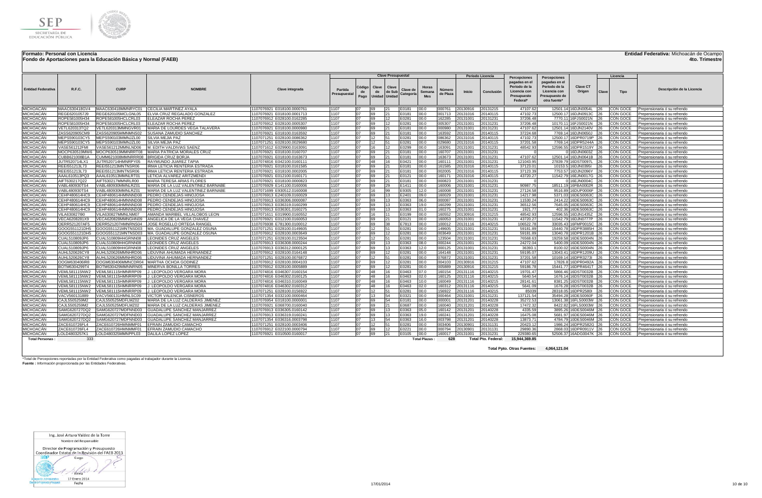**Formato: Personal con Licencia**

**Fondo de Aportaciones para la Educación Básica y Normal (FAEB)**

**Entidad Federativa:** Michoacán de Ocampo

**4to. Trimestre**

| Entidad Federativa | R.F.C. | CURP | NOMBRE | Clave integrada | Clave Presupuestal | | | | | | | | Periodo Licencia | | Percepciones pagadas en el Periodo de la Licencia con Presupuesto Federal* | Percepciones pagadas en el Periodo de la Licencia con Presupuesto de otra fuente* | Clave CT Origen | Licencia | | Descripción de la Licencia |
|---|---|---|---|---|---|---|---|---|---|---|---|---|---|---|---|---|---|---|---|---|
| | | | | | Partida Presupuestal | Código de Pago | Clave de Unidad | Clave de Sub Unidad | Clave de Categoría | Horas Semana Mes | Número de Plaza | | Inicio | Conclusión | | | | Clave | Tipo | |
| MICHOACÁN | MAAC630418GV4 | MAAC630418MMNRYC01 | CECILIA MARTINEZ AYALA | 1107076921 E018100.0000761 | 1107 | 07 | 69 | 21 | E0181 | 00.0 | 000761 | | 20130916 | 20131215 | 47107.62 | 12501.14 | 16DJN0054L | 26 | CON GOCE | Prepensionaria ó su refrendo |
| MICHOACÁN | REGE620105TJ9 | REGE620105MCLGNL05 | ELVIA CRUZ REGALADO GONZALEZ | 1107076921 E018100.0001713 | 1107 | 07 | 69 | 21 | E0181 | 00.0 | 001713 | | 20131016 | 20140115 | 47102.73 | 12500.17 | 16DJN0913C | 26 | CON GOCE | Prepensionaria ó su refrendo |
| MICHOACÁN | ROPE581005H34 | ROPE581005HCLCRL03 | ELEAZAR ROCHA PEREZ | 1107076912 E028100.0162285 | 1107 | 07 | 69 | 12 | E0281 | 00.0 | 162285 | | 20131001 | 20131231 | 37206.48 | 7770.11 | 16FJS0021N | 26 | CON GOCE | Prepensionaria ó su refrendo |
| MICHOACÁN | ROPE581005H34 | ROPE581005HCLCRL03 | ELEAZAR ROCHA PEREZ | 1107076912 E028100.0005307 | 1107 | 07 | 69 | 12 | E0281 | 00.0 | 005307 | | 20131001 | 20131231 | 37206.48 | 10170.11 | 16FJS0021N | 26 | CON GOCE | Prepensionaria ó su refrendo |
| MICHOACÁN | VETL620313TQ2 | VETL620313MMNGVR01 | MARIA DE LOURDES VEGA TALAVERA | 1107076921 E018100.0000980 | 1107 | 07 | 69 | 21 | E0181 | 00.0 | 000980 | | 20131001 | 20131231 | 47107.62 | 12501.14 | 16DJN2140V | 26 | CON GOCE | Prepensionaria ó su refrendo |
| MICHOACÁN | ZASS620905CM9 | ZASS620905MMNMNS02 | SUSANA ZAMUDIO SANCHEZ | 1107076921 E018100.0163592 | 1107 | 07 | 69 | 21 | E0181 | 00.0 | 163592 | | 20131016 | 20140115 | 37224.68 | 7769.14 | 16DJN0650J | 26 | CON GOCE | Prepensionaria ó su refrendo |
| MICHOACÁN | MEPS590103CY5 | MEPS590103MMNJZL00 | SILVIA MEJIA PAZ | 1107071251 E028100.0086362 | 1107 | 07 | 12 | 51 | E0281 | 00.0 | 086362 | | 20131016 | 20140115 | 47102.73 | 12500.17 | 16DPR0719P | 26 | CON GOCE | Prepensionaria ó su refrendo |
| MICHOACÁN | MEPS590103CY5 | MEPS590103MMNJZL00 | SILVIA MEJIA PAZ | 1107071251 E028100.0029680 | 1107 | 07 | 12 | 51 | E0281 | 00.0 | 029680 | | 20131016 | 20140115 | 37201.58 | 7769.14 | 16DPR5244A | 26 | CON GOCE | Prepensionaria ó su refrendo |
| MICHOACÁN | VASE561212FMI | VASE561212MMNLND06 | M. EDITH VALDIVIAS SAENZ | 1107071612 E029900.0163091 | 1107 | 07 | 16 | 12 | E0299 | 00.0 | 163091 | | 20131001 | 20131231 | 48542.93 | 12596.55 | 16DPR1519Y | 26 | CON GOCE | Prepensionaria ó su refrendo |
| MICHOACÁN | MOCP630519MW6 | MOCP630519MMNRRT08 | MARIA PATRICIA MORALES CRUZ | 1107076921 E018100.0160707 | 1107 | 07 | 69 | 21 | E0181 | 00.0 | 160707 | | 20131001 | 20131231 | 0 | 0 | 16DJN0603Z | 26 | CON GOCE | Prepensionaria ó su refrendo |
| MICHOACÁN | CUBB621008B1A | CUMM621008MMNRRR08 | BRIGIDA CRUZ BORJA | 1107076921 E018100.0163673 | 1107 | 07 | 69 | 21 | E0181 | 00.0 | 163673 | | 20131001 | 20131231 | 47107.62 | 12501.14 | 16DJN0641B | 26 | CON GOCE | Prepensionaria ó su refrendo |
| MICHOACÁN | JUTR520714LX1 | JUTR520714HMNRPY05 | RAYMUNDO JUAREZ TAPIA | 1107074816 E042100.0160111 | 1107 | 07 | 48 | 16 | E0421 | 00.0 | 160111 | | 20131001 | 20131231 | 121043.95 | 27839.79 | 16DST0097L | 26 | CON GOCE | Prepensionaria ó su refrendo |
| MICHOACÁN | REEI551213L73 | REEI551213MNTNSR06 | IRMA LETICIA RENTERIA ESTRADA | 1107076921 E018100.0161585 | 1107 | 07 | 69 | 21 | E0181 | 00.0 | 161585 | | 20131016 | 20140115 | 37123.01 | 10153.5 | 16DJN0395I | 26 | CON GOCE | Prepensionaria ó su refrendo |
| MICHOACÁN | REEI551213L73 | REEI551213MNTNSR06 | IRMA LETICIA RENTERIA ESTRADA | 1107076921 E018100.0002005 | 1107 | 07 | 69 | 21 | E0181 | 00.0 | 002005 | | 20131016 | 20140115 | 37123.39 | 7753.57 | 16DJN2096Y | 26 | CON GOCE | Prepensionaria ó su refrendo |
| MICHOACÁN | AAAL610513PQ3 | AAAL610513MMNLRT01 | LETICIA ALVAREZ ARITZMENDI | 1107076921 E012100.0160171 | 1107 | 07 | 69 | 21 | E0121 | 00.0 | 160171 | | 20131016 | 20140115 | 43720.27 | 11542.79 | 16EJN0017G | 26 | CON GOCE | Prepensionaria ó su refrendo |
| MICHOACÁN | AIFT630217Q22 | AIFT630217MMNRLR00 | MARIA TERESA ARIAS FLORES | 1107076921 E018100.0000823 | 1107 | 07 | 69 | 21 | E0181 | 00.0 | 000823 | | 20131001 | 20131231 | 0 | 0 | 16EJN0004C | 26 | CON GOCE | Prepensionaria ó su refrendo |
| MICHOACÁN | VABL480930TS4 | VABL480930MMNLRZ01 | MARIA DE LA LUZ VALENTINEZ BARNABE | 1107076929 E141100.0160006 | 1107 | 07 | 69 | 29 | E1411 | 00.0 | 160006 | | 20131001 | 20131231 | 90987.75 | 18511.19 | 16FBA0002R | 26 | CON GOCE | Prepensionaria ó su refrendo |
| MICHOACÁN | VABL480930TS4 | VABL480930MMNLRZ01 | MARIA DE LA LUZ VALENTINEZ BARNABE | 1107071699 E930512.0160008 | 1107 | 07 | 16 | 99 | E9305 | 12.0 | 160008 | | 20131001 | 20131231 | 27124.58 | 9516.89 | 16DUP0006F | 26 | CON GOCE | Prepensionaria ó su refrendo |
| MICHOACÁN | CEHP480614HC9 | CEHP480614HMNNND08 | PEDRO CENDEJAS HINOJOSA | 1107076913 E240109.0160029 | 1107 | 07 | 69 | 13 | E2401 | 09.0 | 160029 | | 20131001 | 20131231 | 14217.98 | 5371.03 | 16DES0063C | 26 | CON GOCE | Prepensionaria ó su refrendo |
| MICHOACÁN | CEHP480614HC9 | CEHP480614HMNNND08 | PEDRO CENDEJAS HINOJOSA | 1107076913 E036306.0000087 | 1107 | 07 | 69 | 13 | E0363 | 06.0 | 000087 | | 20131001 | 20131231 | 11530.24 | 2414.22 | 16DES0063C | 26 | CON GOCE | Prepensionaria ó su refrendo |
| MICHOACÁN | CEHP480614HC9 | CEHP480614HMNNND08 | PEDRO CENDEJAS HINOJOSA | 1107076913 E036319.0160299 | 1107 | 07 | 69 | 13 | E0363 | 19.0 | 160299 | | 20131001 | 20131231 | 36512.56 | 7645.05 | 16DES0063C | 26 | CON GOCE | Prepensionaria ó su refrendo |
| MICHOACÁN | CEHP480614HC9 | CEHP480614HMNNND08 | PEDRO CENDEJAS HINOJOSA | 1107076913 E036301.0160275 | 1107 | 07 | 69 | 13 | E0363 | 01.0 | 160275 | | 20131001 | 20131231 | 1921.77 | 402.36 | 16DES0063C | 26 | CON GOCE | Prepensionaria ó su refrendo |
| MICHOACÁN | VILA630827I90 | VILA630827MMNLNM07 | AMANDA MARIBEL VILLALOBOS LEON | 1107071611 E019900.0160552 | 1107 | 07 | 16 | 11 | E0199 | 00.0 | 160552 | | 20130916 | 20131215 | 48542.93 | 12596.55 | 16DJN1435Z | 26 | CON GOCE | Prepensionaria ó su refrendo |
| MICHOACÁN | VECA6208281X9 | VECA620828MMNGHN09 | ANGELICA DE LA VEGA CHAVEZ | 1107076921 E012100.0160053 | 1107 | 07 | 69 | 21 | E0121 | 00.0 | 160053 | | 20131001 | 20131231 | 43720.27 | 11542.79 | 16DJN0777P | 26 | CON GOCE | Prepensionaria ó su refrendo |
| MICHOACÁN | OERR521207AF5 | OERR521207HMNRNS04 | JOSE ROSELLO ORTEGA RANGEL | 1107076938 E781300.0100012 | 1107 | 07 | 69 | 38 | E7813 | 00.0 | 100012 | | 20131116 | 20140215 | 106522.78 | 33035.43 | 16FMP0015C | 26 | CON GOCE | Prepensionaria ó su refrendo |
| MICHOACÁN | GOOG551121DH5 | GOOG551121MNTNSD03 | MA. GUADALUPE GONZALEZ OSUNA | 1107071251 E028100.0149605 | 1107 | 07 | 12 | 51 | E0281 | 00.0 | 149605 | | 20131001 | 20131231 | 59181.89 | 15440.78 | 16DPR3885H | 26 | CON GOCE | Prepensionaria ó su refrendo |
| MICHOACÁN | GOOG551121DH5 | GOOG551121MNTNSD03 | MA. GUADALUPE GONZALEZ OSUNA | 1107076912 E028100.0003649 | 1107 | 07 | 69 | 12 | E0281 | 00.0 | 003649 | | 20131001 | 20131231 | 59181.89 | 13040.78 | 16DPR1201B | 26 | CON GOCE | Prepensionaria ó su refrendo |
| MICHOACÁN | CUAL510809JP6 | CUAL510809HHGRNN08 | LEONIDES CRUZ ANGELES | 1107071251 E028100.0123504 | 1107 | 07 | 12 | 51 | E0281 | 00.0 | 123504 | | 20131001 | 20131231 | 76568.63 | 19259.58 | 16DES0004N | 26 | CON GOCE | Prepensionaria ó su refrendo |
| MICHOACÁN | CUAL510809JP6 | CUAL510809HHGRNN08 | LEONIDES CRUZ ANGELES | 1107076913 E036308.0000244 | 1107 | 07 | 69 | 13 | E0363 | 08.0 | 000244 | | 20131001 | 20131231 | 24272.04 | 5400.09 | 16DES0004N | 26 | CON GOCE | Prepensionaria ó su refrendo |
| MICHOACÁN | CUAL510809JP6 | CUAL510809HHGRNN08 | LEONIDES CRUZ ANGELES | 1107076913 E036312.0000125 | 1107 | 07 | 69 | 13 | E0363 | 12.0 | 000125 | | 20131001 | 20131231 | 36393.1 | 8100.02 | 16DES0004N | 26 | CON GOCE | Prepensionaria ó su refrendo |
| MICHOACÁN | AUHL520626CY8 | AUHL520626MMNHRD06 | LIDUVINA AHUMADA HERNANDEZ | 1107076912 E028100.0164148 | 1107 | 07 | 69 | 12 | E0281 | 00.0 | 164148 | | 20131001 | 20131231 | 59195.07 | 13043.41 | 16DPR1209U | 26 | CON GOCE | Prepensionaria ó su refrendo |
| MICHOACÁN | AUHL520626CY8 | AUHL520626MMNHRD06 | LIDUVINA AHUMADA HERNANDEZ | 1107071251 E028100.0076872 | 1107 | 07 | 12 | 51 | E0281 | 00.0 | 076872 | | 20131001 | 20131231 | 37201.58 | 10169.14 | 16DPR3273I | 26 | CON GOCE | Prepensionaria ó su refrendo |
| MICHOACÁN | OOGM630406IR8 | OOGM630406MMNCDR04 | MARTHA OCHOA GODINEZ | 1107076912 E028100.0004103 | 1107 | 07 | 69 | 12 | E0281 | 00.0 | 004103 | | 20130916 | 20131215 | 47107.62 | 17826.8 | 16DPR0492A | 26 | CON GOCE | Prepensionaria ó su refrendo |
| MICHOACÁN | BOTM6304299T4 | BOTM630429MMNNRN05 | MINERVA BONILLA TORRES | 1107076912 E028100.0005889 | 1107 | 07 | 69 | 12 | E0281 | 00.0 | 005889 | | 20130916 | 20131215 | 59186.78 | 15441.77 | 16DPR4641T | 26 | CON GOCE | Prepensionaria ó su refrendo |
| MICHOACÁN | VEML581115NW2 | VEML581115HMNRRP09 | J. LEOPOLDO VERGARA MORA | 1107074816 E046307.0160154 | 1107 | 07 | 48 | 16 | E0463 | 07.0 | 160154 | | 20131116 | 20140215 | 19701.47 | 5866.46 | 16DST0032B | 26 | CON GOCE | Prepensionaria ó su refrendo |
| MICHOACÁN | VEML581115NW2 | VEML581115HMNRRP09 | J. LEOPOLDO VERGARA MORA | 1107074816 E046302.0160125 | 1107 | 07 | 48 | 16 | E0463 | 02.0 | 160125 | | 20131116 | 20140215 | 5640.54 | 1676.14 | 16DST0032B | 26 | CON GOCE | Prepensionaria ó su refrendo |
| MICHOACÁN | VEML581115NW2 | VEML581115HMNRRP09 | J. LEOPOLDO VERGARA MORA | 1107074816 E046310.0160049 | 1107 | 07 | 48 | 16 | E0463 | 10.0 | 160049 | | 20131116 | 20140215 | 28141.61 | 8381.25 | 16DST0032B | 26 | CON GOCE | Prepensionaria ó su refrendo |
| MICHOACÁN | VEML581115NW2 | VEML581115HMNRRP09 | J. LEOPOLDO VERGARA MORA | 1107074816 E046302.0160312 | 1107 | 07 | 48 | 16 | E0463 | 02.0 | 160312 | | 20131116 | 20140215 | 5641.09 | 1676.28 | 16DST0032B | 26 | CON GOCE | Prepensionaria ó su refrendo |
| MICHOACÁN | VEML581115NW2 | VEML581115HMNRRP09 | J. LEOPOLDO VERGARA MORA | 1107071251 E028100.0156922 | 1107 | 07 | 12 | 51 | E0281 | 00.0 | 156922 | | 20131116 | 20140215 | 85039 | 28318.05 | 16DPR2580I | 26 | CON GOCE | Prepensionaria ó su refrendo |
| MICHOACÁN | VACV560131889 | VACV560131HMNLSC09 | VICTOR VALENCIA CISNEROS | 1107071354 E032100.0000464 | 1107 | 07 | 13 | 54 | E0321 | 00.0 | 000464 | | 20131001 | 20131231 | 137121.54 | 35494.28 | 16DES0060F | 26 | CON GOCE | Prepensionaria ó su refrendo |
| MICHOACÁN | CAJL5505259M2 | CAJL550525MDFLMZ02 | MARIA DE LA LUZ CALDERAS JIMENEZ | 1107076954 E018100.0000001 | 1107 | 07 | 69 | 54 | E0181 | 00.0 | 000001 | | 20131201 | 20140228 | 35272.53 | 13061.38 | 16FLS0003W | 26 | CON GOCE | Prepensionaria ó su refrendo |
| MICHOACÁN | CAJL5505259M2 | CAJL550525MDFLMZ02 | MARIA DE LA LUZ CALDERAS JIMENEZ | 1107076921 E068700.0160040 | 1107 | 07 | 69 | 21 | E0687 | 00.0 | 160040 | | 20131201 | 20140228 | 17472.32 | 8422.82 | 16FLS0003W | 26 | CON GOCE | Prepensionaria ó su refrendo |
| MICHOACÁN | SAMG620727DQ2 | SAMG620727MDFNND03 | GUADALUPE SANCHEZ MANJARREZ | 1107076913 E036305.0160142 | 1107 | 07 | 69 | 13 | E0363 | 05.0 | 160142 | | 20131201 | 20140228 | 4335.59 | 3895.26 | 16DES0046M | 26 | CON GOCE | Prepensionaria ó su refrendo |
| MICHOACÁN | SAMG620727DQ2 | SAMG620727MDFNND03 | GUADALUPE SANCHEZ MANJARREZ | 1107076913 E036319.0160241 | 1107 | 07 | 69 | 13 | E0363 | 19.0 | 160241 | | 20131201 | 20140228 | 16475.08 | 5681.97 | 16DES0046M | 26 | CON GOCE | Prepensionaria ó su refrendo |
| MICHOACÁN | SAMG620727DQ2 | SAMG620727MDFNND03 | GUADALUPE SANCHEZ MANJARREZ | 1107071354 E036316.0003798 | 1107 | 07 | 13 | 54 | E0363 | 16.0 | 003798 | | 20131201 | 20140228 | 13873.71 | 4784.79 | 16DES0046M | 26 | CON GOCE | Prepensionaria ó su refrendo |
| MICHOACÁN | ZACE610726FL4 | ZACE610726HMNMMF01 | EFRAIN ZAMUDIO CAMACHO | 1107071251 E028100.0003406 | 1107 | 07 | 12 | 51 | E0281 | 00.0 | 003406 | | 20130901 | 20131131 | 20423.12 | 1986.24 | 16DPR2582G | 26 | CON GOCE | Prepensionaria ó su refrendo |
| MICHOACÁN | ZACE610726FL4 | ZACE610726HMNMMF01 | EFRAIN ZAMUDIO CAMACHO | 1107076912 E022100.0000794 | 1107 | 07 | 69 | 12 | E0221 | 00.0 | 000794 | | 20130901 | 20131131 | 29890.36 | 2868.03 | 16DPR0911V | 26 | CON GOCE | Prepensionaria ó su refrendo |
| MICHOACÁN | LOLD4803257K1 | LOLD480325MMNPPL03 | DALILA LOPEZ LOPEZ | 1107076921 E010500.0160017 | 1107 | 07 | 69 | 21 | E0105 | 00.0 | 160017 | | 20131001 | 20131231 | 229380.65 | 52506.37 | 16ADG0047K | 26 | CON GOCE | Prepensionaria ó su refrendo |
| **Total Personas :** | 333 | | | | | | | | **Total Plazas :** | | 628 | | **Total Pto. Federal:** | | 15,944,369.85 | | | | | |

**Total Ppto. Otras Fuentes:** 4,064,121.04

*Total de Percepciones reportadas por la Entidad Federativa como pagadas al trabajador durante la Licencia.

**Fuente :** Información proporcionada por las Entidades Federativas.

Ing. José Arturo Valdez de la Torre

Nombre del Responsable

Director de Programación y Presupuesto
Coordinador Estatal de la Revisión del FAEB 2013

Cargo

Firma

17 Enero 2014

Fecha

17/01/2014